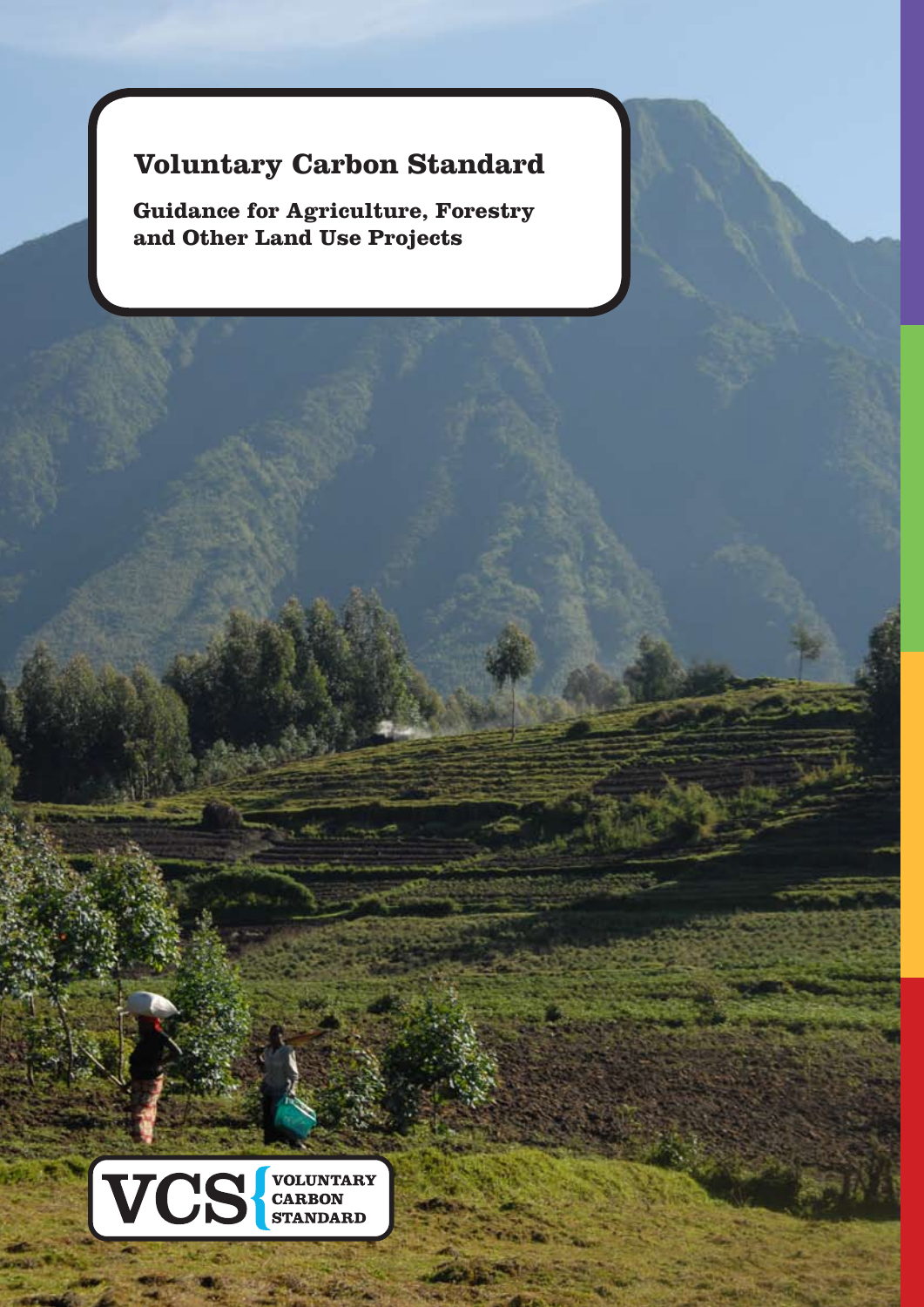# Voluntary Carbon Standard

## Guidance for Agriculture, Forestry and Other Land Use Projects

VCS VOLUNTARY CARBON STANDARD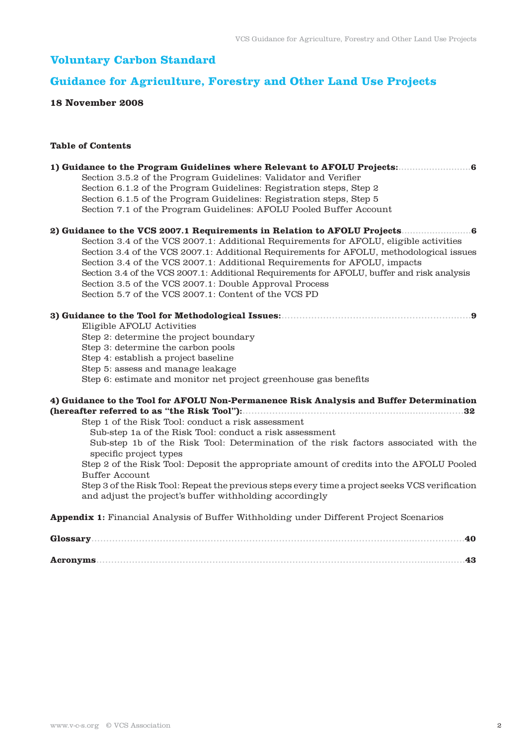# Voluntary Carbon Standard

## Guidance for Agriculture, Forestry and Other Land Use Projects

**18 November 2008**

**Table of Contents**

**1) Guidance to the Program Guidelines where Relevant to AFOLU Projects:** .......... 6
- Section 3.5.2 of the Program Guidelines: Validator and Verifier
- Section 6.1.2 of the Program Guidelines: Registration steps, Step 2
- Section 6.1.5 of the Program Guidelines: Registration steps, Step 5
- Section 7.1 of the Program Guidelines: AFOLU Pooled Buffer Account

**2) Guidance to the VCS 2007.1 Requirements in Relation to AFOLU Projects** .......... 6
- Section 3.4 of the VCS 2007.1: Additional Requirements for AFOLU, eligible activities
- Section 3.4 of the VCS 2007.1: Additional Requirements for AFOLU, methodological issues
- Section 3.4 of the VCS 2007.1: Additional Requirements for AFOLU, impacts
- Section 3.4 of the VCS 2007.1: Additional Requirements for AFOLU, buffer and risk analysis
- Section 3.5 of the VCS 2007.1: Double Approval Process
- Section 5.7 of the VCS 2007.1: Content of the VCS PD

**3) Guidance to the Tool for Methodological Issues:** .......... 9
- Eligible AFOLU Activities
- Step 2: determine the project boundary
- Step 3: determine the carbon pools
- Step 4: establish a project baseline
- Step 5: assess and manage leakage
- Step 6: estimate and monitor net project greenhouse gas benefits

**4) Guidance to the Tool for AFOLU Non-Permanence Risk Analysis and Buffer Determination (hereafter referred to as "the Risk Tool"):** .......... 32
- Step 1 of the Risk Tool: conduct a risk assessment
  - Sub-step 1a of the Risk Tool: conduct a risk assessment
  - Sub-step 1b of the Risk Tool: Determination of the risk factors associated with the specific project types
- Step 2 of the Risk Tool: Deposit the appropriate amount of credits into the AFOLU Pooled Buffer Account
- Step 3 of the Risk Tool: Repeat the previous steps every time a project seeks VCS verification and adjust the project's buffer withholding accordingly

**Appendix 1:** Financial Analysis of Buffer Withholding under Different Project Scenarios

**Glossary** .......... 40

**Acronyms** .......... 43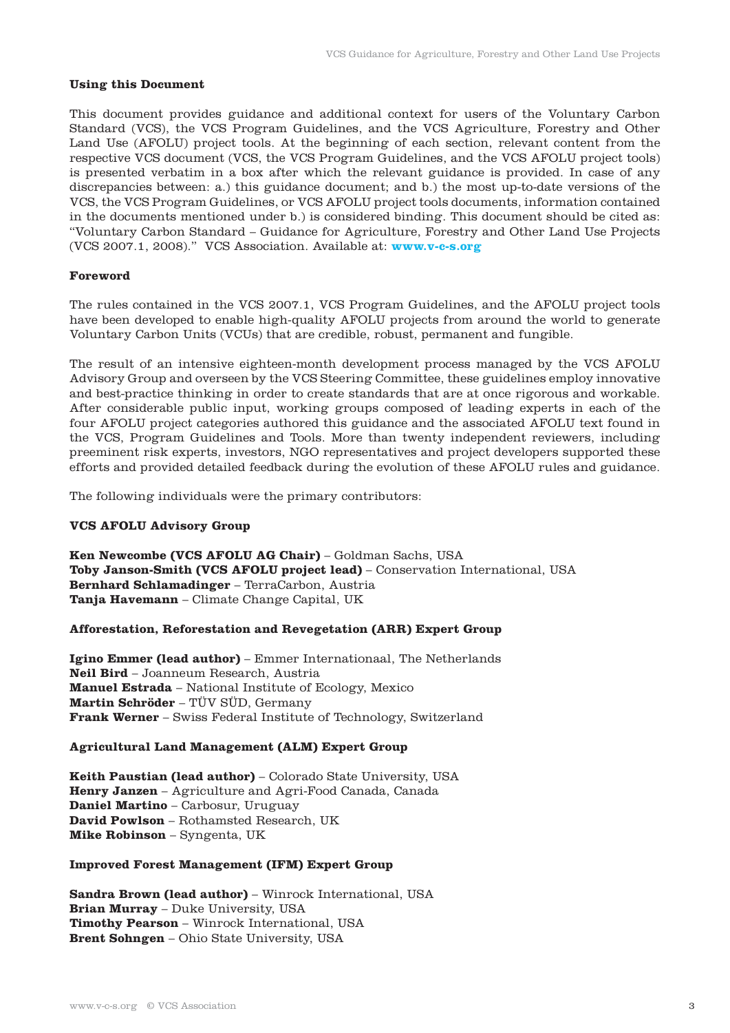**Using this Document**

This document provides guidance and additional context for users of the Voluntary Carbon Standard (VCS), the VCS Program Guidelines, and the VCS Agriculture, Forestry and Other Land Use (AFOLU) project tools. At the beginning of each section, relevant content from the respective VCS document (VCS, the VCS Program Guidelines, and the VCS AFOLU project tools) is presented verbatim in a box after which the relevant guidance is provided. In case of any discrepancies between: a.) this guidance document; and b.) the most up-to-date versions of the VCS, the VCS Program Guidelines, or VCS AFOLU project tools documents, information contained in the documents mentioned under b.) is considered binding. This document should be cited as: "Voluntary Carbon Standard – Guidance for Agriculture, Forestry and Other Land Use Projects (VCS 2007.1, 2008)." VCS Association. Available at: **www.v-c-s.org**

**Foreword**

The rules contained in the VCS 2007.1, VCS Program Guidelines, and the AFOLU project tools have been developed to enable high-quality AFOLU projects from around the world to generate Voluntary Carbon Units (VCUs) that are credible, robust, permanent and fungible.

The result of an intensive eighteen-month development process managed by the VCS AFOLU Advisory Group and overseen by the VCS Steering Committee, these guidelines employ innovative and best-practice thinking in order to create standards that are at once rigorous and workable. After considerable public input, working groups composed of leading experts in each of the four AFOLU project categories authored this guidance and the associated AFOLU text found in the VCS, Program Guidelines and Tools. More than twenty independent reviewers, including preeminent risk experts, investors, NGO representatives and project developers supported these efforts and provided detailed feedback during the evolution of these AFOLU rules and guidance.

The following individuals were the primary contributors:

**VCS AFOLU Advisory Group**

**Ken Newcombe (VCS AFOLU AG Chair)** – Goldman Sachs, USA
**Toby Janson-Smith (VCS AFOLU project lead)** – Conservation International, USA
**Bernhard Schlamadinger** – TerraCarbon, Austria
**Tanja Havemann** – Climate Change Capital, UK

**Afforestation, Reforestation and Revegetation (ARR) Expert Group**

**Igino Emmer (lead author)** – Emmer Internationaal, The Netherlands
**Neil Bird** – Joanneum Research, Austria
**Manuel Estrada** – National Institute of Ecology, Mexico
**Martin Schröder** – TÜV SÜD, Germany
**Frank Werner** – Swiss Federal Institute of Technology, Switzerland

**Agricultural Land Management (ALM) Expert Group**

**Keith Paustian (lead author)** – Colorado State University, USA
**Henry Janzen** – Agriculture and Agri-Food Canada, Canada
**Daniel Martino** – Carbosur, Uruguay
**David Powlson** – Rothamsted Research, UK
**Mike Robinson** – Syngenta, UK

**Improved Forest Management (IFM) Expert Group**

**Sandra Brown (lead author)** – Winrock International, USA
**Brian Murray** – Duke University, USA
**Timothy Pearson** – Winrock International, USA
**Brent Sohngen** – Ohio State University, USA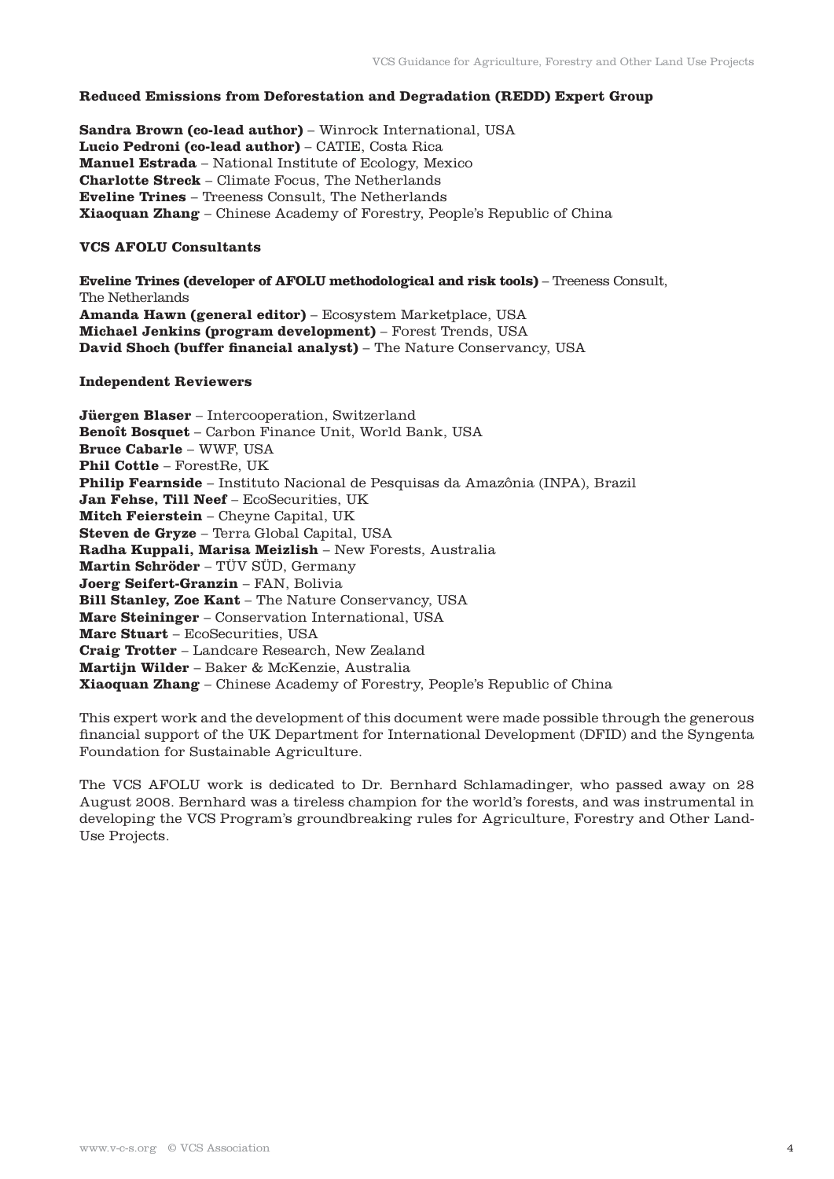**Reduced Emissions from Deforestation and Degradation (REDD) Expert Group**

**Sandra Brown (co-lead author)** – Winrock International, USA
**Lucio Pedroni (co-lead author)** – CATIE, Costa Rica
**Manuel Estrada** – National Institute of Ecology, Mexico
**Charlotte Streck** – Climate Focus, The Netherlands
**Eveline Trines** – Treeness Consult, The Netherlands
**Xiaoquan Zhang** – Chinese Academy of Forestry, People's Republic of China

**VCS AFOLU Consultants**

**Eveline Trines (developer of AFOLU methodological and risk tools)** – Treeness Consult, The Netherlands
**Amanda Hawn (general editor)** – Ecosystem Marketplace, USA
**Michael Jenkins (program development)** – Forest Trends, USA
**David Shoch (buffer financial analyst)** – The Nature Conservancy, USA

**Independent Reviewers**

**Jüergen Blaser** – Intercooperation, Switzerland
**Benoît Bosquet** – Carbon Finance Unit, World Bank, USA
**Bruce Cabarle** – WWF, USA
**Phil Cottle** – ForestRe, UK
**Philip Fearnside** – Instituto Nacional de Pesquisas da Amazônia (INPA), Brazil
**Jan Fehse, Till Neef** – EcoSecurities, UK
**Mitch Feierstein** – Cheyne Capital, UK
**Steven de Gryze** – Terra Global Capital, USA
**Radha Kuppali, Marisa Meizlish** – New Forests, Australia
**Martin Schröder** – TÜV SÜD, Germany
**Joerg Seifert-Granzin** – FAN, Bolivia
**Bill Stanley, Zoe Kant** – The Nature Conservancy, USA
**Marc Steininger** – Conservation International, USA
**Marc Stuart** – EcoSecurities, USA
**Craig Trotter** – Landcare Research, New Zealand
**Martijn Wilder** – Baker & McKenzie, Australia
**Xiaoquan Zhang** – Chinese Academy of Forestry, People's Republic of China

This expert work and the development of this document were made possible through the generous financial support of the UK Department for International Development (DFID) and the Syngenta Foundation for Sustainable Agriculture.

The VCS AFOLU work is dedicated to Dr. Bernhard Schlamadinger, who passed away on 28 August 2008. Bernhard was a tireless champion for the world's forests, and was instrumental in developing the VCS Program's groundbreaking rules for Agriculture, Forestry and Other Land-Use Projects.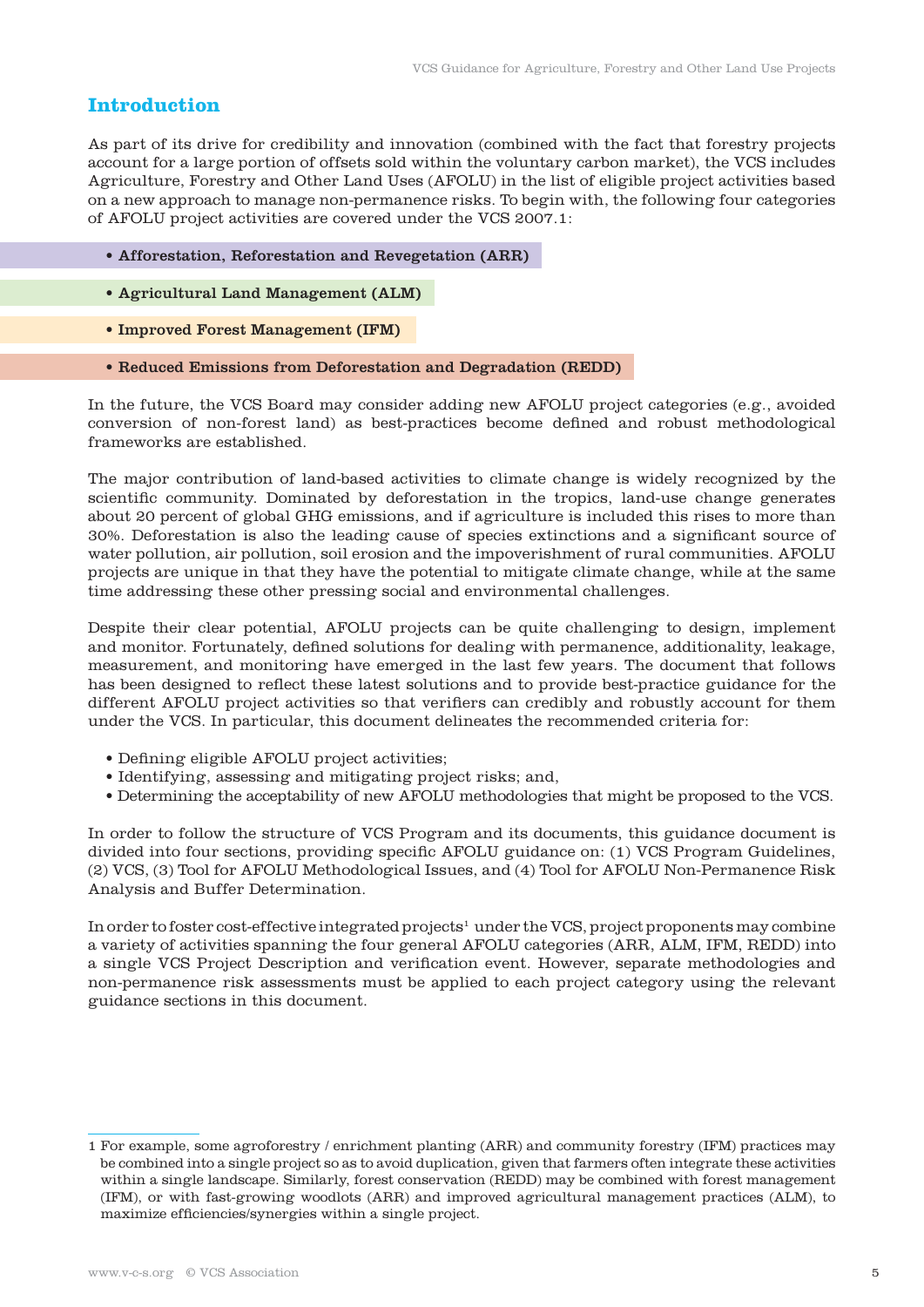## Introduction

As part of its drive for credibility and innovation (combined with the fact that forestry projects account for a large portion of offsets sold within the voluntary carbon market), the VCS includes Agriculture, Forestry and Other Land Uses (AFOLU) in the list of eligible project activities based on a new approach to manage non-permanence risks. To begin with, the following four categories of AFOLU project activities are covered under the VCS 2007.1:

- **Afforestation, Reforestation and Revegetation (ARR)**
- **Agricultural Land Management (ALM)**
- **Improved Forest Management (IFM)**
- **Reduced Emissions from Deforestation and Degradation (REDD)**

In the future, the VCS Board may consider adding new AFOLU project categories (e.g., avoided conversion of non-forest land) as best-practices become defined and robust methodological frameworks are established.

The major contribution of land-based activities to climate change is widely recognized by the scientific community. Dominated by deforestation in the tropics, land-use change generates about 20 percent of global GHG emissions, and if agriculture is included this rises to more than 30%. Deforestation is also the leading cause of species extinctions and a significant source of water pollution, air pollution, soil erosion and the impoverishment of rural communities. AFOLU projects are unique in that they have the potential to mitigate climate change, while at the same time addressing these other pressing social and environmental challenges.

Despite their clear potential, AFOLU projects can be quite challenging to design, implement and monitor. Fortunately, defined solutions for dealing with permanence, additionality, leakage, measurement, and monitoring have emerged in the last few years. The document that follows has been designed to reflect these latest solutions and to provide best-practice guidance for the different AFOLU project activities so that verifiers can credibly and robustly account for them under the VCS. In particular, this document delineates the recommended criteria for:

- Defining eligible AFOLU project activities;
- Identifying, assessing and mitigating project risks; and,
- Determining the acceptability of new AFOLU methodologies that might be proposed to the VCS.

In order to follow the structure of VCS Program and its documents, this guidance document is divided into four sections, providing specific AFOLU guidance on: (1) VCS Program Guidelines, (2) VCS, (3) Tool for AFOLU Methodological Issues, and (4) Tool for AFOLU Non-Permanence Risk Analysis and Buffer Determination.

In order to foster cost-effective integrated projects[1] under the VCS, project proponents may combine a variety of activities spanning the four general AFOLU categories (ARR, ALM, IFM, REDD) into a single VCS Project Description and verification event. However, separate methodologies and non-permanence risk assessments must be applied to each project category using the relevant guidance sections in this document.

---

1 For example, some agroforestry / enrichment planting (ARR) and community forestry (IFM) practices may be combined into a single project so as to avoid duplication, given that farmers often integrate these activities within a single landscape. Similarly, forest conservation (REDD) may be combined with forest management (IFM), or with fast-growing woodlots (ARR) and improved agricultural management practices (ALM), to maximize efficiencies/synergies within a single project.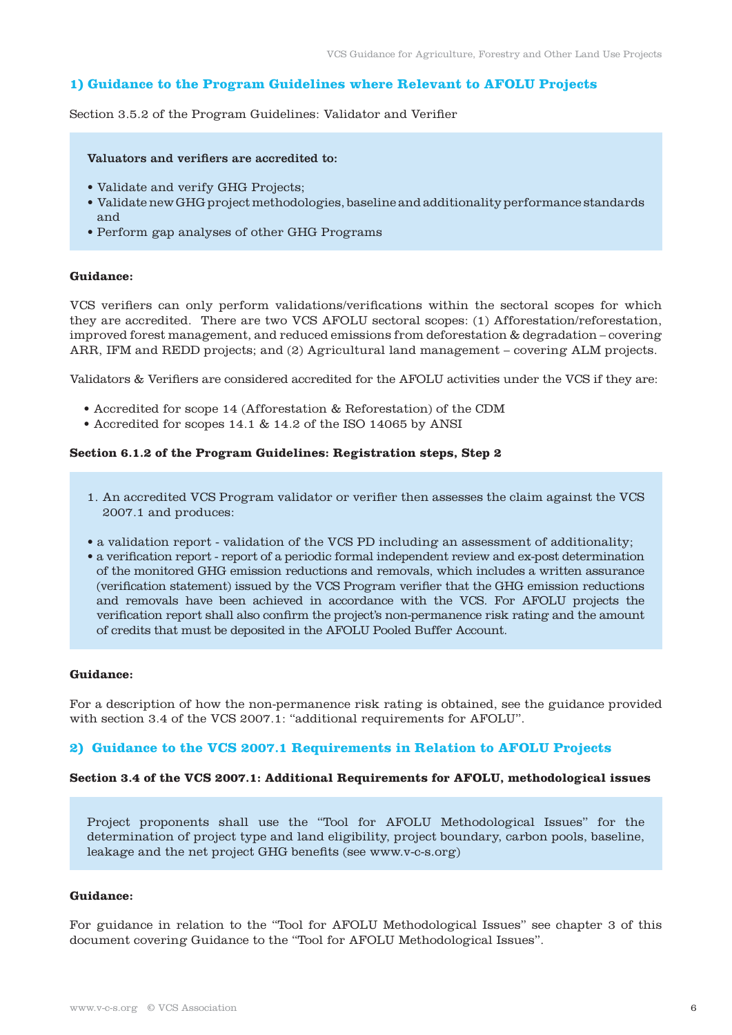## 1) Guidance to the Program Guidelines where Relevant to AFOLU Projects

Section 3.5.2 of the Program Guidelines: Validator and Verifier

> **Valuators and verifiers are accredited to:**
>
> - Validate and verify GHG Projects;
> - Validate new GHG project methodologies, baseline and additionality performance standards and
> - Perform gap analyses of other GHG Programs

**Guidance:**

VCS verifiers can only perform validations/verifications within the sectoral scopes for which they are accredited. There are two VCS AFOLU sectoral scopes: (1) Afforestation/reforestation, improved forest management, and reduced emissions from deforestation & degradation – covering ARR, IFM and REDD projects; and (2) Agricultural land management – covering ALM projects.

Validators & Verifiers are considered accredited for the AFOLU activities under the VCS if they are:

- Accredited for scope 14 (Afforestation & Reforestation) of the CDM
- Accredited for scopes 14.1 & 14.2 of the ISO 14065 by ANSI

**Section 6.1.2 of the Program Guidelines: Registration steps, Step 2**

> 1. An accredited VCS Program validator or verifier then assesses the claim against the VCS 2007.1 and produces:
>
> - a validation report - validation of the VCS PD including an assessment of additionality;
> - a verification report - report of a periodic formal independent review and ex-post determination of the monitored GHG emission reductions and removals, which includes a written assurance (verification statement) issued by the VCS Program verifier that the GHG emission reductions and removals have been achieved in accordance with the VCS. For AFOLU projects the verification report shall also confirm the project's non-permanence risk rating and the amount of credits that must be deposited in the AFOLU Pooled Buffer Account.

**Guidance:**

For a description of how the non-permanence risk rating is obtained, see the guidance provided with section 3.4 of the VCS 2007.1: "additional requirements for AFOLU".

## 2) Guidance to the VCS 2007.1 Requirements in Relation to AFOLU Projects

**Section 3.4 of the VCS 2007.1: Additional Requirements for AFOLU, methodological issues**

> Project proponents shall use the "Tool for AFOLU Methodological Issues" for the determination of project type and land eligibility, project boundary, carbon pools, baseline, leakage and the net project GHG benefits (see www.v-c-s.org)

**Guidance:**

For guidance in relation to the "Tool for AFOLU Methodological Issues" see chapter 3 of this document covering Guidance to the "Tool for AFOLU Methodological Issues".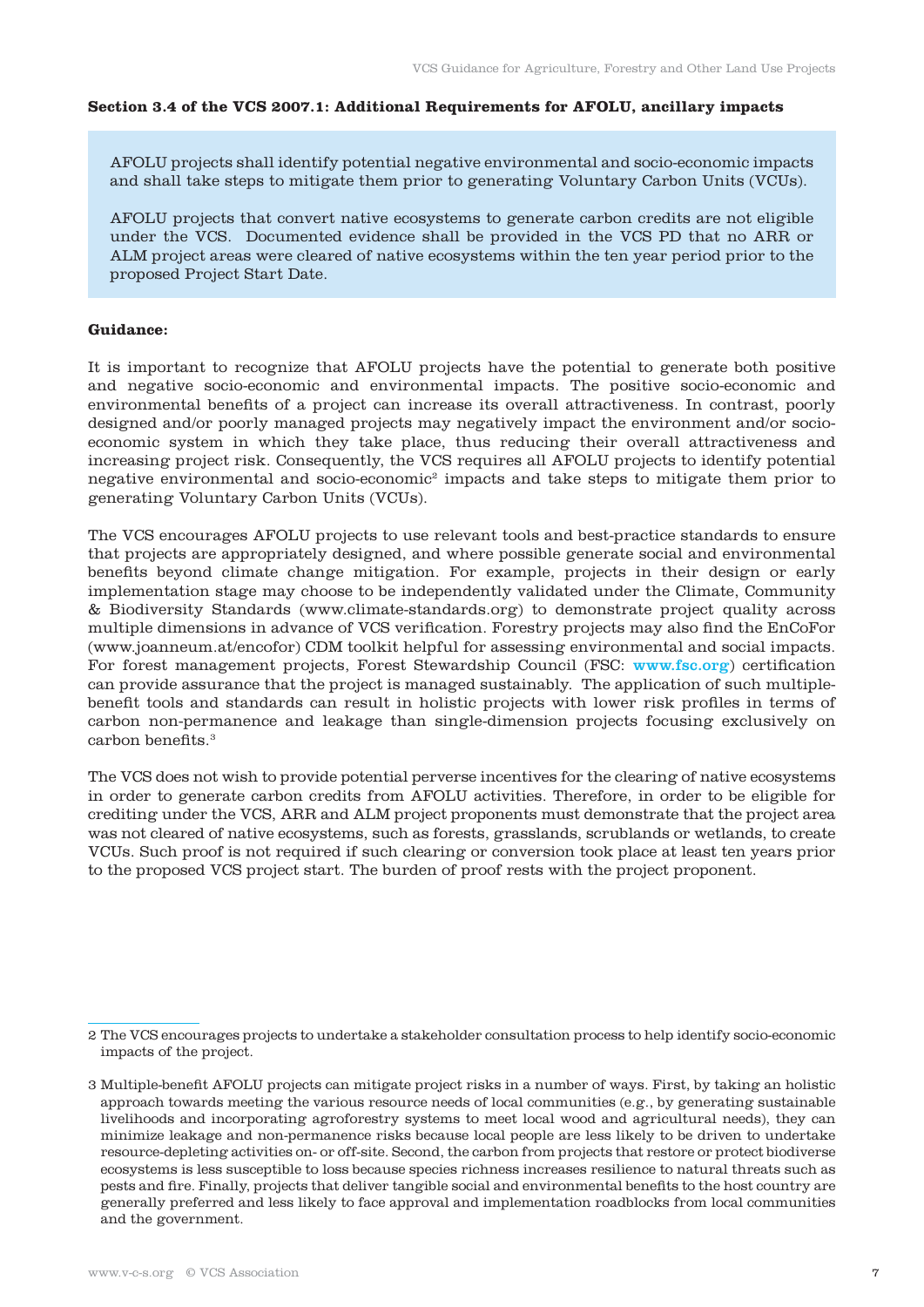**Section 3.4 of the VCS 2007.1: Additional Requirements for AFOLU, ancillary impacts**

> AFOLU projects shall identify potential negative environmental and socio-economic impacts and shall take steps to mitigate them prior to generating Voluntary Carbon Units (VCUs).
>
> AFOLU projects that convert native ecosystems to generate carbon credits are not eligible under the VCS. Documented evidence shall be provided in the VCS PD that no ARR or ALM project areas were cleared of native ecosystems within the ten year period prior to the proposed Project Start Date.

**Guidance:**

It is important to recognize that AFOLU projects have the potential to generate both positive and negative socio-economic and environmental impacts. The positive socio-economic and environmental benefits of a project can increase its overall attractiveness. In contrast, poorly designed and/or poorly managed projects may negatively impact the environment and/or socio-economic system in which they take place, thus reducing their overall attractiveness and increasing project risk. Consequently, the VCS requires all AFOLU projects to identify potential negative environmental and socio-economic[2] impacts and take steps to mitigate them prior to generating Voluntary Carbon Units (VCUs).

The VCS encourages AFOLU projects to use relevant tools and best-practice standards to ensure that projects are appropriately designed, and where possible generate social and environmental benefits beyond climate change mitigation. For example, projects in their design or early implementation stage may choose to be independently validated under the Climate, Community & Biodiversity Standards (www.climate-standards.org) to demonstrate project quality across multiple dimensions in advance of VCS verification. Forestry projects may also find the EnCoFor (www.joanneum.at/encofor) CDM toolkit helpful for assessing environmental and social impacts. For forest management projects, Forest Stewardship Council (FSC: www.fsc.org) certification can provide assurance that the project is managed sustainably. The application of such multiple-benefit tools and standards can result in holistic projects with lower risk profiles in terms of carbon non-permanence and leakage than single-dimension projects focusing exclusively on carbon benefits.[3]

The VCS does not wish to provide potential perverse incentives for the clearing of native ecosystems in order to generate carbon credits from AFOLU activities. Therefore, in order to be eligible for crediting under the VCS, ARR and ALM project proponents must demonstrate that the project area was not cleared of native ecosystems, such as forests, grasslands, scrublands or wetlands, to create VCUs. Such proof is not required if such clearing or conversion took place at least ten years prior to the proposed VCS project start. The burden of proof rests with the project proponent.

---

2 The VCS encourages projects to undertake a stakeholder consultation process to help identify socio-economic impacts of the project.

3 Multiple-benefit AFOLU projects can mitigate project risks in a number of ways. First, by taking an holistic approach towards meeting the various resource needs of local communities (e.g., by generating sustainable livelihoods and incorporating agroforestry systems to meet local wood and agricultural needs), they can minimize leakage and non-permanence risks because local people are less likely to be driven to undertake resource-depleting activities on- or off-site. Second, the carbon from projects that restore or protect biodiverse ecosystems is less susceptible to loss because species richness increases resilience to natural threats such as pests and fire. Finally, projects that deliver tangible social and environmental benefits to the host country are generally preferred and less likely to face approval and implementation roadblocks from local communities and the government.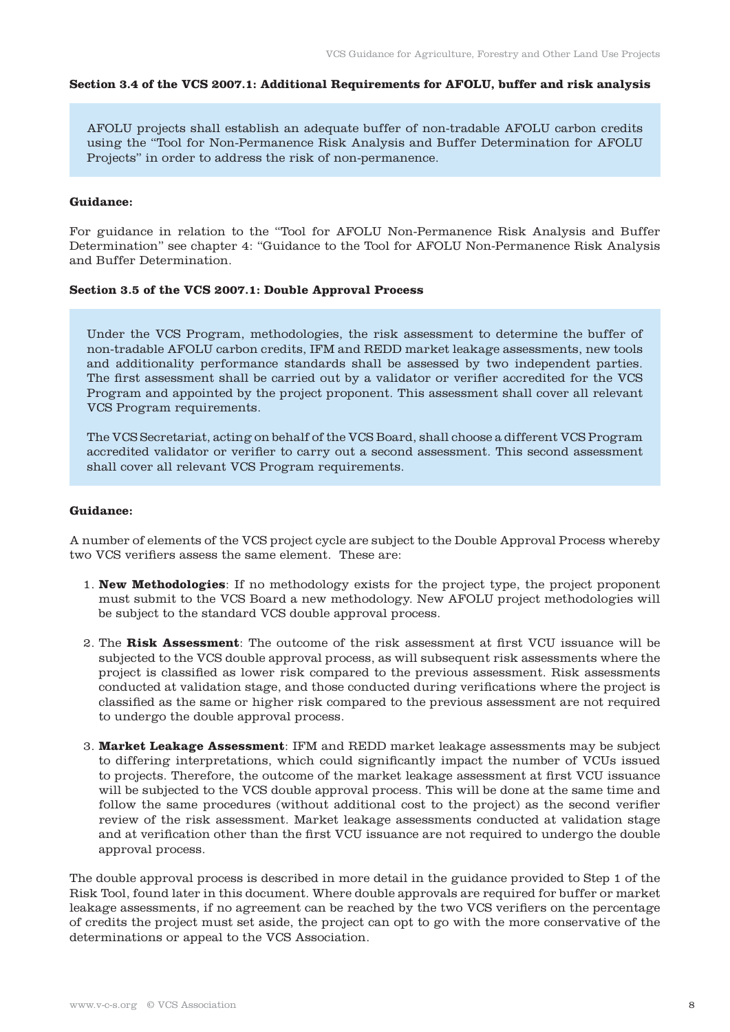**Section 3.4 of the VCS 2007.1: Additional Requirements for AFOLU, buffer and risk analysis**

> AFOLU projects shall establish an adequate buffer of non-tradable AFOLU carbon credits using the "Tool for Non-Permanence Risk Analysis and Buffer Determination for AFOLU Projects" in order to address the risk of non-permanence.

**Guidance:**

For guidance in relation to the "Tool for AFOLU Non-Permanence Risk Analysis and Buffer Determination" see chapter 4: "Guidance to the Tool for AFOLU Non-Permanence Risk Analysis and Buffer Determination.

**Section 3.5 of the VCS 2007.1: Double Approval Process**

> Under the VCS Program, methodologies, the risk assessment to determine the buffer of non-tradable AFOLU carbon credits, IFM and REDD market leakage assessments, new tools and additionality performance standards shall be assessed by two independent parties. The first assessment shall be carried out by a validator or verifier accredited for the VCS Program and appointed by the project proponent. This assessment shall cover all relevant VCS Program requirements.
>
> The VCS Secretariat, acting on behalf of the VCS Board, shall choose a different VCS Program accredited validator or verifier to carry out a second assessment. This second assessment shall cover all relevant VCS Program requirements.

**Guidance:**

A number of elements of the VCS project cycle are subject to the Double Approval Process whereby two VCS verifiers assess the same element. These are:

1. **New Methodologies**: If no methodology exists for the project type, the project proponent must submit to the VCS Board a new methodology. New AFOLU project methodologies will be subject to the standard VCS double approval process.

2. The **Risk Assessment**: The outcome of the risk assessment at first VCU issuance will be subjected to the VCS double approval process, as will subsequent risk assessments where the project is classified as lower risk compared to the previous assessment. Risk assessments conducted at validation stage, and those conducted during verifications where the project is classified as the same or higher risk compared to the previous assessment are not required to undergo the double approval process.

3. **Market Leakage Assessment**: IFM and REDD market leakage assessments may be subject to differing interpretations, which could significantly impact the number of VCUs issued to projects. Therefore, the outcome of the market leakage assessment at first VCU issuance will be subjected to the VCS double approval process. This will be done at the same time and follow the same procedures (without additional cost to the project) as the second verifier review of the risk assessment. Market leakage assessments conducted at validation stage and at verification other than the first VCU issuance are not required to undergo the double approval process.

The double approval process is described in more detail in the guidance provided to Step 1 of the Risk Tool, found later in this document. Where double approvals are required for buffer or market leakage assessments, if no agreement can be reached by the two VCS verifiers on the percentage of credits the project must set aside, the project can opt to go with the more conservative of the determinations or appeal to the VCS Association.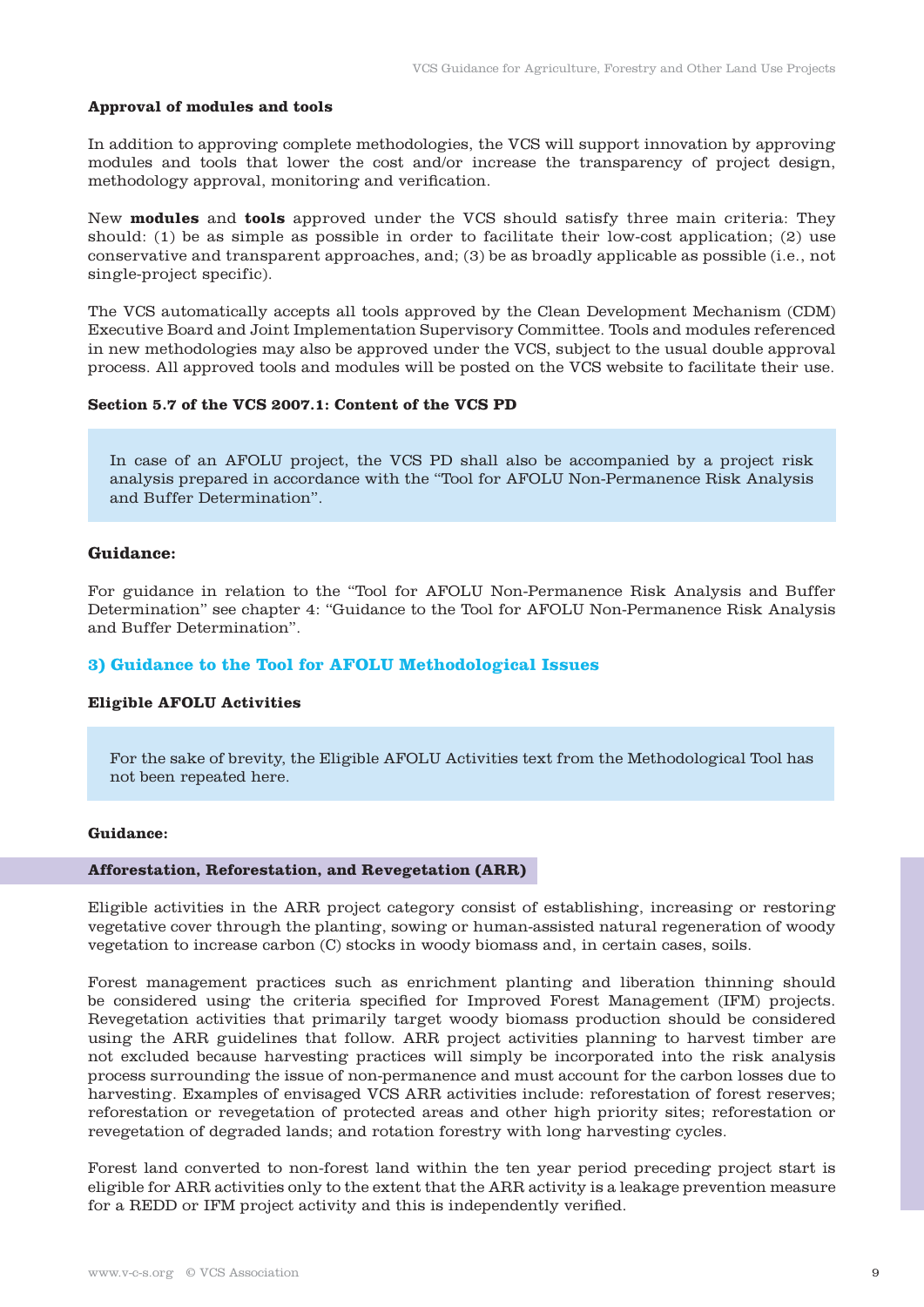**Approval of modules and tools**

In addition to approving complete methodologies, the VCS will support innovation by approving modules and tools that lower the cost and/or increase the transparency of project design, methodology approval, monitoring and verification.

New **modules** and **tools** approved under the VCS should satisfy three main criteria: They should: (1) be as simple as possible in order to facilitate their low-cost application; (2) use conservative and transparent approaches, and; (3) be as broadly applicable as possible (i.e., not single-project specific).

The VCS automatically accepts all tools approved by the Clean Development Mechanism (CDM) Executive Board and Joint Implementation Supervisory Committee. Tools and modules referenced in new methodologies may also be approved under the VCS, subject to the usual double approval process. All approved tools and modules will be posted on the VCS website to facilitate their use.

**Section 5.7 of the VCS 2007.1: Content of the VCS PD**

> In case of an AFOLU project, the VCS PD shall also be accompanied by a project risk analysis prepared in accordance with the "Tool for AFOLU Non-Permanence Risk Analysis and Buffer Determination".

**Guidance:**

For guidance in relation to the "Tool for AFOLU Non-Permanence Risk Analysis and Buffer Determination" see chapter 4: "Guidance to the Tool for AFOLU Non-Permanence Risk Analysis and Buffer Determination".

## 3) Guidance to the Tool for AFOLU Methodological Issues

**Eligible AFOLU Activities**

> For the sake of brevity, the Eligible AFOLU Activities text from the Methodological Tool has not been repeated here.

**Guidance:**

**Afforestation, Reforestation, and Revegetation (ARR)**

Eligible activities in the ARR project category consist of establishing, increasing or restoring vegetative cover through the planting, sowing or human-assisted natural regeneration of woody vegetation to increase carbon (C) stocks in woody biomass and, in certain cases, soils.

Forest management practices such as enrichment planting and liberation thinning should be considered using the criteria specified for Improved Forest Management (IFM) projects. Revegetation activities that primarily target woody biomass production should be considered using the ARR guidelines that follow. ARR project activities planning to harvest timber are not excluded because harvesting practices will simply be incorporated into the risk analysis process surrounding the issue of non-permanence and must account for the carbon losses due to harvesting. Examples of envisaged VCS ARR activities include: reforestation of forest reserves; reforestation or revegetation of protected areas and other high priority sites; reforestation or revegetation of degraded lands; and rotation forestry with long harvesting cycles.

Forest land converted to non-forest land within the ten year period preceding project start is eligible for ARR activities only to the extent that the ARR activity is a leakage prevention measure for a REDD or IFM project activity and this is independently verified.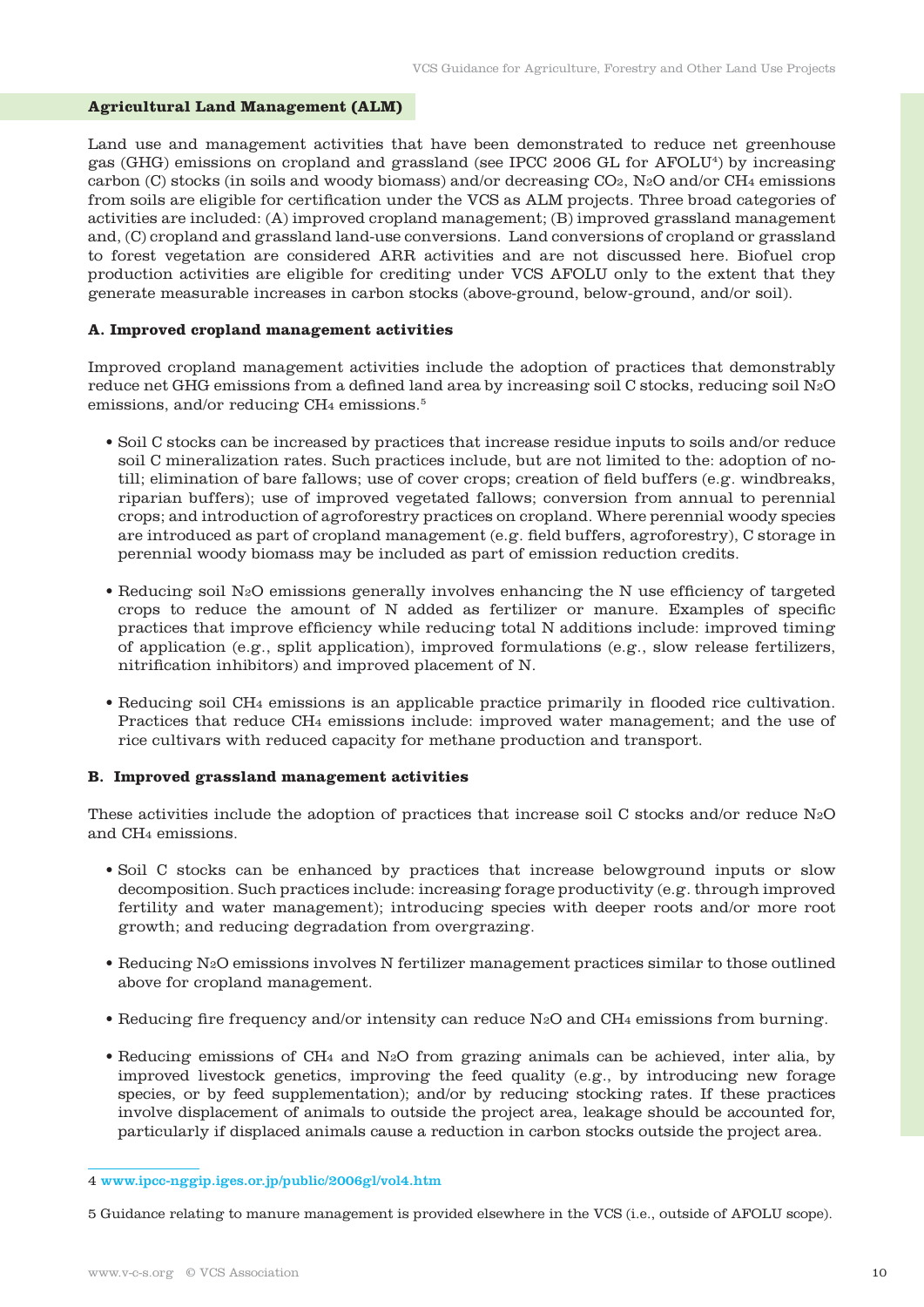## Agricultural Land Management (ALM)

Land use and management activities that have been demonstrated to reduce net greenhouse gas (GHG) emissions on cropland and grassland (see IPCC 2006 GL for AFOLU[4]) by increasing carbon (C) stocks (in soils and woody biomass) and/or decreasing $CO_2$, $N_2O$ and/or $CH_4$ emissions from soils are eligible for certification under the VCS as ALM projects. Three broad categories of activities are included: (A) improved cropland management; (B) improved grassland management and, (C) cropland and grassland land-use conversions. Land conversions of cropland or grassland to forest vegetation are considered ARR activities and are not discussed here. Biofuel crop production activities are eligible for crediting under VCS AFOLU only to the extent that they generate measurable increases in carbon stocks (above-ground, below-ground, and/or soil).

### A. Improved cropland management activities

Improved cropland management activities include the adoption of practices that demonstrably reduce net GHG emissions from a defined land area by increasing soil C stocks, reducing soil $N_2O$ emissions, and/or reducing $CH_4$ emissions.[5]

- Soil C stocks can be increased by practices that increase residue inputs to soils and/or reduce soil C mineralization rates. Such practices include, but are not limited to the: adoption of no-till; elimination of bare fallows; use of cover crops; creation of field buffers (e.g. windbreaks, riparian buffers); use of improved vegetated fallows; conversion from annual to perennial crops; and introduction of agroforestry practices on cropland. Where perennial woody species are introduced as part of cropland management (e.g. field buffers, agroforestry), C storage in perennial woody biomass may be included as part of emission reduction credits.

- Reducing soil $N_2O$ emissions generally involves enhancing the N use efficiency of targeted crops to reduce the amount of N added as fertilizer or manure. Examples of specific practices that improve efficiency while reducing total N additions include: improved timing of application (e.g., split application), improved formulations (e.g., slow release fertilizers, nitrification inhibitors) and improved placement of N.

- Reducing soil $CH_4$ emissions is an applicable practice primarily in flooded rice cultivation. Practices that reduce $CH_4$ emissions include: improved water management; and the use of rice cultivars with reduced capacity for methane production and transport.

### B. Improved grassland management activities

These activities include the adoption of practices that increase soil C stocks and/or reduce $N_2O$ and $CH_4$ emissions.

- Soil C stocks can be enhanced by practices that increase belowground inputs or slow decomposition. Such practices include: increasing forage productivity (e.g. through improved fertility and water management); introducing species with deeper roots and/or more root growth; and reducing degradation from overgrazing.

- Reducing $N_2O$ emissions involves N fertilizer management practices similar to those outlined above for cropland management.

- Reducing fire frequency and/or intensity can reduce $N_2O$ and $CH_4$ emissions from burning.

- Reducing emissions of $CH_4$ and $N_2O$ from grazing animals can be achieved, inter alia, by improved livestock genetics, improving the feed quality (e.g., by introducing new forage species, or by feed supplementation); and/or by reducing stocking rates. If these practices involve displacement of animals to outside the project area, leakage should be accounted for, particularly if displaced animals cause a reduction in carbon stocks outside the project area.

---

4 www.ipcc-nggip.iges.or.jp/public/2006gl/vol4.htm

5 Guidance relating to manure management is provided elsewhere in the VCS (i.e., outside of AFOLU scope).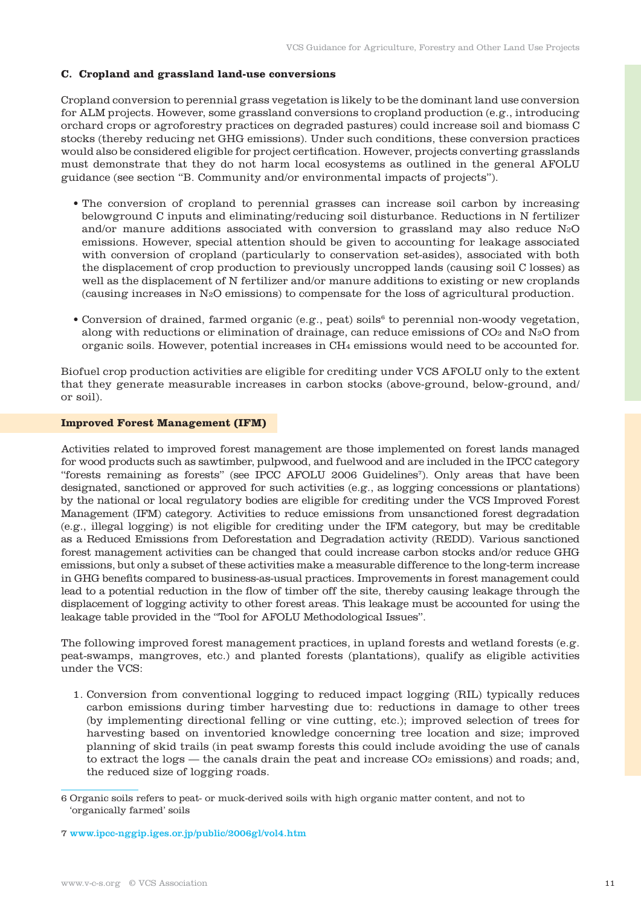### C. Cropland and grassland land-use conversions

Cropland conversion to perennial grass vegetation is likely to be the dominant land use conversion for ALM projects. However, some grassland conversions to cropland production (e.g., introducing orchard crops or agroforestry practices on degraded pastures) could increase soil and biomass C stocks (thereby reducing net GHG emissions). Under such conditions, these conversion practices would also be considered eligible for project certification. However, projects converting grasslands must demonstrate that they do not harm local ecosystems as outlined in the general AFOLU guidance (see section "B. Community and/or environmental impacts of projects").

- The conversion of cropland to perennial grasses can increase soil carbon by increasing belowground C inputs and eliminating/reducing soil disturbance. Reductions in N fertilizer and/or manure additions associated with conversion to grassland may also reduce $N_2O$ emissions. However, special attention should be given to accounting for leakage associated with conversion of cropland (particularly to conservation set-asides), associated with both the displacement of crop production to previously uncropped lands (causing soil C losses) as well as the displacement of N fertilizer and/or manure additions to existing or new croplands (causing increases in $N_2O$ emissions) to compensate for the loss of agricultural production.
- Conversion of drained, farmed organic (e.g., peat) soils[6] to perennial non-woody vegetation, along with reductions or elimination of drainage, can reduce emissions of $CO_2$ and $N_2O$ from organic soils. However, potential increases in $CH_4$ emissions would need to be accounted for.

Biofuel crop production activities are eligible for crediting under VCS AFOLU only to the extent that they generate measurable increases in carbon stocks (above-ground, below-ground, and/or soil).

## Improved Forest Management (IFM)

Activities related to improved forest management are those implemented on forest lands managed for wood products such as sawtimber, pulpwood, and fuelwood and are included in the IPCC category "forests remaining as forests" (see IPCC AFOLU 2006 Guidelines[7]). Only areas that have been designated, sanctioned or approved for such activities (e.g., as logging concessions or plantations) by the national or local regulatory bodies are eligible for crediting under the VCS Improved Forest Management (IFM) category. Activities to reduce emissions from unsanctioned forest degradation (e.g., illegal logging) is not eligible for crediting under the IFM category, but may be creditable as a Reduced Emissions from Deforestation and Degradation activity (REDD). Various sanctioned forest management activities can be changed that could increase carbon stocks and/or reduce GHG emissions, but only a subset of these activities make a measurable difference to the long-term increase in GHG benefits compared to business-as-usual practices. Improvements in forest management could lead to a potential reduction in the flow of timber off the site, thereby causing leakage through the displacement of logging activity to other forest areas. This leakage must be accounted for using the leakage table provided in the "Tool for AFOLU Methodological Issues".

The following improved forest management practices, in upland forests and wetland forests (e.g. peat-swamps, mangroves, etc.) and planted forests (plantations), qualify as eligible activities under the VCS:

1. Conversion from conventional logging to reduced impact logging (RIL) typically reduces carbon emissions during timber harvesting due to: reductions in damage to other trees (by implementing directional felling or vine cutting, etc.); improved selection of trees for harvesting based on inventoried knowledge concerning tree location and size; improved planning of skid trails (in peat swamp forests this could include avoiding the use of canals to extract the logs — the canals drain the peat and increase $CO_2$ emissions) and roads; and, the reduced size of logging roads.

---

6 Organic soils refers to peat- or muck-derived soils with high organic matter content, and not to 'organically farmed' soils

7 www.ipcc-nggip.iges.or.jp/public/2006gl/vol4.htm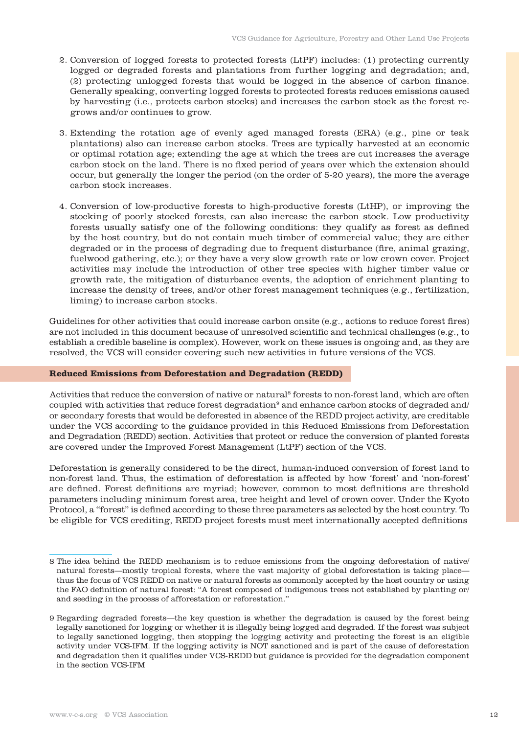2. Conversion of logged forests to protected forests (LtPF) includes: (1) protecting currently logged or degraded forests and plantations from further logging and degradation; and, (2) protecting unlogged forests that would be logged in the absence of carbon finance. Generally speaking, converting logged forests to protected forests reduces emissions caused by harvesting (i.e., protects carbon stocks) and increases the carbon stock as the forest regrows and/or continues to grow.

3. Extending the rotation age of evenly aged managed forests (ERA) (e.g., pine or teak plantations) also can increase carbon stocks. Trees are typically harvested at an economic or optimal rotation age; extending the age at which the trees are cut increases the average carbon stock on the land. There is no fixed period of years over which the extension should occur, but generally the longer the period (on the order of 5-20 years), the more the average carbon stock increases.

4. Conversion of low-productive forests to high-productive forests (LtHP), or improving the stocking of poorly stocked forests, can also increase the carbon stock. Low productivity forests usually satisfy one of the following conditions: they qualify as forest as defined by the host country, but do not contain much timber of commercial value; they are either degraded or in the process of degrading due to frequent disturbance (fire, animal grazing, fuelwood gathering, etc.); or they have a very slow growth rate or low crown cover. Project activities may include the introduction of other tree species with higher timber value or growth rate, the mitigation of disturbance events, the adoption of enrichment planting to increase the density of trees, and/or other forest management techniques (e.g., fertilization, liming) to increase carbon stocks.

Guidelines for other activities that could increase carbon onsite (e.g., actions to reduce forest fires) are not included in this document because of unresolved scientific and technical challenges (e.g., to establish a credible baseline is complex). However, work on these issues is ongoing and, as they are resolved, the VCS will consider covering such new activities in future versions of the VCS.

## Reduced Emissions from Deforestation and Degradation (REDD)

Activities that reduce the conversion of native or natural[8] forests to non-forest land, which are often coupled with activities that reduce forest degradation[9] and enhance carbon stocks of degraded and/or secondary forests that would be deforested in absence of the REDD project activity, are creditable under the VCS according to the guidance provided in this Reduced Emissions from Deforestation and Degradation (REDD) section. Activities that protect or reduce the conversion of planted forests are covered under the Improved Forest Management (LtPF) section of the VCS.

Deforestation is generally considered to be the direct, human-induced conversion of forest land to non-forest land. Thus, the estimation of deforestation is affected by how 'forest' and 'non-forest' are defined. Forest definitions are myriad; however, common to most definitions are threshold parameters including minimum forest area, tree height and level of crown cover. Under the Kyoto Protocol, a "forest" is defined according to these three parameters as selected by the host country. To be eligible for VCS crediting, REDD project forests must meet internationally accepted definitions

---

8 The idea behind the REDD mechanism is to reduce emissions from the ongoing deforestation of native/natural forests—mostly tropical forests, where the vast majority of global deforestation is taking place—thus the focus of VCS REDD on native or natural forests as commonly accepted by the host country or using the FAO definition of natural forest: "A forest composed of indigenous trees not established by planting or/and seeding in the process of afforestation or reforestation."

9 Regarding degraded forests—the key question is whether the degradation is caused by the forest being legally sanctioned for logging or whether it is illegally being logged and degraded. If the forest was subject to legally sanctioned logging, then stopping the logging activity and protecting the forest is an eligible activity under VCS-IFM. If the logging activity is NOT sanctioned and is part of the cause of deforestation and degradation then it qualifies under VCS-REDD but guidance is provided for the degradation component in the section VCS-IFM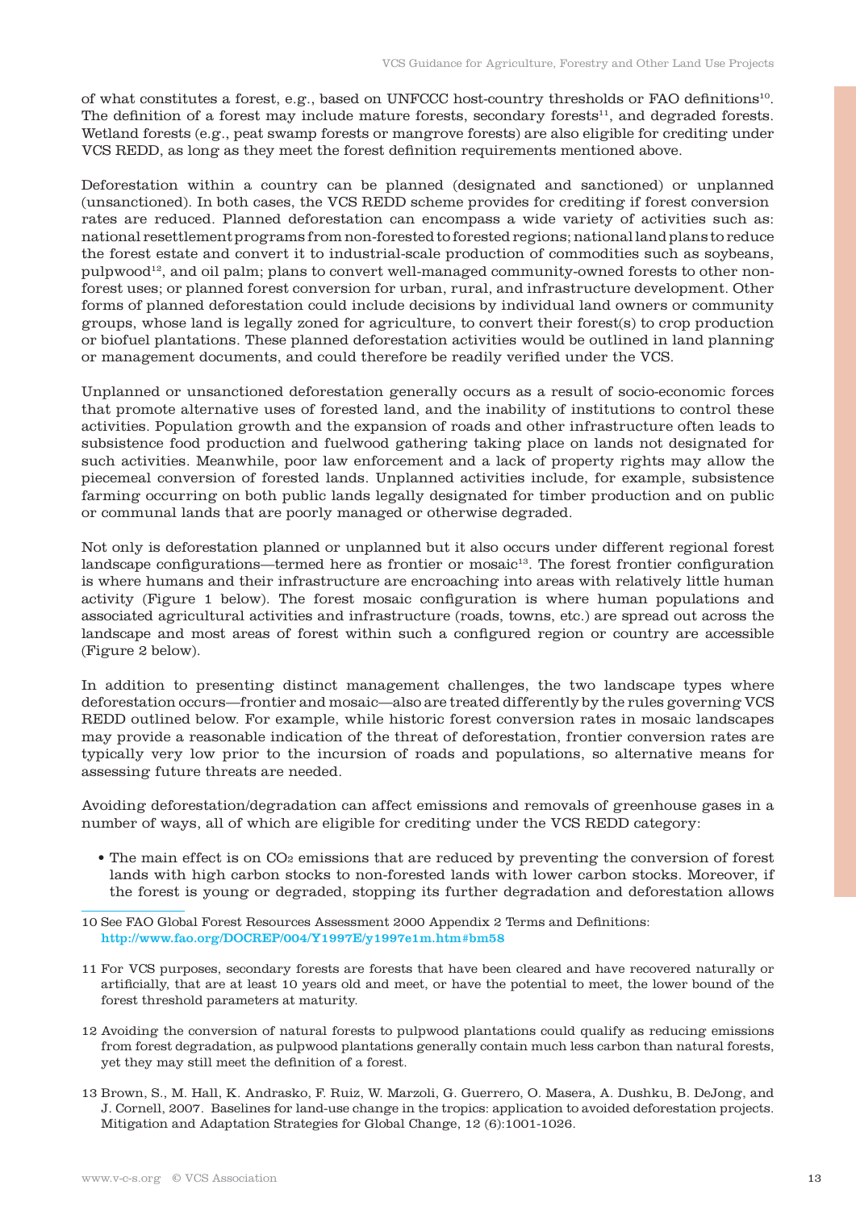of what constitutes a forest, e.g., based on UNFCCC host-country thresholds or FAO definitions[10]. The definition of a forest may include mature forests, secondary forests[11], and degraded forests. Wetland forests (e.g., peat swamp forests or mangrove forests) are also eligible for crediting under VCS REDD, as long as they meet the forest definition requirements mentioned above.

Deforestation within a country can be planned (designated and sanctioned) or unplanned (unsanctioned). In both cases, the VCS REDD scheme provides for crediting if forest conversion rates are reduced. Planned deforestation can encompass a wide variety of activities such as: national resettlement programs from non-forested to forested regions; national land plans to reduce the forest estate and convert it to industrial-scale production of commodities such as soybeans, pulpwood[12], and oil palm; plans to convert well-managed community-owned forests to other non-forest uses; or planned forest conversion for urban, rural, and infrastructure development. Other forms of planned deforestation could include decisions by individual land owners or community groups, whose land is legally zoned for agriculture, to convert their forest(s) to crop production or biofuel plantations. These planned deforestation activities would be outlined in land planning or management documents, and could therefore be readily verified under the VCS.

Unplanned or unsanctioned deforestation generally occurs as a result of socio-economic forces that promote alternative uses of forested land, and the inability of institutions to control these activities. Population growth and the expansion of roads and other infrastructure often leads to subsistence food production and fuelwood gathering taking place on lands not designated for such activities. Meanwhile, poor law enforcement and a lack of property rights may allow the piecemeal conversion of forested lands. Unplanned activities include, for example, subsistence farming occurring on both public lands legally designated for timber production and on public or communal lands that are poorly managed or otherwise degraded.

Not only is deforestation planned or unplanned but it also occurs under different regional forest landscape configurations—termed here as frontier or mosaic[13]. The forest frontier configuration is where humans and their infrastructure are encroaching into areas with relatively little human activity (Figure 1 below). The forest mosaic configuration is where human populations and associated agricultural activities and infrastructure (roads, towns, etc.) are spread out across the landscape and most areas of forest within such a configured region or country are accessible (Figure 2 below).

In addition to presenting distinct management challenges, the two landscape types where deforestation occurs—frontier and mosaic—also are treated differently by the rules governing VCS REDD outlined below. For example, while historic forest conversion rates in mosaic landscapes may provide a reasonable indication of the threat of deforestation, frontier conversion rates are typically very low prior to the incursion of roads and populations, so alternative means for assessing future threats are needed.

Avoiding deforestation/degradation can affect emissions and removals of greenhouse gases in a number of ways, all of which are eligible for crediting under the VCS REDD category:

- The main effect is on $CO_2$ emissions that are reduced by preventing the conversion of forest lands with high carbon stocks to non-forested lands with lower carbon stocks. Moreover, if the forest is young or degraded, stopping its further degradation and deforestation allows

---

10 See FAO Global Forest Resources Assessment 2000 Appendix 2 Terms and Definitions: http://www.fao.org/DOCREP/004/Y1997E/y1997e1m.htm#bm58

11 For VCS purposes, secondary forests are forests that have been cleared and have recovered naturally or artificially, that are at least 10 years old and meet, or have the potential to meet, the lower bound of the forest threshold parameters at maturity.

12 Avoiding the conversion of natural forests to pulpwood plantations could qualify as reducing emissions from forest degradation, as pulpwood plantations generally contain much less carbon than natural forests, yet they may still meet the definition of a forest.

13 Brown, S., M. Hall, K. Andrasko, F. Ruiz, W. Marzoli, G. Guerrero, O. Masera, A. Dushku, B. DeJong, and J. Cornell, 2007. Baselines for land-use change in the tropics: application to avoided deforestation projects. Mitigation and Adaptation Strategies for Global Change, 12 (6):1001-1026.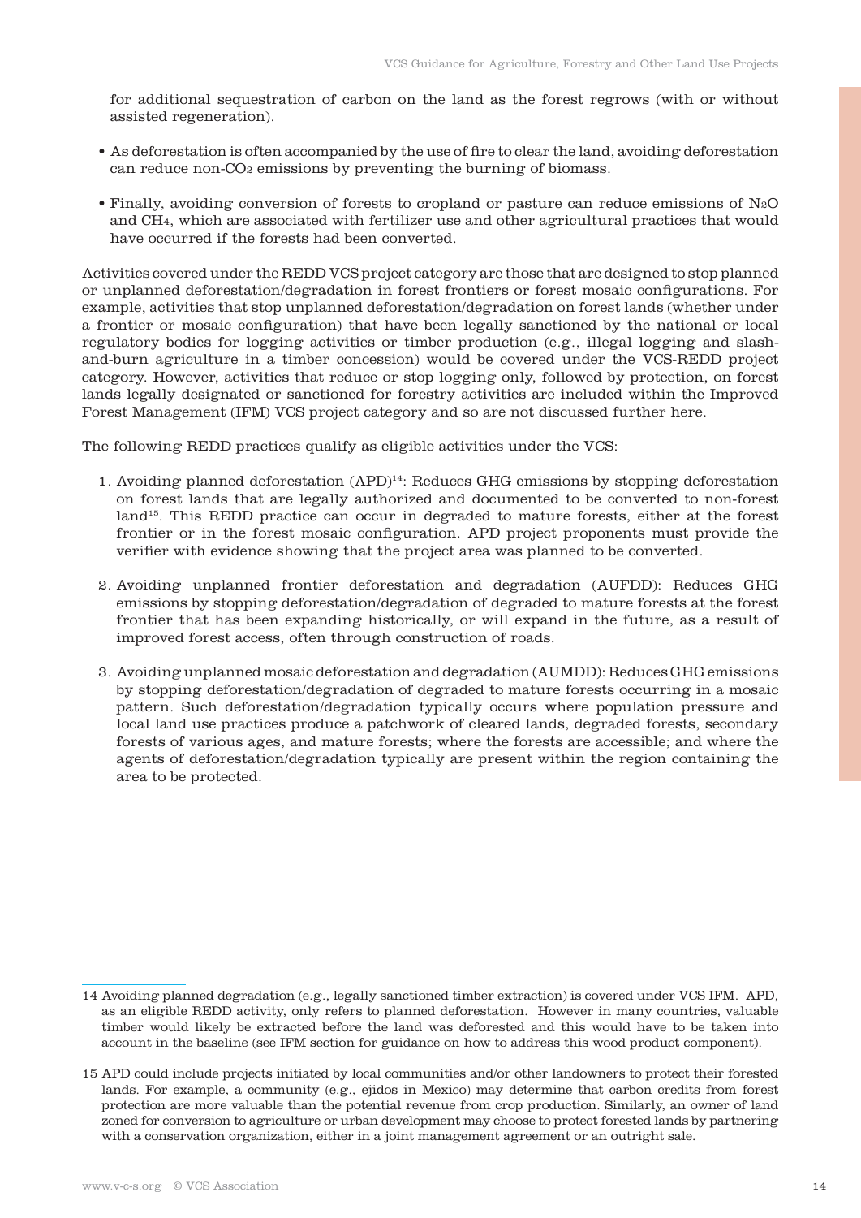for additional sequestration of carbon on the land as the forest regrows (with or without assisted regeneration).

- As deforestation is often accompanied by the use of fire to clear the land, avoiding deforestation can reduce non-$CO_2$ emissions by preventing the burning of biomass.
- Finally, avoiding conversion of forests to cropland or pasture can reduce emissions of $N_2O$ and $CH_4$, which are associated with fertilizer use and other agricultural practices that would have occurred if the forests had been converted.

Activities covered under the REDD VCS project category are those that are designed to stop planned or unplanned deforestation/degradation in forest frontiers or forest mosaic configurations. For example, activities that stop unplanned deforestation/degradation on forest lands (whether under a frontier or mosaic configuration) that have been legally sanctioned by the national or local regulatory bodies for logging activities or timber production (e.g., illegal logging and slash-and-burn agriculture in a timber concession) would be covered under the VCS-REDD project category. However, activities that reduce or stop logging only, followed by protection, on forest lands legally designated or sanctioned for forestry activities are included within the Improved Forest Management (IFM) VCS project category and so are not discussed further here.

The following REDD practices qualify as eligible activities under the VCS:

1. Avoiding planned deforestation (APD)[14]: Reduces GHG emissions by stopping deforestation on forest lands that are legally authorized and documented to be converted to non-forest land[15]. This REDD practice can occur in degraded to mature forests, either at the forest frontier or in the forest mosaic configuration. APD project proponents must provide the verifier with evidence showing that the project area was planned to be converted.
2. Avoiding unplanned frontier deforestation and degradation (AUFDD): Reduces GHG emissions by stopping deforestation/degradation of degraded to mature forests at the forest frontier that has been expanding historically, or will expand in the future, as a result of improved forest access, often through construction of roads.
3. Avoiding unplanned mosaic deforestation and degradation (AUMDD): Reduces GHG emissions by stopping deforestation/degradation of degraded to mature forests occurring in a mosaic pattern. Such deforestation/degradation typically occurs where population pressure and local land use practices produce a patchwork of cleared lands, degraded forests, secondary forests of various ages, and mature forests; where the forests are accessible; and where the agents of deforestation/degradation typically are present within the region containing the area to be protected.

---

14 Avoiding planned degradation (e.g., legally sanctioned timber extraction) is covered under VCS IFM. APD, as an eligible REDD activity, only refers to planned deforestation. However in many countries, valuable timber would likely be extracted before the land was deforested and this would have to be taken into account in the baseline (see IFM section for guidance on how to address this wood product component).

15 APD could include projects initiated by local communities and/or other landowners to protect their forested lands. For example, a community (e.g., ejidos in Mexico) may determine that carbon credits from forest protection are more valuable than the potential revenue from crop production. Similarly, an owner of land zoned for conversion to agriculture or urban development may choose to protect forested lands by partnering with a conservation organization, either in a joint management agreement or an outright sale.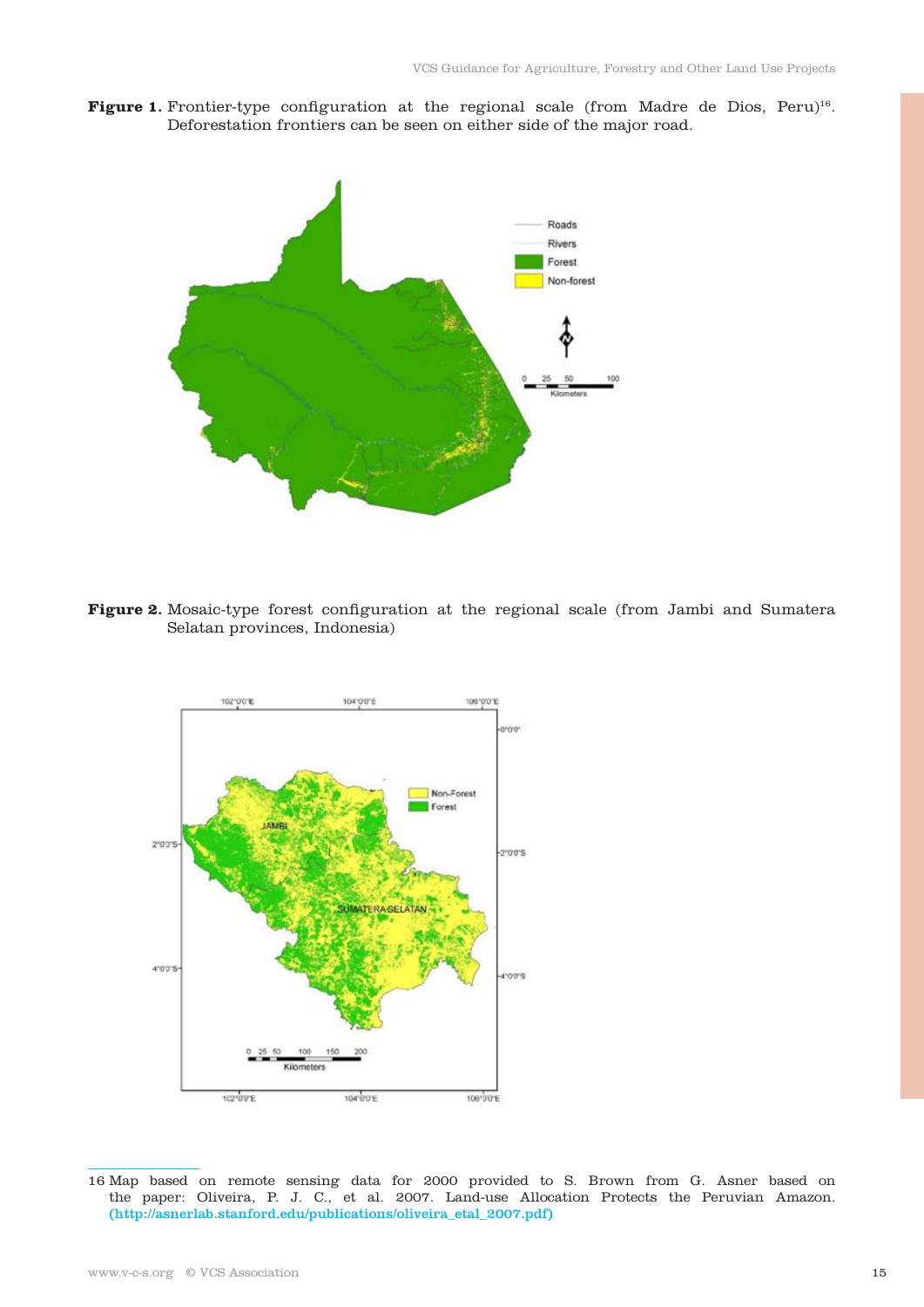**Figure 1.** Frontier-type configuration at the regional scale (from Madre de Dios, Peru)[16]. Deforestation frontiers can be seen on either side of the major road.

**Figure 2.** Mosaic-type forest configuration at the regional scale (from Jambi and Sumatera Selatan provinces, Indonesia)

---

16 Map based on remote sensing data for 2000 provided to S. Brown from G. Asner based on the paper: Oliveira, P. J. C., et al. 2007. Land-use Allocation Protects the Peruvian Amazon. (http://asnerlab.stanford.edu/publications/oliveira_etal_2007.pdf)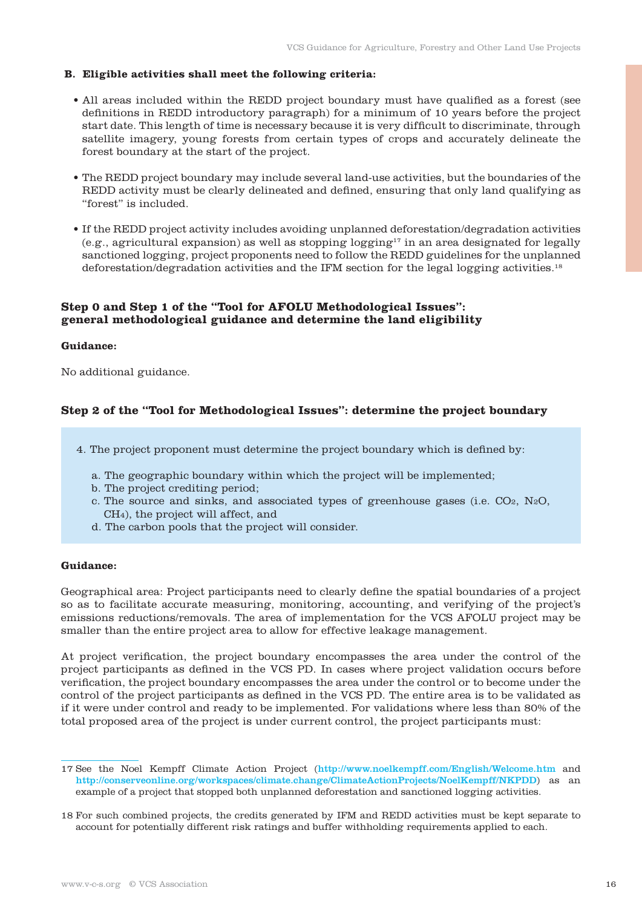**B. Eligible activities shall meet the following criteria:**

- All areas included within the REDD project boundary must have qualified as a forest (see definitions in REDD introductory paragraph) for a minimum of 10 years before the project start date. This length of time is necessary because it is very difficult to discriminate, through satellite imagery, young forests from certain types of crops and accurately delineate the forest boundary at the start of the project.

- The REDD project boundary may include several land-use activities, but the boundaries of the REDD activity must be clearly delineated and defined, ensuring that only land qualifying as "forest" is included.

- If the REDD project activity includes avoiding unplanned deforestation/degradation activities (e.g., agricultural expansion) as well as stopping logging[17] in an area designated for legally sanctioned logging, project proponents need to follow the REDD guidelines for the unplanned deforestation/degradation activities and the IFM section for the legal logging activities.[18]

### Step 0 and Step 1 of the "Tool for AFOLU Methodological Issues": general methodological guidance and determine the land eligibility

**Guidance:**

No additional guidance.

### Step 2 of the "Tool for Methodological Issues": determine the project boundary

4. The project proponent must determine the project boundary which is defined by:

   a. The geographic boundary within which the project will be implemented;
   b. The project crediting period;
   c. The source and sinks, and associated types of greenhouse gases (i.e. $CO_2$, $N_2O$, $CH_4$), the project will affect, and
   d. The carbon pools that the project will consider.

**Guidance:**

Geographical area: Project participants need to clearly define the spatial boundaries of a project so as to facilitate accurate measuring, monitoring, accounting, and verifying of the project's emissions reductions/removals. The area of implementation for the VCS AFOLU project may be smaller than the entire project area to allow for effective leakage management.

At project verification, the project boundary encompasses the area under the control of the project participants as defined in the VCS PD. In cases where project validation occurs before verification, the project boundary encompasses the area under the control or to become under the control of the project participants as defined in the VCS PD. The entire area is to be validated as if it were under control and ready to be implemented. For validations where less than 80% of the total proposed area of the project is under current control, the project participants must:

---

17 See the Noel Kempff Climate Action Project (http://www.noelkempff.com/English/Welcome.htm and http://conserveonline.org/workspaces/climate.change/ClimateActionProjects/NoelKempff/NKPDD) as an example of a project that stopped both unplanned deforestation and sanctioned logging activities.

18 For such combined projects, the credits generated by IFM and REDD activities must be kept separate to account for potentially different risk ratings and buffer withholding requirements applied to each.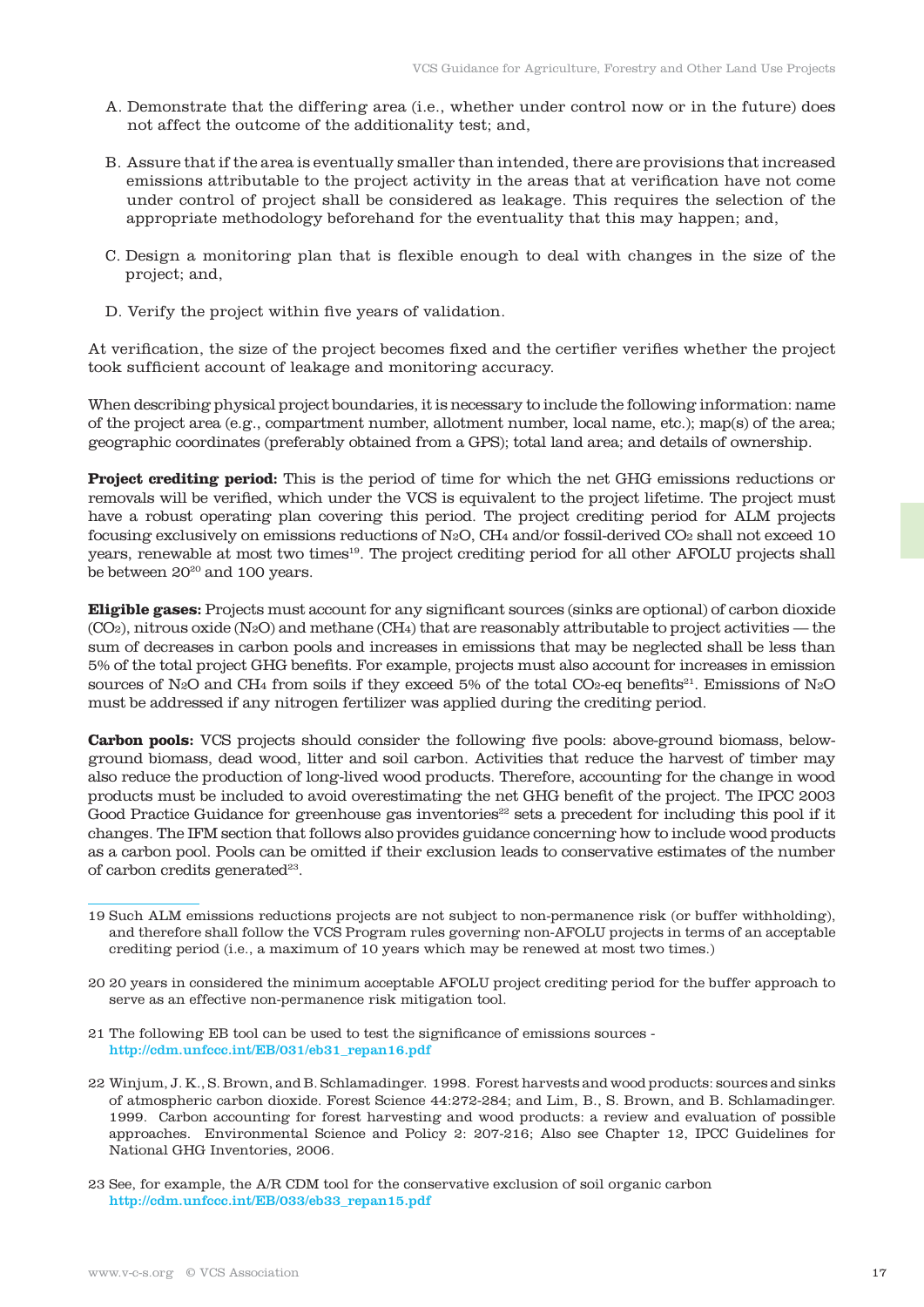A. Demonstrate that the differing area (i.e., whether under control now or in the future) does not affect the outcome of the additionality test; and,

B. Assure that if the area is eventually smaller than intended, there are provisions that increased emissions attributable to the project activity in the areas that at verification have not come under control of project shall be considered as leakage. This requires the selection of the appropriate methodology beforehand for the eventuality that this may happen; and,

C. Design a monitoring plan that is flexible enough to deal with changes in the size of the project; and,

D. Verify the project within five years of validation.

At verification, the size of the project becomes fixed and the certifier verifies whether the project took sufficient account of leakage and monitoring accuracy.

When describing physical project boundaries, it is necessary to include the following information: name of the project area (e.g., compartment number, allotment number, local name, etc.); map(s) of the area; geographic coordinates (preferably obtained from a GPS); total land area; and details of ownership.

**Project crediting period:** This is the period of time for which the net GHG emissions reductions or removals will be verified, which under the VCS is equivalent to the project lifetime. The project must have a robust operating plan covering this period. The project crediting period for ALM projects focusing exclusively on emissions reductions of $N_2O$, $CH_4$ and/or fossil-derived $CO_2$ shall not exceed 10 years, renewable at most two times[19]. The project crediting period for all other AFOLU projects shall be between 20[20] and 100 years.

**Eligible gases:** Projects must account for any significant sources (sinks are optional) of carbon dioxide ($CO_2$), nitrous oxide ($N_2O$) and methane ($CH_4$) that are reasonably attributable to project activities — the sum of decreases in carbon pools and increases in emissions that may be neglected shall be less than 5% of the total project GHG benefits. For example, projects must also account for increases in emission sources of $N_2O$ and $CH_4$ from soils if they exceed 5% of the total $CO_2$-eq benefits[21]. Emissions of $N_2O$ must be addressed if any nitrogen fertilizer was applied during the crediting period.

**Carbon pools:** VCS projects should consider the following five pools: above-ground biomass, below-ground biomass, dead wood, litter and soil carbon. Activities that reduce the harvest of timber may also reduce the production of long-lived wood products. Therefore, accounting for the change in wood products must be included to avoid overestimating the net GHG benefit of the project. The IPCC 2003 Good Practice Guidance for greenhouse gas inventories[22] sets a precedent for including this pool if it changes. The IFM section that follows also provides guidance concerning how to include wood products as a carbon pool. Pools can be omitted if their exclusion leads to conservative estimates of the number of carbon credits generated[23].

---

19 Such ALM emissions reductions projects are not subject to non-permanence risk (or buffer withholding), and therefore shall follow the VCS Program rules governing non-AFOLU projects in terms of an acceptable crediting period (i.e., a maximum of 10 years which may be renewed at most two times.)

20 20 years in considered the minimum acceptable AFOLU project crediting period for the buffer approach to serve as an effective non-permanence risk mitigation tool.

21 The following EB tool can be used to test the significance of emissions sources - http://cdm.unfccc.int/EB/031/eb31_repan16.pdf

22 Winjum, J. K., S. Brown, and B. Schlamadinger. 1998. Forest harvests and wood products: sources and sinks of atmospheric carbon dioxide. Forest Science 44:272-284; and Lim, B., S. Brown, and B. Schlamadinger. 1999. Carbon accounting for forest harvesting and wood products: a review and evaluation of possible approaches. Environmental Science and Policy 2: 207-216; Also see Chapter 12, IPCC Guidelines for National GHG Inventories, 2006.

23 See, for example, the A/R CDM tool for the conservative exclusion of soil organic carbon http://cdm.unfccc.int/EB/033/eb33_repan15.pdf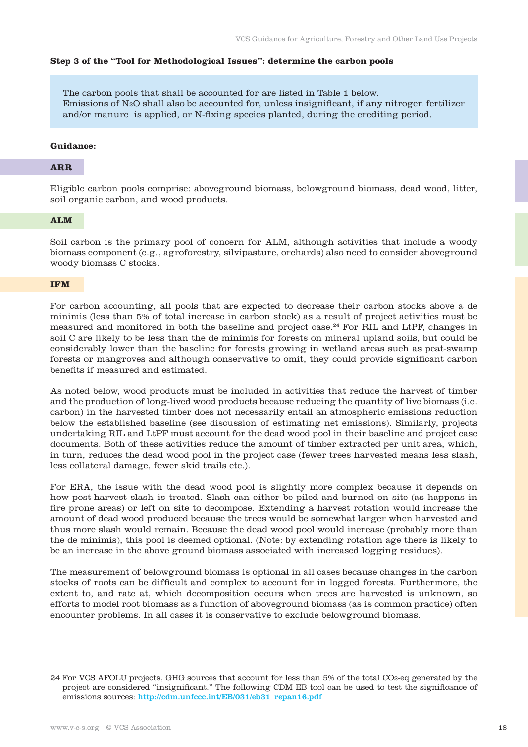**Step 3 of the "Tool for Methodological Issues": determine the carbon pools**

> The carbon pools that shall be accounted for are listed in Table 1 below.
> Emissions of $N_2O$ shall also be accounted for, unless insignificant, if any nitrogen fertilizer and/or manure is applied, or N-fixing species planted, during the crediting period.

**Guidance:**

**ARR**

Eligible carbon pools comprise: aboveground biomass, belowground biomass, dead wood, litter, soil organic carbon, and wood products.

**ALM**

Soil carbon is the primary pool of concern for ALM, although activities that include a woody biomass component (e.g., agroforestry, silvipasture, orchards) also need to consider aboveground woody biomass C stocks.

**IFM**

For carbon accounting, all pools that are expected to decrease their carbon stocks above a de minimis (less than 5% of total increase in carbon stock) as a result of project activities must be measured and monitored in both the baseline and project case.[24] For RIL and LtPF, changes in soil C are likely to be less than the de minimis for forests on mineral upland soils, but could be considerably lower than the baseline for forests growing in wetland areas such as peat-swamp forests or mangroves and although conservative to omit, they could provide significant carbon benefits if measured and estimated.

As noted below, wood products must be included in activities that reduce the harvest of timber and the production of long-lived wood products because reducing the quantity of live biomass (i.e. carbon) in the harvested timber does not necessarily entail an atmospheric emissions reduction below the established baseline (see discussion of estimating net emissions). Similarly, projects undertaking RIL and LtPF must account for the dead wood pool in their baseline and project case documents. Both of these activities reduce the amount of timber extracted per unit area, which, in turn, reduces the dead wood pool in the project case (fewer trees harvested means less slash, less collateral damage, fewer skid trails etc.).

For ERA, the issue with the dead wood pool is slightly more complex because it depends on how post-harvest slash is treated. Slash can either be piled and burned on site (as happens in fire prone areas) or left on site to decompose. Extending a harvest rotation would increase the amount of dead wood produced because the trees would be somewhat larger when harvested and thus more slash would remain. Because the dead wood pool would increase (probably more than the de minimis), this pool is deemed optional. (Note: by extending rotation age there is likely to be an increase in the above ground biomass associated with increased logging residues).

The measurement of belowground biomass is optional in all cases because changes in the carbon stocks of roots can be difficult and complex to account for in logged forests. Furthermore, the extent to, and rate at, which decomposition occurs when trees are harvested is unknown, so efforts to model root biomass as a function of aboveground biomass (as is common practice) often encounter problems. In all cases it is conservative to exclude belowground biomass.

---

24 For VCS AFOLU projects, GHG sources that account for less than 5% of the total $CO_2$-eq generated by the project are considered "insignificant." The following CDM EB tool can be used to test the significance of emissions sources: http://cdm.unfccc.int/EB/031/eb31_repan16.pdf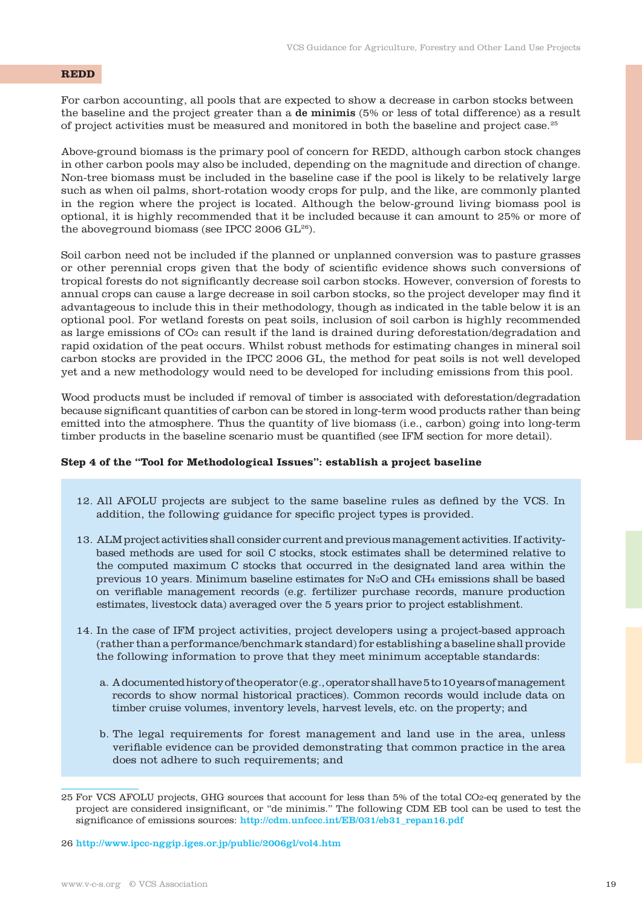**REDD**

For carbon accounting, all pools that are expected to show a decrease in carbon stocks between the baseline and the project greater than a **de minimis** (5% or less of total difference) as a result of project activities must be measured and monitored in both the baseline and project case.[25]

Above-ground biomass is the primary pool of concern for REDD, although carbon stock changes in other carbon pools may also be included, depending on the magnitude and direction of change. Non-tree biomass must be included in the baseline case if the pool is likely to be relatively large such as when oil palms, short-rotation woody crops for pulp, and the like, are commonly planted in the region where the project is located. Although the below-ground living biomass pool is optional, it is highly recommended that it be included because it can amount to 25% or more of the aboveground biomass (see IPCC 2006 GL[26]).

Soil carbon need not be included if the planned or unplanned conversion was to pasture grasses or other perennial crops given that the body of scientific evidence shows such conversions of tropical forests do not significantly decrease soil carbon stocks. However, conversion of forests to annual crops can cause a large decrease in soil carbon stocks, so the project developer may find it advantageous to include this in their methodology, though as indicated in the table below it is an optional pool. For wetland forests on peat soils, inclusion of soil carbon is highly recommended as large emissions of $CO_2$ can result if the land is drained during deforestation/degradation and rapid oxidation of the peat occurs. Whilst robust methods for estimating changes in mineral soil carbon stocks are provided in the IPCC 2006 GL, the method for peat soils is not well developed yet and a new methodology would need to be developed for including emissions from this pool.

Wood products must be included if removal of timber is associated with deforestation/degradation because significant quantities of carbon can be stored in long-term wood products rather than being emitted into the atmosphere. Thus the quantity of live biomass (i.e., carbon) going into long-term timber products in the baseline scenario must be quantified (see IFM section for more detail).

**Step 4 of the "Tool for Methodological Issues": establish a project baseline**

12. All AFOLU projects are subject to the same baseline rules as defined by the VCS. In addition, the following guidance for specific project types is provided.

13. ALM project activities shall consider current and previous management activities. If activity-based methods are used for soil C stocks, stock estimates shall be determined relative to the computed maximum C stocks that occurred in the designated land area within the previous 10 years. Minimum baseline estimates for $N_2O$ and $CH_4$ emissions shall be based on verifiable management records (e.g. fertilizer purchase records, manure production estimates, livestock data) averaged over the 5 years prior to project establishment.

14. In the case of IFM project activities, project developers using a project-based approach (rather than a performance/benchmark standard) for establishing a baseline shall provide the following information to prove that they meet minimum acceptable standards:

    a. A documented history of the operator (e.g., operator shall have 5 to 10 years of management records to show normal historical practices). Common records would include data on timber cruise volumes, inventory levels, harvest levels, etc. on the property; and

    b. The legal requirements for forest management and land use in the area, unless verifiable evidence can be provided demonstrating that common practice in the area does not adhere to such requirements; and

---

25 For VCS AFOLU projects, GHG sources that account for less than 5% of the total $CO_2$-eq generated by the project are considered insignificant, or "de minimis." The following CDM EB tool can be used to test the significance of emissions sources: http://cdm.unfccc.int/EB/031/eb31_repan16.pdf

26 http://www.ipcc-nggip.iges.or.jp/public/2006gl/vol4.htm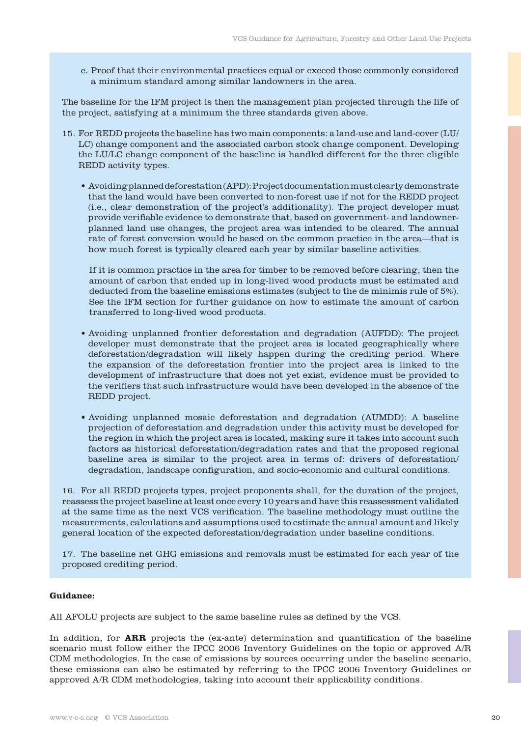c. Proof that their environmental practices equal or exceed those commonly considered a minimum standard among similar landowners in the area.

The baseline for the IFM project is then the management plan projected through the life of the project, satisfying at a minimum the three standards given above.

15. For REDD projects the baseline has two main components: a land-use and land-cover (LU/LC) change component and the associated carbon stock change component. Developing the LU/LC change component of the baseline is handled different for the three eligible REDD activity types.

   - Avoiding planned deforestation (APD): Project documentation must clearly demonstrate that the land would have been converted to non-forest use if not for the REDD project (i.e., clear demonstration of the project's additionality). The project developer must provide verifiable evidence to demonstrate that, based on government- and landowner-planned land use changes, the project area was intended to be cleared. The annual rate of forest conversion would be based on the common practice in the area—that is how much forest is typically cleared each year by similar baseline activities.

     If it is common practice in the area for timber to be removed before clearing, then the amount of carbon that ended up in long-lived wood products must be estimated and deducted from the baseline emissions estimates (subject to the de minimis rule of 5%). See the IFM section for further guidance on how to estimate the amount of carbon transferred to long-lived wood products.

   - Avoiding unplanned frontier deforestation and degradation (AUFDD): The project developer must demonstrate that the project area is located geographically where deforestation/degradation will likely happen during the crediting period. Where the expansion of the deforestation frontier into the project area is linked to the development of infrastructure that does not yet exist, evidence must be provided to the verifiers that such infrastructure would have been developed in the absence of the REDD project.

   - Avoiding unplanned mosaic deforestation and degradation (AUMDD): A baseline projection of deforestation and degradation under this activity must be developed for the region in which the project area is located, making sure it takes into account such factors as historical deforestation/degradation rates and that the proposed regional baseline area is similar to the project area in terms of: drivers of deforestation/degradation, landscape configuration, and socio-economic and cultural conditions.

16. For all REDD projects types, project proponents shall, for the duration of the project, reassess the project baseline at least once every 10 years and have this reassessment validated at the same time as the next VCS verification. The baseline methodology must outline the measurements, calculations and assumptions used to estimate the annual amount and likely general location of the expected deforestation/degradation under baseline conditions.

17. The baseline net GHG emissions and removals must be estimated for each year of the proposed crediting period.

**Guidance:**

All AFOLU projects are subject to the same baseline rules as defined by the VCS.

In addition, for **ARR** projects the (ex-ante) determination and quantification of the baseline scenario must follow either the IPCC 2006 Inventory Guidelines on the topic or approved A/R CDM methodologies. In the case of emissions by sources occurring under the baseline scenario, these emissions can also be estimated by referring to the IPCC 2006 Inventory Guidelines or approved A/R CDM methodologies, taking into account their applicability conditions.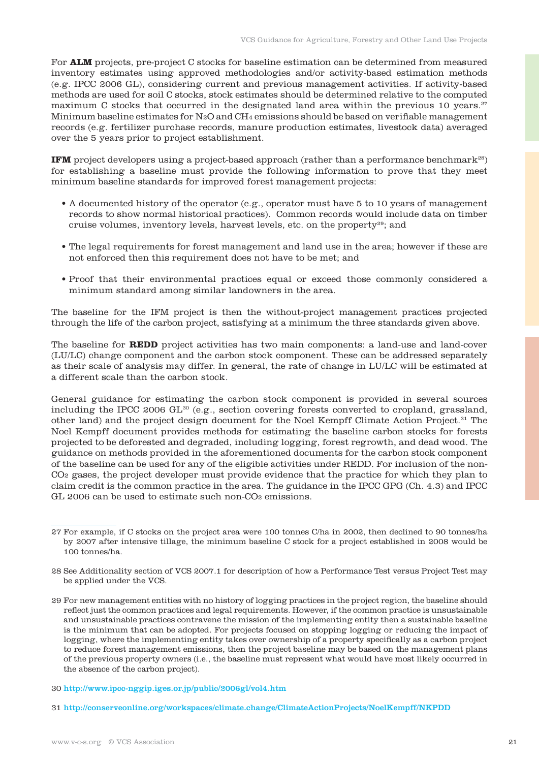For **ALM** projects, pre-project C stocks for baseline estimation can be determined from measured inventory estimates using approved methodologies and/or activity-based estimation methods (e.g. IPCC 2006 GL), considering current and previous management activities. If activity-based methods are used for soil C stocks, stock estimates should be determined relative to the computed maximum C stocks that occurred in the designated land area within the previous 10 years.[27] Minimum baseline estimates for $N_2O$ and $CH_4$ emissions should be based on verifiable management records (e.g. fertilizer purchase records, manure production estimates, livestock data) averaged over the 5 years prior to project establishment.

**IFM** project developers using a project-based approach (rather than a performance benchmark[28]) for establishing a baseline must provide the following information to prove that they meet minimum baseline standards for improved forest management projects:

- A documented history of the operator (e.g., operator must have 5 to 10 years of management records to show normal historical practices). Common records would include data on timber cruise volumes, inventory levels, harvest levels, etc. on the property[29]; and
- The legal requirements for forest management and land use in the area; however if these are not enforced then this requirement does not have to be met; and
- Proof that their environmental practices equal or exceed those commonly considered a minimum standard among similar landowners in the area.

The baseline for the IFM project is then the without-project management practices projected through the life of the carbon project, satisfying at a minimum the three standards given above.

The baseline for **REDD** project activities has two main components: a land-use and land-cover (LU/LC) change component and the carbon stock component. These can be addressed separately as their scale of analysis may differ. In general, the rate of change in LU/LC will be estimated at a different scale than the carbon stock.

General guidance for estimating the carbon stock component is provided in several sources including the IPCC 2006 GL[30] (e.g., section covering forests converted to cropland, grassland, other land) and the project design document for the Noel Kempff Climate Action Project.[31] The Noel Kempff document provides methods for estimating the baseline carbon stocks for forests projected to be deforested and degraded, including logging, forest regrowth, and dead wood. The guidance on methods provided in the aforementioned documents for the carbon stock component of the baseline can be used for any of the eligible activities under REDD. For inclusion of the non-$CO_2$ gases, the project developer must provide evidence that the practice for which they plan to claim credit is the common practice in the area. The guidance in the IPCC GPG (Ch. 4.3) and IPCC GL 2006 can be used to estimate such non-$CO_2$ emissions.

---

27 For example, if C stocks on the project area were 100 tonnes C/ha in 2002, then declined to 90 tonnes/ha by 2007 after intensive tillage, the minimum baseline C stock for a project established in 2008 would be 100 tonnes/ha.

28 See Additionality section of VCS 2007.1 for description of how a Performance Test versus Project Test may be applied under the VCS.

29 For new management entities with no history of logging practices in the project region, the baseline should reflect just the common practices and legal requirements. However, if the common practice is unsustainable and unsustainable practices contravene the mission of the implementing entity then a sustainable baseline is the minimum that can be adopted. For projects focused on stopping logging or reducing the impact of logging, where the implementing entity takes over ownership of a property specifically as a carbon project to reduce forest management emissions, then the project baseline may be based on the management plans of the previous property owners (i.e., the baseline must represent what would have most likely occurred in the absence of the carbon project).

30 http://www.ipcc-nggip.iges.or.jp/public/2006gl/vol4.htm

31 http://conserveonline.org/workspaces/climate.change/ClimateActionProjects/NoelKempff/NKPDD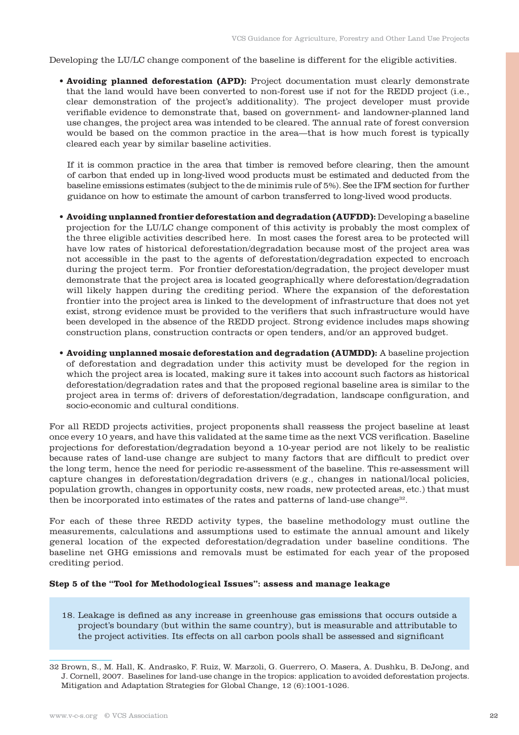Developing the LU/LC change component of the baseline is different for the eligible activities.

- **Avoiding planned deforestation (APD):** Project documentation must clearly demonstrate that the land would have been converted to non-forest use if not for the REDD project (i.e., clear demonstration of the project's additionality). The project developer must provide verifiable evidence to demonstrate that, based on government- and landowner-planned land use changes, the project area was intended to be cleared. The annual rate of forest conversion would be based on the common practice in the area—that is how much forest is typically cleared each year by similar baseline activities.

  If it is common practice in the area that timber is removed before clearing, then the amount of carbon that ended up in long-lived wood products must be estimated and deducted from the baseline emissions estimates (subject to the de minimis rule of 5%). See the IFM section for further guidance on how to estimate the amount of carbon transferred to long-lived wood products.

- **Avoiding unplanned frontier deforestation and degradation (AUFDD):** Developing a baseline projection for the LU/LC change component of this activity is probably the most complex of the three eligible activities described here. In most cases the forest area to be protected will have low rates of historical deforestation/degradation because most of the project area was not accessible in the past to the agents of deforestation/degradation expected to encroach during the project term. For frontier deforestation/degradation, the project developer must demonstrate that the project area is located geographically where deforestation/degradation will likely happen during the crediting period. Where the expansion of the deforestation frontier into the project area is linked to the development of infrastructure that does not yet exist, strong evidence must be provided to the verifiers that such infrastructure would have been developed in the absence of the REDD project. Strong evidence includes maps showing construction plans, construction contracts or open tenders, and/or an approved budget.

- **Avoiding unplanned mosaic deforestation and degradation (AUMDD):** A baseline projection of deforestation and degradation under this activity must be developed for the region in which the project area is located, making sure it takes into account such factors as historical deforestation/degradation rates and that the proposed regional baseline area is similar to the project area in terms of: drivers of deforestation/degradation, landscape configuration, and socio-economic and cultural conditions.

For all REDD projects activities, project proponents shall reassess the project baseline at least once every 10 years, and have this validated at the same time as the next VCS verification. Baseline projections for deforestation/degradation beyond a 10-year period are not likely to be realistic because rates of land-use change are subject to many factors that are difficult to predict over the long term, hence the need for periodic re-assessment of the baseline. This re-assessment will capture changes in deforestation/degradation drivers (e.g., changes in national/local policies, population growth, changes in opportunity costs, new roads, new protected areas, etc.) that must then be incorporated into estimates of the rates and patterns of land-use change[32].

For each of these three REDD activity types, the baseline methodology must outline the measurements, calculations and assumptions used to estimate the annual amount and likely general location of the expected deforestation/degradation under baseline conditions. The baseline net GHG emissions and removals must be estimated for each year of the proposed crediting period.

**Step 5 of the "Tool for Methodological Issues": assess and manage leakage**

> 18. Leakage is defined as any increase in greenhouse gas emissions that occurs outside a project's boundary (but within the same country), but is measurable and attributable to the project activities. Its effects on all carbon pools shall be assessed and significant

---

32 Brown, S., M. Hall, K. Andrasko, F. Ruiz, W. Marzoli, G. Guerrero, O. Masera, A. Dushku, B. DeJong, and J. Cornell, 2007. Baselines for land-use change in the tropics: application to avoided deforestation projects. Mitigation and Adaptation Strategies for Global Change, 12 (6):1001-1026.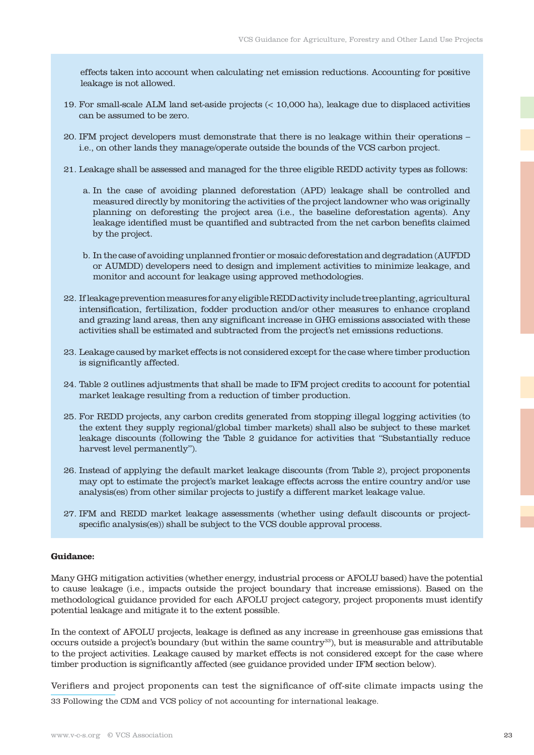effects taken into account when calculating net emission reductions. Accounting for positive leakage is not allowed.

19. For small-scale ALM land set-aside projects (< 10,000 ha), leakage due to displaced activities can be assumed to be zero.

20. IFM project developers must demonstrate that there is no leakage within their operations – i.e., on other lands they manage/operate outside the bounds of the VCS carbon project.

21. Leakage shall be assessed and managed for the three eligible REDD activity types as follows:

    a. In the case of avoiding planned deforestation (APD) leakage shall be controlled and measured directly by monitoring the activities of the project landowner who was originally planning on deforesting the project area (i.e., the baseline deforestation agents). Any leakage identified must be quantified and subtracted from the net carbon benefits claimed by the project.

    b. In the case of avoiding unplanned frontier or mosaic deforestation and degradation (AUFDD or AUMDD) developers need to design and implement activities to minimize leakage, and monitor and account for leakage using approved methodologies.

22. If leakage prevention measures for any eligible REDD activity include tree planting, agricultural intensification, fertilization, fodder production and/or other measures to enhance cropland and grazing land areas, then any significant increase in GHG emissions associated with these activities shall be estimated and subtracted from the project's net emissions reductions.

23. Leakage caused by market effects is not considered except for the case where timber production is significantly affected.

24. Table 2 outlines adjustments that shall be made to IFM project credits to account for potential market leakage resulting from a reduction of timber production.

25. For REDD projects, any carbon credits generated from stopping illegal logging activities (to the extent they supply regional/global timber markets) shall also be subject to these market leakage discounts (following the Table 2 guidance for activities that "Substantially reduce harvest level permanently").

26. Instead of applying the default market leakage discounts (from Table 2), project proponents may opt to estimate the project's market leakage effects across the entire country and/or use analysis(es) from other similar projects to justify a different market leakage value.

27. IFM and REDD market leakage assessments (whether using default discounts or project-specific analysis(es)) shall be subject to the VCS double approval process.

**Guidance:**

Many GHG mitigation activities (whether energy, industrial process or AFOLU based) have the potential to cause leakage (i.e., impacts outside the project boundary that increase emissions). Based on the methodological guidance provided for each AFOLU project category, project proponents must identify potential leakage and mitigate it to the extent possible.

In the context of AFOLU projects, leakage is defined as any increase in greenhouse gas emissions that occurs outside a project's boundary (but within the same country[33]), but is measurable and attributable to the project activities. Leakage caused by market effects is not considered except for the case where timber production is significantly affected (see guidance provided under IFM section below).

Verifiers and project proponents can test the significance of off-site climate impacts using the

33 Following the CDM and VCS policy of not accounting for international leakage.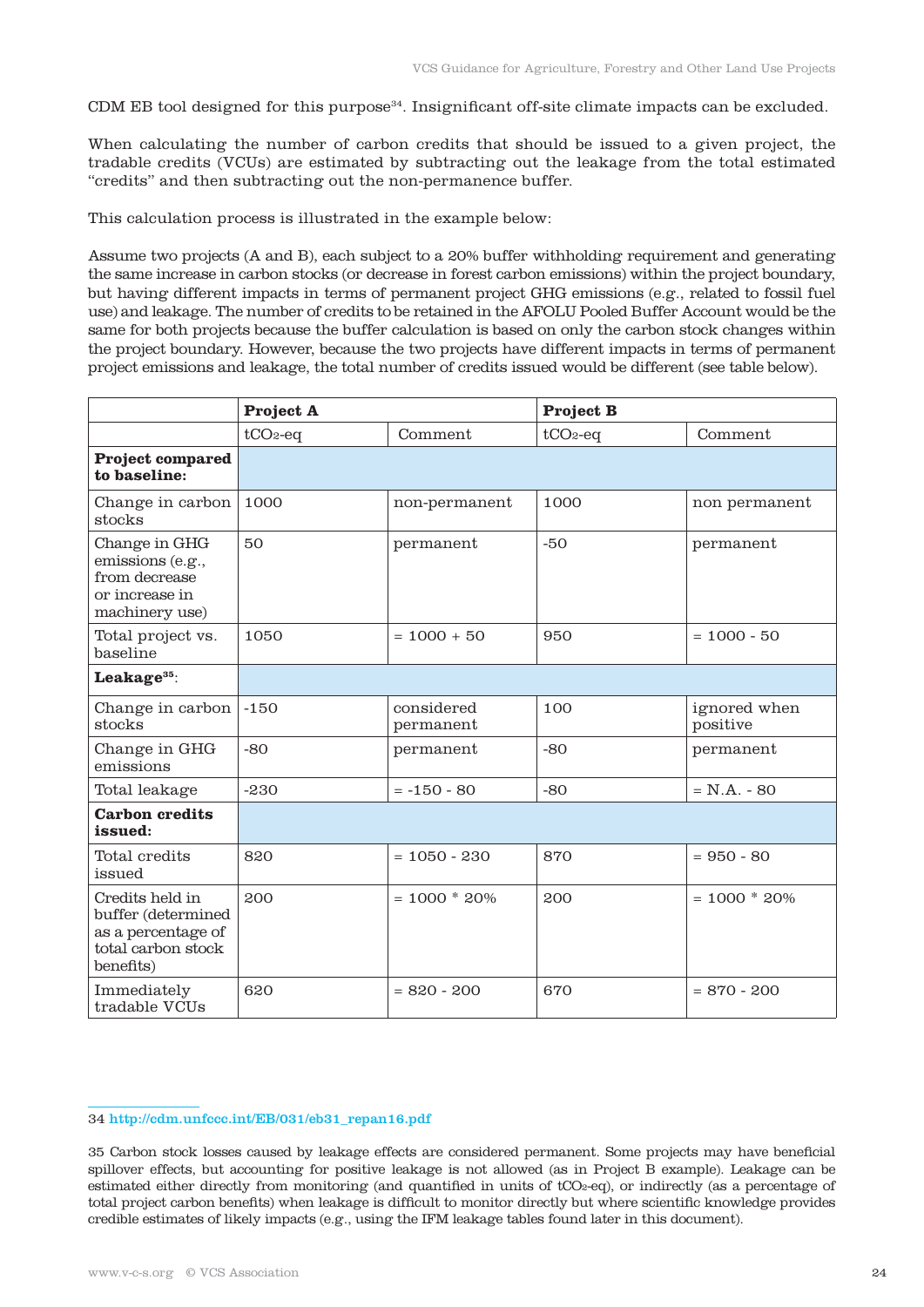CDM EB tool designed for this purpose[34]. Insignificant off-site climate impacts can be excluded.

When calculating the number of carbon credits that should be issued to a given project, the tradable credits (VCUs) are estimated by subtracting out the leakage from the total estimated "credits" and then subtracting out the non-permanence buffer.

This calculation process is illustrated in the example below:

Assume two projects (A and B), each subject to a 20% buffer withholding requirement and generating the same increase in carbon stocks (or decrease in forest carbon emissions) within the project boundary, but having different impacts in terms of permanent project GHG emissions (e.g., related to fossil fuel use) and leakage. The number of credits to be retained in the AFOLU Pooled Buffer Account would be the same for both projects because the buffer calculation is based on only the carbon stock changes within the project boundary. However, because the two projects have different impacts in terms of permanent project emissions and leakage, the total number of credits issued would be different (see table below).

| | **Project A** | | **Project B** | |
|---|---|---|---|---|
| | $tCO_2$-eq | Comment | $tCO_2$-eq | Comment |
| **Project compared to baseline:** | | | | |
| Change in carbon stocks | 1000 | non-permanent | 1000 | non permanent |
| Change in GHG emissions (e.g., from decrease or increase in machinery use) | 50 | permanent | -50 | permanent |
| Total project vs. baseline | 1050 | = 1000 + 50 | 950 | = 1000 - 50 |
| **Leakage[35]:** | | | | |
| Change in carbon stocks | -150 | considered permanent | 100 | ignored when positive |
| Change in GHG emissions | -80 | permanent | -80 | permanent |
| Total leakage | -230 | = -150 - 80 | -80 | = N.A. - 80 |
| **Carbon credits issued:** | | | | |
| Total credits issued | 820 | = 1050 - 230 | 870 | = 950 - 80 |
| Credits held in buffer (determined as a percentage of total carbon stock benefits) | 200 | = 1000 * 20% | 200 | = 1000 * 20% |
| Immediately tradable VCUs | 620 | = 820 - 200 | 670 | = 870 - 200 |

34 http://cdm.unfccc.int/EB/031/eb31_repan16.pdf

35 Carbon stock losses caused by leakage effects are considered permanent. Some projects may have beneficial spillover effects, but accounting for positive leakage is not allowed (as in Project B example). Leakage can be estimated either directly from monitoring (and quantified in units of $tCO_2$-eq), or indirectly (as a percentage of total project carbon benefits) when leakage is difficult to monitor directly but where scientific knowledge provides credible estimates of likely impacts (e.g., using the IFM leakage tables found later in this document).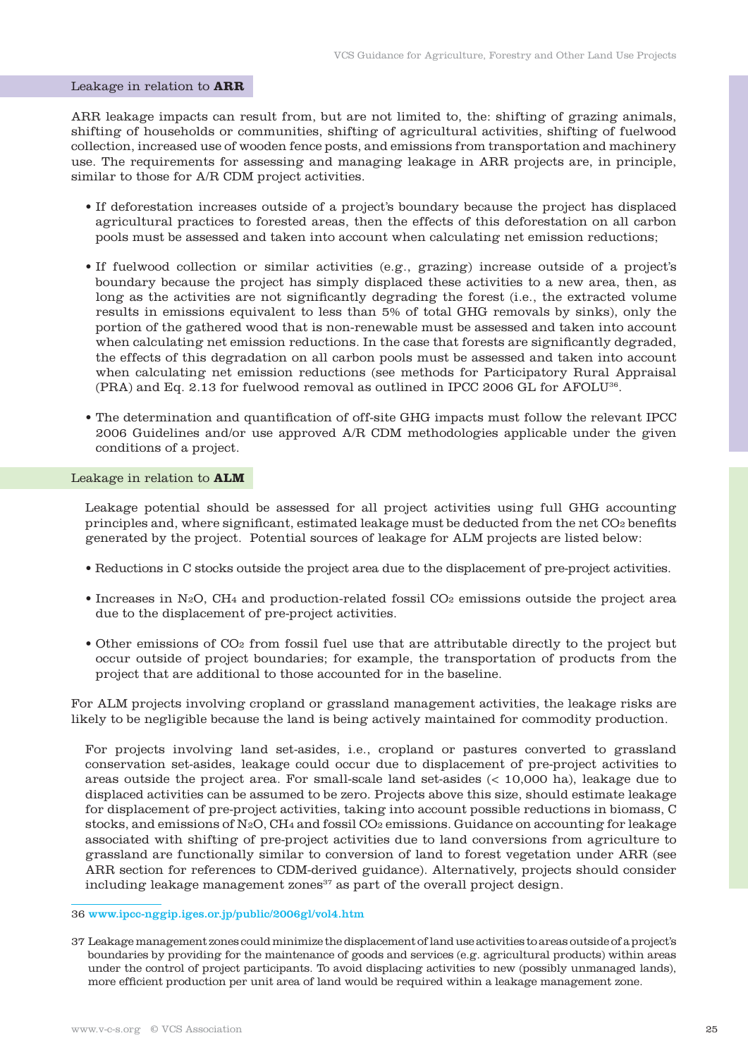### Leakage in relation to **ARR**

ARR leakage impacts can result from, but are not limited to, the: shifting of grazing animals, shifting of households or communities, shifting of agricultural activities, shifting of fuelwood collection, increased use of wooden fence posts, and emissions from transportation and machinery use. The requirements for assessing and managing leakage in ARR projects are, in principle, similar to those for A/R CDM project activities.

- If deforestation increases outside of a project's boundary because the project has displaced agricultural practices to forested areas, then the effects of this deforestation on all carbon pools must be assessed and taken into account when calculating net emission reductions;
- If fuelwood collection or similar activities (e.g., grazing) increase outside of a project's boundary because the project has simply displaced these activities to a new area, then, as long as the activities are not significantly degrading the forest (i.e., the extracted volume results in emissions equivalent to less than 5% of total GHG removals by sinks), only the portion of the gathered wood that is non-renewable must be assessed and taken into account when calculating net emission reductions. In the case that forests are significantly degraded, the effects of this degradation on all carbon pools must be assessed and taken into account when calculating net emission reductions (see methods for Participatory Rural Appraisal (PRA) and Eq. 2.13 for fuelwood removal as outlined in IPCC 2006 GL for AFOLU[36].
- The determination and quantification of off-site GHG impacts must follow the relevant IPCC 2006 Guidelines and/or use approved A/R CDM methodologies applicable under the given conditions of a project.

### Leakage in relation to **ALM**

Leakage potential should be assessed for all project activities using full GHG accounting principles and, where significant, estimated leakage must be deducted from the net $CO_2$ benefits generated by the project. Potential sources of leakage for ALM projects are listed below:

- Reductions in C stocks outside the project area due to the displacement of pre-project activities.
- Increases in $N_2O$, $CH_4$ and production-related fossil $CO_2$ emissions outside the project area due to the displacement of pre-project activities.
- Other emissions of $CO_2$ from fossil fuel use that are attributable directly to the project but occur outside of project boundaries; for example, the transportation of products from the project that are additional to those accounted for in the baseline.

For ALM projects involving cropland or grassland management activities, the leakage risks are likely to be negligible because the land is being actively maintained for commodity production.

For projects involving land set-asides, i.e., cropland or pastures converted to grassland conservation set-asides, leakage could occur due to displacement of pre-project activities to areas outside the project area. For small-scale land set-asides (< 10,000 ha), leakage due to displaced activities can be assumed to be zero. Projects above this size, should estimate leakage for displacement of pre-project activities, taking into account possible reductions in biomass, C stocks, and emissions of $N_2O$, $CH_4$ and fossil $CO_2$ emissions. Guidance on accounting for leakage associated with shifting of pre-project activities due to land conversions from agriculture to grassland are functionally similar to conversion of land to forest vegetation under ARR (see ARR section for references to CDM-derived guidance). Alternatively, projects should consider including leakage management zones[37] as part of the overall project design.

---

36 www.ipcc-nggip.iges.or.jp/public/2006gl/vol4.htm

37 Leakage management zones could minimize the displacement of land use activities to areas outside of a project's boundaries by providing for the maintenance of goods and services (e.g. agricultural products) within areas under the control of project participants. To avoid displacing activities to new (possibly unmanaged lands), more efficient production per unit area of land would be required within a leakage management zone.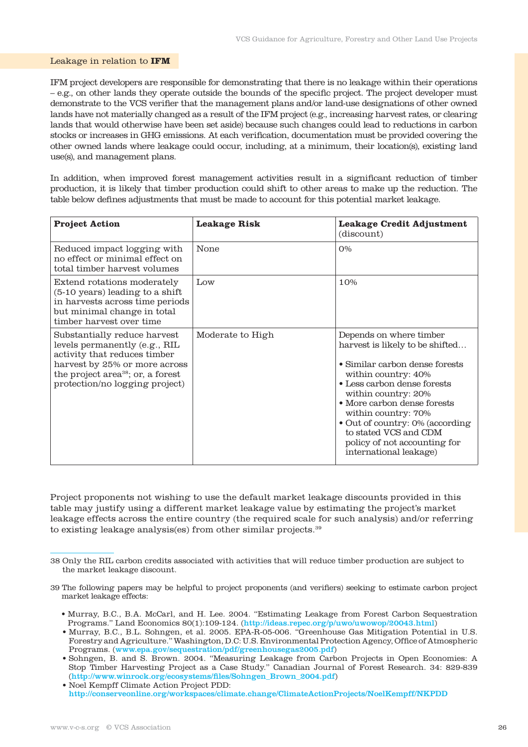## Leakage in relation to **IFM**

IFM project developers are responsible for demonstrating that there is no leakage within their operations – e.g., on other lands they operate outside the bounds of the specific project. The project developer must demonstrate to the VCS verifier that the management plans and/or land-use designations of other owned lands have not materially changed as a result of the IFM project (e.g., increasing harvest rates, or clearing lands that would otherwise have been set aside) because such changes could lead to reductions in carbon stocks or increases in GHG emissions. At each verification, documentation must be provided covering the other owned lands where leakage could occur, including, at a minimum, their location(s), existing land use(s), and management plans.

In addition, when improved forest management activities result in a significant reduction of timber production, it is likely that timber production could shift to other areas to make up the reduction. The table below defines adjustments that must be made to account for this potential market leakage.

| **Project Action** | **Leakage Risk** | **Leakage Credit Adjustment** (discount) |
|---|---|---|
| Reduced impact logging with no effect or minimal effect on total timber harvest volumes | None | 0% |
| Extend rotations moderately (5-10 years) leading to a shift in harvests across time periods but minimal change in total timber harvest over time | Low | 10% |
| Substantially reduce harvest levels permanently (e.g., RIL activity that reduces timber harvest by 25% or more across the project area[38]; or, a forest protection/no logging project) | Moderate to High | Depends on where timber harvest is likely to be shifted… <br>• Similar carbon dense forests within country: 40% <br>• Less carbon dense forests within country: 20% <br>• More carbon dense forests within country: 70% <br>• Out of country: 0% (according to stated VCS and CDM policy of not accounting for international leakage) |

Project proponents not wishing to use the default market leakage discounts provided in this table may justify using a different market leakage value by estimating the project's market leakage effects across the entire country (the required scale for such analysis) and/or referring to existing leakage analysis(es) from other similar projects.[39]

---

38 Only the RIL carbon credits associated with activities that will reduce timber production are subject to the market leakage discount.

39 The following papers may be helpful to project proponents (and verifiers) seeking to estimate carbon project market leakage effects:

- Murray, B.C., B.A. McCarl, and H. Lee. 2004. "Estimating Leakage from Forest Carbon Sequestration Programs." Land Economics 80(1):109-124. (http://ideas.repec.org/p/uwo/uwowop/20043.html)
- Murray, B.C., B.L. Sohngen, et al. 2005. EPA-R-05-006. "Greenhouse Gas Mitigation Potential in U.S. Forestry and Agriculture." Washington, D.C: U.S. Environmental Protection Agency, Office of Atmospheric Programs. (www.epa.gov/sequestration/pdf/greenhousegas2005.pdf)
- Sohngen, B. and S. Brown. 2004. "Measuring Leakage from Carbon Projects in Open Economies: A Stop Timber Harvesting Project as a Case Study." Canadian Journal of Forest Research. 34: 829-839 (http://www.winrock.org/ecosystems/files/Sohngen_Brown_2004.pdf)
- Noel Kempff Climate Action Project PDD: http://conserveonline.org/workspaces/climate.change/ClimateActionProjects/NoelKempff/NKPDD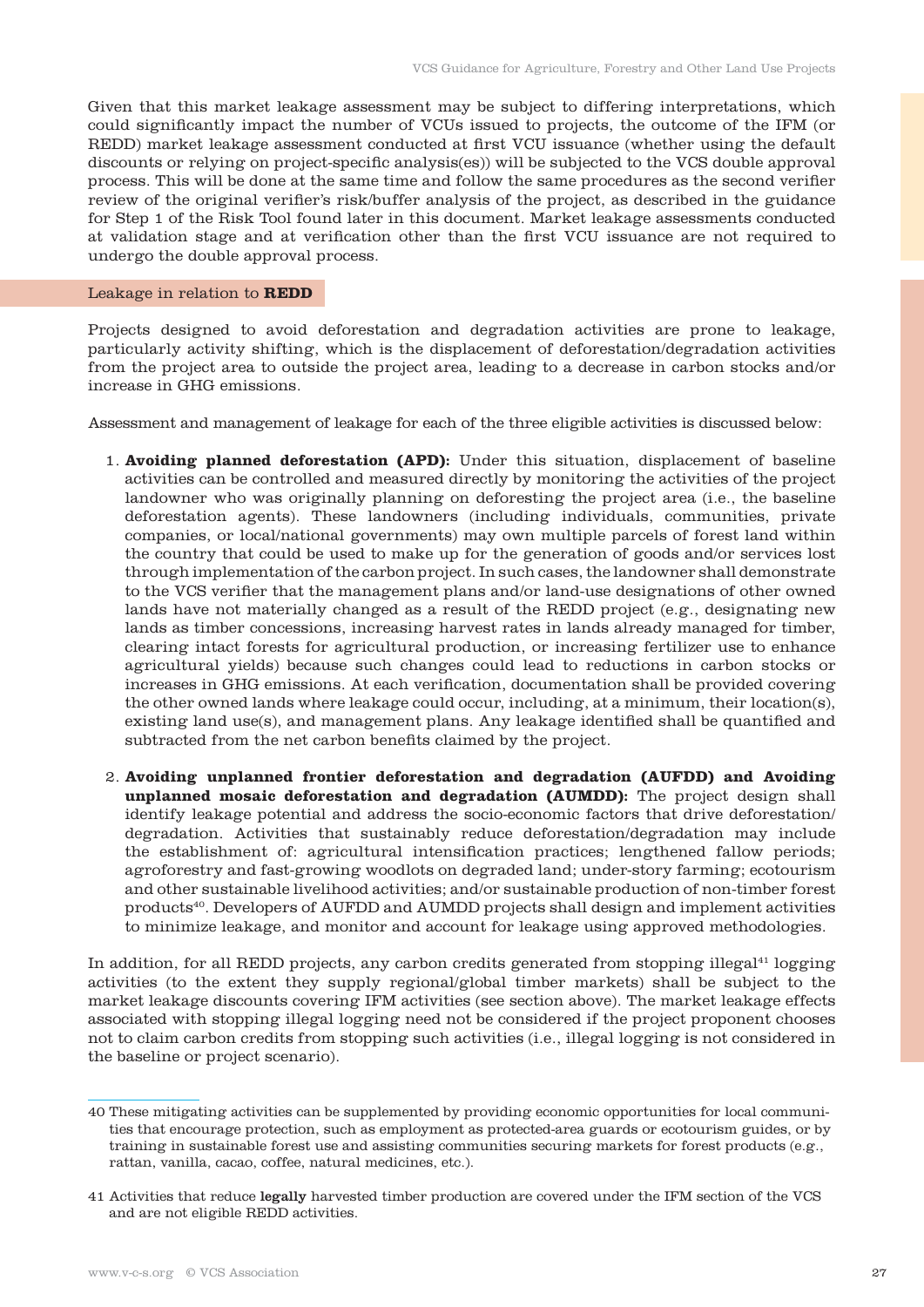Given that this market leakage assessment may be subject to differing interpretations, which could significantly impact the number of VCUs issued to projects, the outcome of the IFM (or REDD) market leakage assessment conducted at first VCU issuance (whether using the default discounts or relying on project-specific analysis(es)) will be subjected to the VCS double approval process. This will be done at the same time and follow the same procedures as the second verifier review of the original verifier's risk/buffer analysis of the project, as described in the guidance for Step 1 of the Risk Tool found later in this document. Market leakage assessments conducted at validation stage and at verification other than the first VCU issuance are not required to undergo the double approval process.

### Leakage in relation to **REDD**

Projects designed to avoid deforestation and degradation activities are prone to leakage, particularly activity shifting, which is the displacement of deforestation/degradation activities from the project area to outside the project area, leading to a decrease in carbon stocks and/or increase in GHG emissions.

Assessment and management of leakage for each of the three eligible activities is discussed below:

1. **Avoiding planned deforestation (APD):** Under this situation, displacement of baseline activities can be controlled and measured directly by monitoring the activities of the project landowner who was originally planning on deforesting the project area (i.e., the baseline deforestation agents). These landowners (including individuals, communities, private companies, or local/national governments) may own multiple parcels of forest land within the country that could be used to make up for the generation of goods and/or services lost through implementation of the carbon project. In such cases, the landowner shall demonstrate to the VCS verifier that the management plans and/or land-use designations of other owned lands have not materially changed as a result of the REDD project (e.g., designating new lands as timber concessions, increasing harvest rates in lands already managed for timber, clearing intact forests for agricultural production, or increasing fertilizer use to enhance agricultural yields) because such changes could lead to reductions in carbon stocks or increases in GHG emissions. At each verification, documentation shall be provided covering the other owned lands where leakage could occur, including, at a minimum, their location(s), existing land use(s), and management plans. Any leakage identified shall be quantified and subtracted from the net carbon benefits claimed by the project.

2. **Avoiding unplanned frontier deforestation and degradation (AUFDD) and Avoiding unplanned mosaic deforestation and degradation (AUMDD):** The project design shall identify leakage potential and address the socio-economic factors that drive deforestation/degradation. Activities that sustainably reduce deforestation/degradation may include the establishment of: agricultural intensification practices; lengthened fallow periods; agroforestry and fast-growing woodlots on degraded land; under-story farming; ecotourism and other sustainable livelihood activities; and/or sustainable production of non-timber forest products[40]. Developers of AUFDD and AUMDD projects shall design and implement activities to minimize leakage, and monitor and account for leakage using approved methodologies.

In addition, for all REDD projects, any carbon credits generated from stopping illegal[41] logging activities (to the extent they supply regional/global timber markets) shall be subject to the market leakage discounts covering IFM activities (see section above). The market leakage effects associated with stopping illegal logging need not be considered if the project proponent chooses not to claim carbon credits from stopping such activities (i.e., illegal logging is not considered in the baseline or project scenario).

---

40 These mitigating activities can be supplemented by providing economic opportunities for local communities that encourage protection, such as employment as protected-area guards or ecotourism guides, or by training in sustainable forest use and assisting communities securing markets for forest products (e.g., rattan, vanilla, cacao, coffee, natural medicines, etc.).

41 Activities that reduce **legally** harvested timber production are covered under the IFM section of the VCS and are not eligible REDD activities.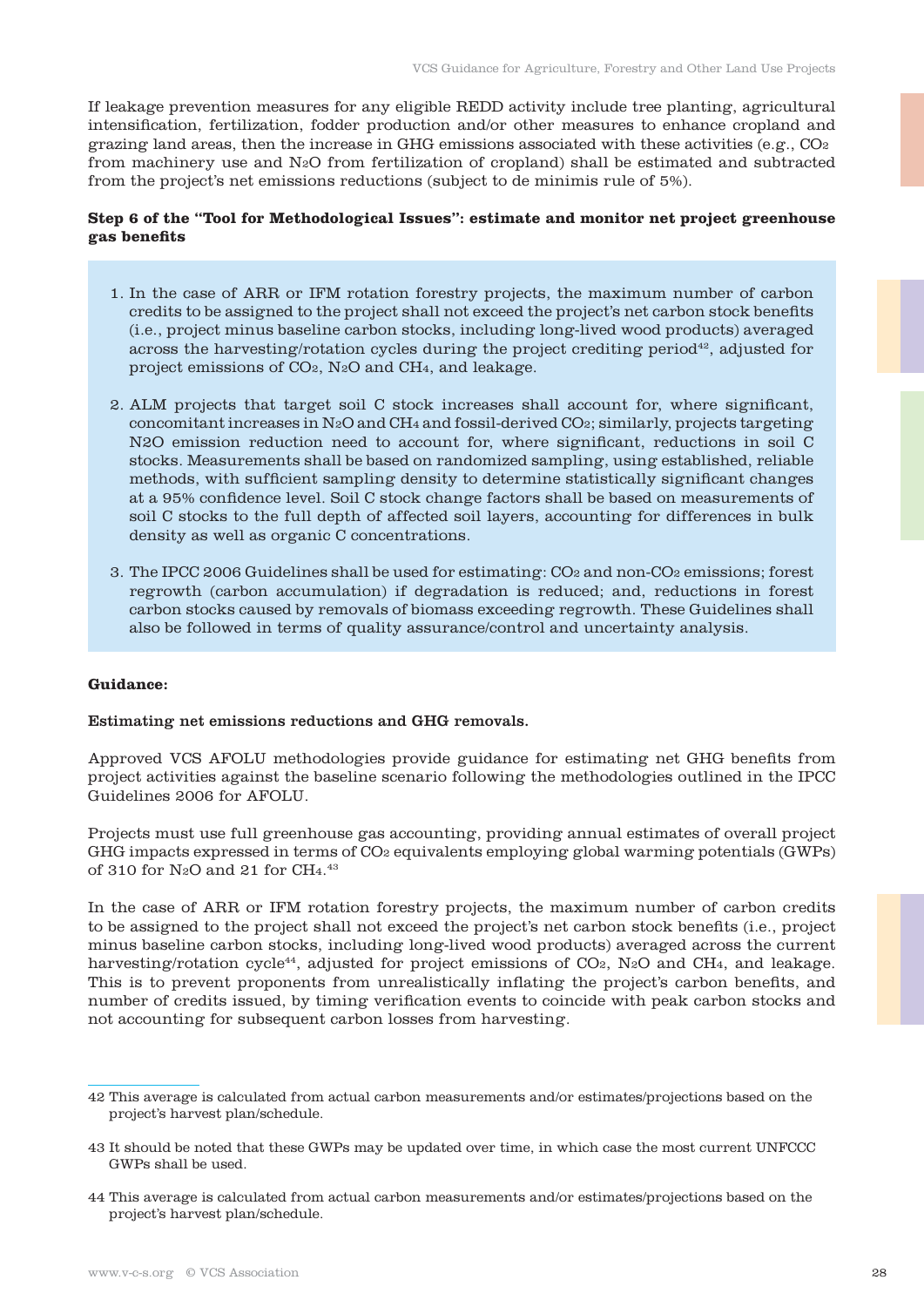If leakage prevention measures for any eligible REDD activity include tree planting, agricultural intensification, fertilization, fodder production and/or other measures to enhance cropland and grazing land areas, then the increase in GHG emissions associated with these activities (e.g., $CO_2$ from machinery use and $N_2O$ from fertilization of cropland) shall be estimated and subtracted from the project's net emissions reductions (subject to de minimis rule of 5%).

**Step 6 of the "Tool for Methodological Issues": estimate and monitor net project greenhouse gas benefits**

1. In the case of ARR or IFM rotation forestry projects, the maximum number of carbon credits to be assigned to the project shall not exceed the project's net carbon stock benefits (i.e., project minus baseline carbon stocks, including long-lived wood products) averaged across the harvesting/rotation cycles during the project crediting period[42], adjusted for project emissions of $CO_2$, $N_2O$ and $CH_4$, and leakage.

2. ALM projects that target soil C stock increases shall account for, where significant, concomitant increases in $N_2O$ and $CH_4$ and fossil-derived $CO_2$; similarly, projects targeting N2O emission reduction need to account for, where significant, reductions in soil C stocks. Measurements shall be based on randomized sampling, using established, reliable methods, with sufficient sampling density to determine statistically significant changes at a 95% confidence level. Soil C stock change factors shall be based on measurements of soil C stocks to the full depth of affected soil layers, accounting for differences in bulk density as well as organic C concentrations.

3. The IPCC 2006 Guidelines shall be used for estimating: $CO_2$ and non-$CO_2$ emissions; forest regrowth (carbon accumulation) if degradation is reduced; and, reductions in forest carbon stocks caused by removals of biomass exceeding regrowth. These Guidelines shall also be followed in terms of quality assurance/control and uncertainty analysis.

**Guidance:**

**Estimating net emissions reductions and GHG removals.**

Approved VCS AFOLU methodologies provide guidance for estimating net GHG benefits from project activities against the baseline scenario following the methodologies outlined in the IPCC Guidelines 2006 for AFOLU.

Projects must use full greenhouse gas accounting, providing annual estimates of overall project GHG impacts expressed in terms of $CO_2$ equivalents employing global warming potentials (GWPs) of 310 for $N_2O$ and 21 for $CH_4$.[43]

In the case of ARR or IFM rotation forestry projects, the maximum number of carbon credits to be assigned to the project shall not exceed the project's net carbon stock benefits (i.e., project minus baseline carbon stocks, including long-lived wood products) averaged across the current harvesting/rotation cycle[44], adjusted for project emissions of $CO_2$, $N_2O$ and $CH_4$, and leakage. This is to prevent proponents from unrealistically inflating the project's carbon benefits, and number of credits issued, by timing verification events to coincide with peak carbon stocks and not accounting for subsequent carbon losses from harvesting.

---

42 This average is calculated from actual carbon measurements and/or estimates/projections based on the project's harvest plan/schedule.

43 It should be noted that these GWPs may be updated over time, in which case the most current UNFCCC GWPs shall be used.

44 This average is calculated from actual carbon measurements and/or estimates/projections based on the project's harvest plan/schedule.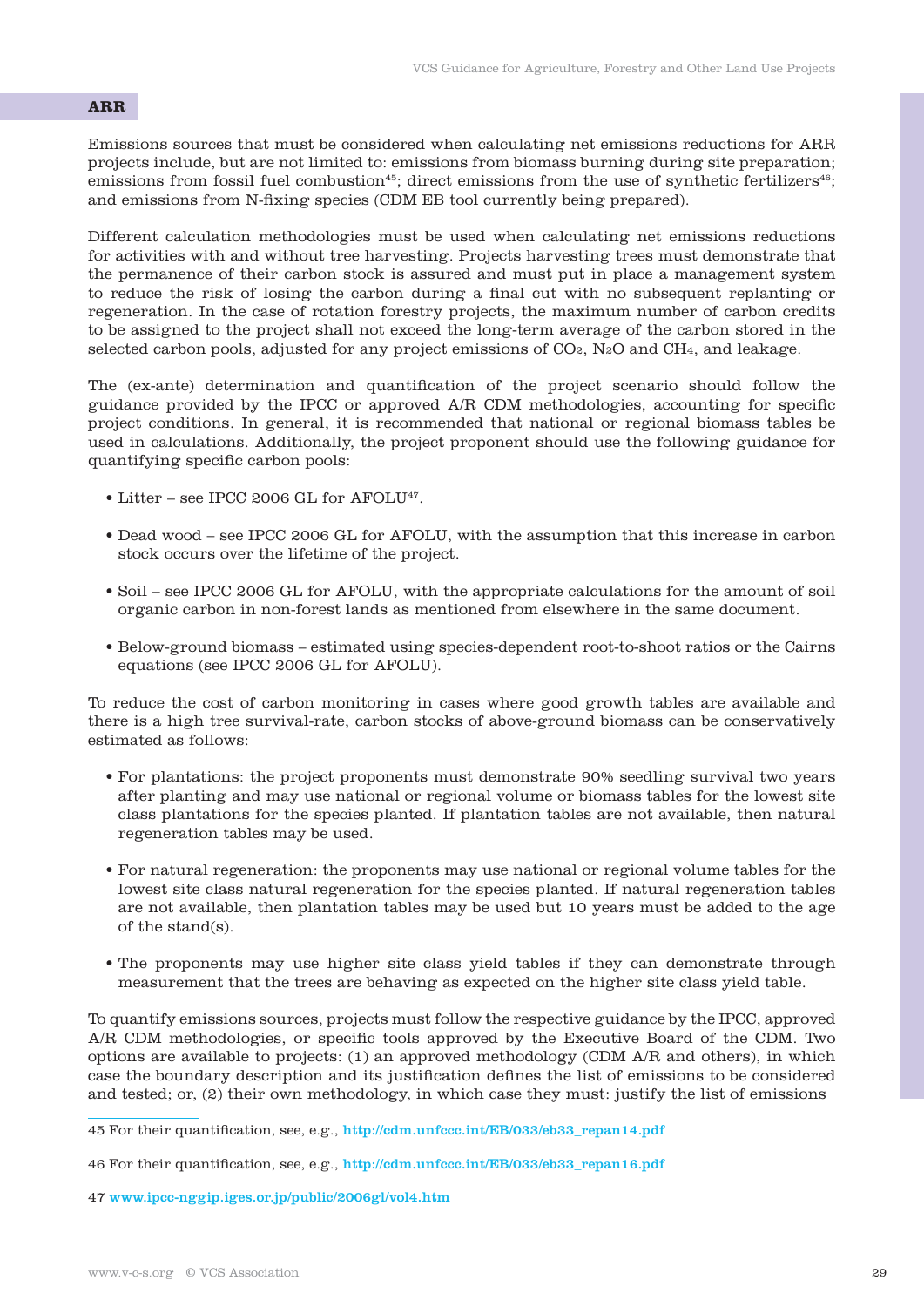## ARR

Emissions sources that must be considered when calculating net emissions reductions for ARR projects include, but are not limited to: emissions from biomass burning during site preparation; emissions from fossil fuel combustion[45]; direct emissions from the use of synthetic fertilizers[46]; and emissions from N-fixing species (CDM EB tool currently being prepared).

Different calculation methodologies must be used when calculating net emissions reductions for activities with and without tree harvesting. Projects harvesting trees must demonstrate that the permanence of their carbon stock is assured and must put in place a management system to reduce the risk of losing the carbon during a final cut with no subsequent replanting or regeneration. In the case of rotation forestry projects, the maximum number of carbon credits to be assigned to the project shall not exceed the long-term average of the carbon stored in the selected carbon pools, adjusted for any project emissions of $CO_2$, $N_2O$ and $CH_4$, and leakage.

The (ex-ante) determination and quantification of the project scenario should follow the guidance provided by the IPCC or approved A/R CDM methodologies, accounting for specific project conditions. In general, it is recommended that national or regional biomass tables be used in calculations. Additionally, the project proponent should use the following guidance for quantifying specific carbon pools:

- Litter – see IPCC 2006 GL for AFOLU[47].
- Dead wood – see IPCC 2006 GL for AFOLU, with the assumption that this increase in carbon stock occurs over the lifetime of the project.
- Soil – see IPCC 2006 GL for AFOLU, with the appropriate calculations for the amount of soil organic carbon in non-forest lands as mentioned from elsewhere in the same document.
- Below-ground biomass – estimated using species-dependent root-to-shoot ratios or the Cairns equations (see IPCC 2006 GL for AFOLU).

To reduce the cost of carbon monitoring in cases where good growth tables are available and there is a high tree survival-rate, carbon stocks of above-ground biomass can be conservatively estimated as follows:

- For plantations: the project proponents must demonstrate 90% seedling survival two years after planting and may use national or regional volume or biomass tables for the lowest site class plantations for the species planted. If plantation tables are not available, then natural regeneration tables may be used.
- For natural regeneration: the proponents may use national or regional volume tables for the lowest site class natural regeneration for the species planted. If natural regeneration tables are not available, then plantation tables may be used but 10 years must be added to the age of the stand(s).
- The proponents may use higher site class yield tables if they can demonstrate through measurement that the trees are behaving as expected on the higher site class yield table.

To quantify emissions sources, projects must follow the respective guidance by the IPCC, approved A/R CDM methodologies, or specific tools approved by the Executive Board of the CDM. Two options are available to projects: (1) an approved methodology (CDM A/R and others), in which case the boundary description and its justification defines the list of emissions to be considered and tested; or, (2) their own methodology, in which case they must: justify the list of emissions

---

45 For their quantification, see, e.g., http://cdm.unfccc.int/EB/033/eb33_repan14.pdf

46 For their quantification, see, e.g., http://cdm.unfccc.int/EB/033/eb33_repan16.pdf

47 www.ipcc-nggip.iges.or.jp/public/2006gl/vol4.htm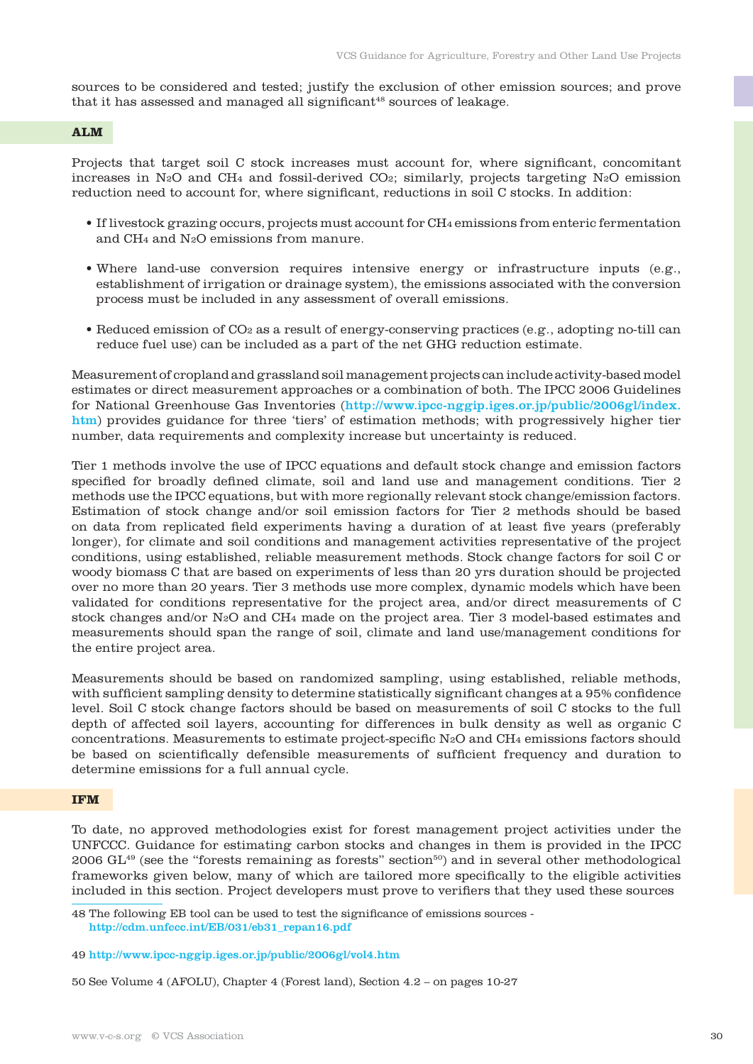sources to be considered and tested; justify the exclusion of other emission sources; and prove that it has assessed and managed all significant[48] sources of leakage.

### ALM

Projects that target soil C stock increases must account for, where significant, concomitant increases in $N_2O$ and $CH_4$ and fossil-derived $CO_2$; similarly, projects targeting $N_2O$ emission reduction need to account for, where significant, reductions in soil C stocks. In addition:

- If livestock grazing occurs, projects must account for $CH_4$ emissions from enteric fermentation and $CH_4$ and $N_2O$ emissions from manure.
- Where land-use conversion requires intensive energy or infrastructure inputs (e.g., establishment of irrigation or drainage system), the emissions associated with the conversion process must be included in any assessment of overall emissions.
- Reduced emission of $CO_2$ as a result of energy-conserving practices (e.g., adopting no-till can reduce fuel use) can be included as a part of the net GHG reduction estimate.

Measurement of cropland and grassland soil management projects can include activity-based model estimates or direct measurement approaches or a combination of both. The IPCC 2006 Guidelines for National Greenhouse Gas Inventories (http://www.ipcc-nggip.iges.or.jp/public/2006gl/index.htm) provides guidance for three 'tiers' of estimation methods; with progressively higher tier number, data requirements and complexity increase but uncertainty is reduced.

Tier 1 methods involve the use of IPCC equations and default stock change and emission factors specified for broadly defined climate, soil and land use and management conditions. Tier 2 methods use the IPCC equations, but with more regionally relevant stock change/emission factors. Estimation of stock change and/or soil emission factors for Tier 2 methods should be based on data from replicated field experiments having a duration of at least five years (preferably longer), for climate and soil conditions and management activities representative of the project conditions, using established, reliable measurement methods. Stock change factors for soil C or woody biomass C that are based on experiments of less than 20 yrs duration should be projected over no more than 20 years. Tier 3 methods use more complex, dynamic models which have been validated for conditions representative for the project area, and/or direct measurements of C stock changes and/or $N_2O$ and $CH_4$ made on the project area. Tier 3 model-based estimates and measurements should span the range of soil, climate and land use/management conditions for the entire project area.

Measurements should be based on randomized sampling, using established, reliable methods, with sufficient sampling density to determine statistically significant changes at a 95% confidence level. Soil C stock change factors should be based on measurements of soil C stocks to the full depth of affected soil layers, accounting for differences in bulk density as well as organic C concentrations. Measurements to estimate project-specific $N_2O$ and $CH_4$ emissions factors should be based on scientifically defensible measurements of sufficient frequency and duration to determine emissions for a full annual cycle.

### IFM

To date, no approved methodologies exist for forest management project activities under the UNFCCC. Guidance for estimating carbon stocks and changes in them is provided in the IPCC 2006 GL[49] (see the "forests remaining as forests" section[50]) and in several other methodological frameworks given below, many of which are tailored more specifically to the eligible activities included in this section. Project developers must prove to verifiers that they used these sources

---

48 The following EB tool can be used to test the significance of emissions sources - http://cdm.unfccc.int/EB/031/eb31_repan16.pdf

49 http://www.ipcc-nggip.iges.or.jp/public/2006gl/vol4.htm

50 See Volume 4 (AFOLU), Chapter 4 (Forest land), Section 4.2 – on pages 10-27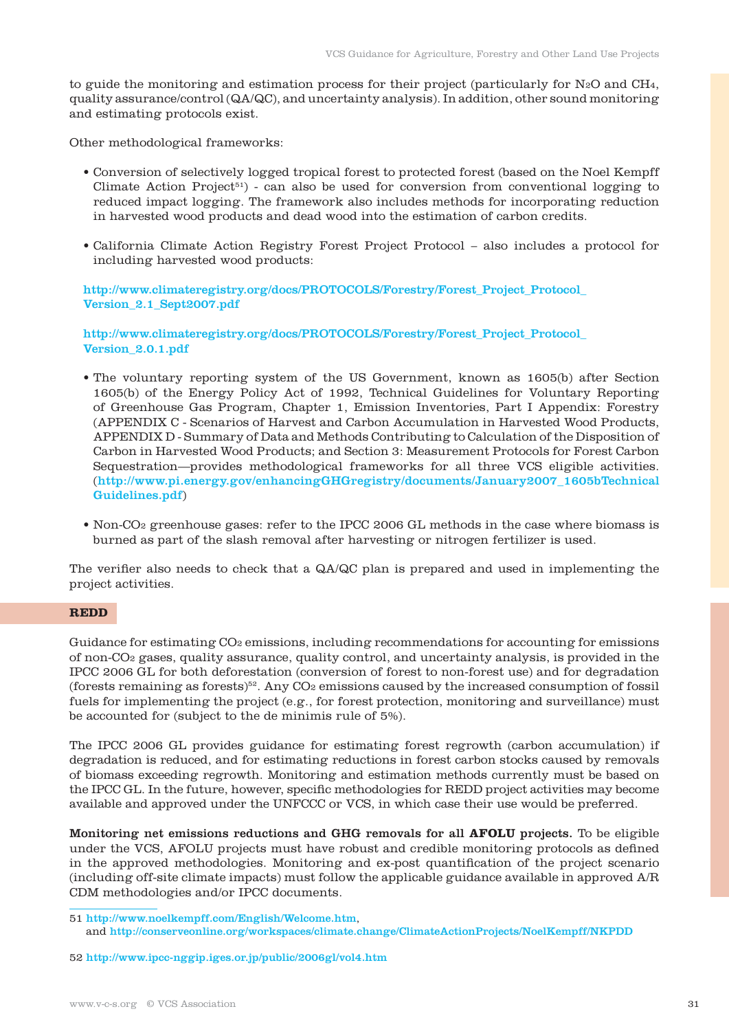to guide the monitoring and estimation process for their project (particularly for $N_2O$ and $CH_4$, quality assurance/control (QA/QC), and uncertainty analysis). In addition, other sound monitoring and estimating protocols exist.

Other methodological frameworks:

- Conversion of selectively logged tropical forest to protected forest (based on the Noel Kempff Climate Action Project[51]) - can also be used for conversion from conventional logging to reduced impact logging. The framework also includes methods for incorporating reduction in harvested wood products and dead wood into the estimation of carbon credits.

- California Climate Action Registry Forest Project Protocol – also includes a protocol for including harvested wood products:

  **http://www.climateregistry.org/docs/PROTOCOLS/Forestry/Forest_Project_Protocol_Version_2.1_Sept2007.pdf**

  **http://www.climateregistry.org/docs/PROTOCOLS/Forestry/Forest_Project_Protocol_Version_2.0.1.pdf**

- The voluntary reporting system of the US Government, known as 1605(b) after Section 1605(b) of the Energy Policy Act of 1992, Technical Guidelines for Voluntary Reporting of Greenhouse Gas Program, Chapter 1, Emission Inventories, Part I Appendix: Forestry (APPENDIX C - Scenarios of Harvest and Carbon Accumulation in Harvested Wood Products, APPENDIX D - Summary of Data and Methods Contributing to Calculation of the Disposition of Carbon in Harvested Wood Products; and Section 3: Measurement Protocols for Forest Carbon Sequestration—provides methodological frameworks for all three VCS eligible activities. (**http://www.pi.energy.gov/enhancingGHGregistry/documents/January2007_1605bTechnicalGuidelines.pdf**)

- Non-$CO_2$ greenhouse gases: refer to the IPCC 2006 GL methods in the case where biomass is burned as part of the slash removal after harvesting or nitrogen fertilizer is used.

The verifier also needs to check that a QA/QC plan is prepared and used in implementing the project activities.

## REDD

Guidance for estimating $CO_2$ emissions, including recommendations for accounting for emissions of non-$CO_2$ gases, quality assurance, quality control, and uncertainty analysis, is provided in the IPCC 2006 GL for both deforestation (conversion of forest to non-forest use) and for degradation (forests remaining as forests)[52]. Any $CO_2$ emissions caused by the increased consumption of fossil fuels for implementing the project (e.g., for forest protection, monitoring and surveillance) must be accounted for (subject to the de minimis rule of 5%).

The IPCC 2006 GL provides guidance for estimating forest regrowth (carbon accumulation) if degradation is reduced, and for estimating reductions in forest carbon stocks caused by removals of biomass exceeding regrowth. Monitoring and estimation methods currently must be based on the IPCC GL. In the future, however, specific methodologies for REDD project activities may become available and approved under the UNFCCC or VCS, in which case their use would be preferred.

**Monitoring net emissions reductions and GHG removals for all AFOLU projects.** To be eligible under the VCS, AFOLU projects must have robust and credible monitoring protocols as defined in the approved methodologies. Monitoring and ex-post quantification of the project scenario (including off-site climate impacts) must follow the applicable guidance available in approved A/R CDM methodologies and/or IPCC documents.

---

51 **http://www.noelkempff.com/English/Welcome.htm**, and **http://conserveonline.org/workspaces/climate.change/ClimateActionProjects/NoelKempff/NKPDD**

52 **http://www.ipcc-nggip.iges.or.jp/public/2006gl/vol4.htm**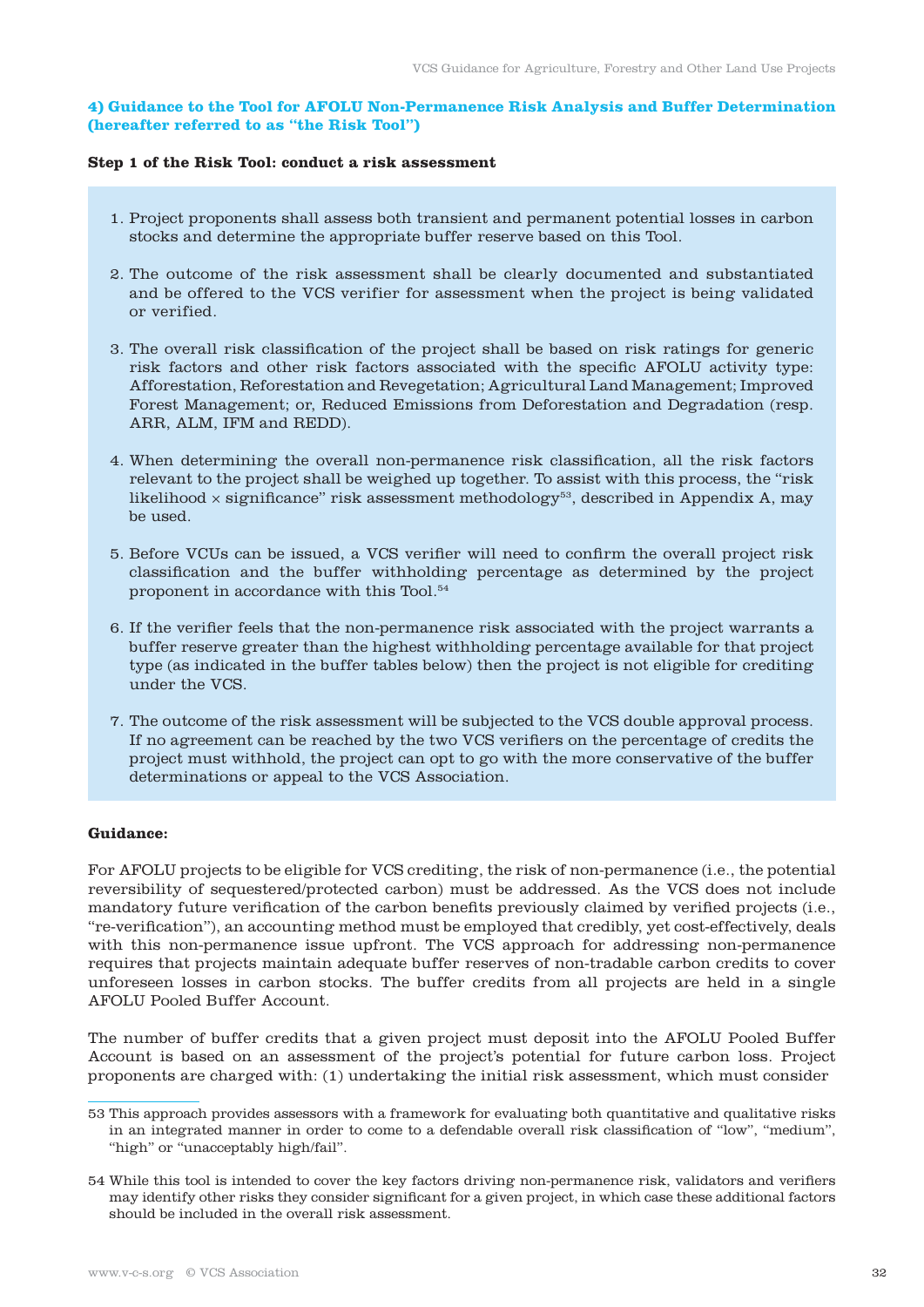### 4) Guidance to the Tool for AFOLU Non-Permanence Risk Analysis and Buffer Determination (hereafter referred to as "the Risk Tool")

**Step 1 of the Risk Tool: conduct a risk assessment**

1. Project proponents shall assess both transient and permanent potential losses in carbon stocks and determine the appropriate buffer reserve based on this Tool.
2. The outcome of the risk assessment shall be clearly documented and substantiated and be offered to the VCS verifier for assessment when the project is being validated or verified.
3. The overall risk classification of the project shall be based on risk ratings for generic risk factors and other risk factors associated with the specific AFOLU activity type: Afforestation, Reforestation and Revegetation; Agricultural Land Management; Improved Forest Management; or, Reduced Emissions from Deforestation and Degradation (resp. ARR, ALM, IFM and REDD).
4. When determining the overall non-permanence risk classification, all the risk factors relevant to the project shall be weighed up together. To assist with this process, the "risk likelihood × significance" risk assessment methodology[53], described in Appendix A, may be used.
5. Before VCUs can be issued, a VCS verifier will need to confirm the overall project risk classification and the buffer withholding percentage as determined by the project proponent in accordance with this Tool.[54]
6. If the verifier feels that the non-permanence risk associated with the project warrants a buffer reserve greater than the highest withholding percentage available for that project type (as indicated in the buffer tables below) then the project is not eligible for crediting under the VCS.
7. The outcome of the risk assessment will be subjected to the VCS double approval process. If no agreement can be reached by the two VCS verifiers on the percentage of credits the project must withhold, the project can opt to go with the more conservative of the buffer determinations or appeal to the VCS Association.

**Guidance:**

For AFOLU projects to be eligible for VCS crediting, the risk of non-permanence (i.e., the potential reversibility of sequestered/protected carbon) must be addressed. As the VCS does not include mandatory future verification of the carbon benefits previously claimed by verified projects (i.e., "re-verification"), an accounting method must be employed that credibly, yet cost-effectively, deals with this non-permanence issue upfront. The VCS approach for addressing non-permanence requires that projects maintain adequate buffer reserves of non-tradable carbon credits to cover unforeseen losses in carbon stocks. The buffer credits from all projects are held in a single AFOLU Pooled Buffer Account.

The number of buffer credits that a given project must deposit into the AFOLU Pooled Buffer Account is based on an assessment of the project's potential for future carbon loss. Project proponents are charged with: (1) undertaking the initial risk assessment, which must consider

---

53 This approach provides assessors with a framework for evaluating both quantitative and qualitative risks in an integrated manner in order to come to a defendable overall risk classification of "low", "medium", "high" or "unacceptably high/fail".

54 While this tool is intended to cover the key factors driving non-permanence risk, validators and verifiers may identify other risks they consider significant for a given project, in which case these additional factors should be included in the overall risk assessment.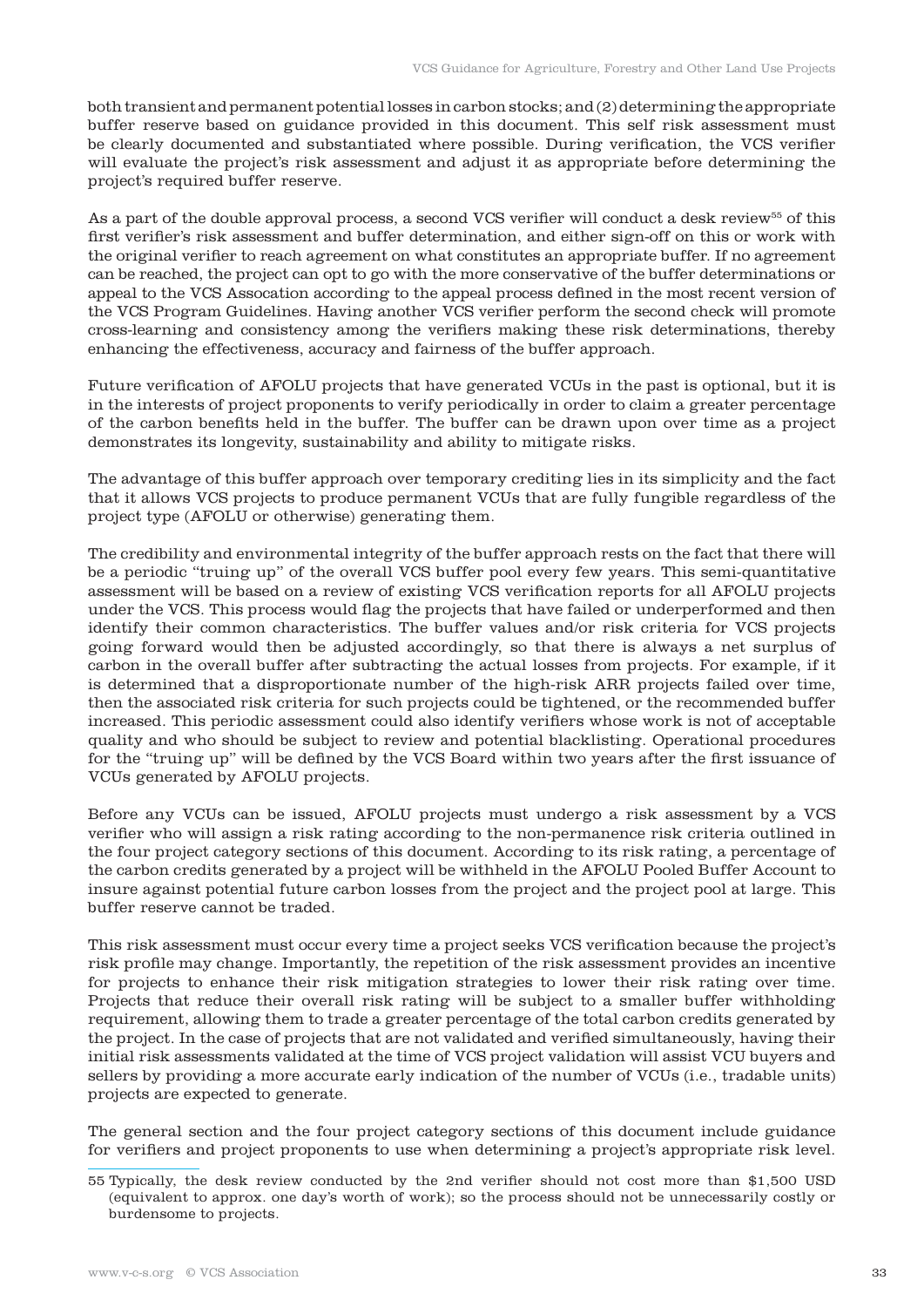both transient and permanent potential losses in carbon stocks; and (2) determining the appropriate buffer reserve based on guidance provided in this document. This self risk assessment must be clearly documented and substantiated where possible. During verification, the VCS verifier will evaluate the project's risk assessment and adjust it as appropriate before determining the project's required buffer reserve.

As a part of the double approval process, a second VCS verifier will conduct a desk review[55] of this first verifier's risk assessment and buffer determination, and either sign-off on this or work with the original verifier to reach agreement on what constitutes an appropriate buffer. If no agreement can be reached, the project can opt to go with the more conservative of the buffer determinations or appeal to the VCS Assocation according to the appeal process defined in the most recent version of the VCS Program Guidelines. Having another VCS verifier perform the second check will promote cross-learning and consistency among the verifiers making these risk determinations, thereby enhancing the effectiveness, accuracy and fairness of the buffer approach.

Future verification of AFOLU projects that have generated VCUs in the past is optional, but it is in the interests of project proponents to verify periodically in order to claim a greater percentage of the carbon benefits held in the buffer. The buffer can be drawn upon over time as a project demonstrates its longevity, sustainability and ability to mitigate risks.

The advantage of this buffer approach over temporary crediting lies in its simplicity and the fact that it allows VCS projects to produce permanent VCUs that are fully fungible regardless of the project type (AFOLU or otherwise) generating them.

The credibility and environmental integrity of the buffer approach rests on the fact that there will be a periodic "truing up" of the overall VCS buffer pool every few years. This semi-quantitative assessment will be based on a review of existing VCS verification reports for all AFOLU projects under the VCS. This process would flag the projects that have failed or underperformed and then identify their common characteristics. The buffer values and/or risk criteria for VCS projects going forward would then be adjusted accordingly, so that there is always a net surplus of carbon in the overall buffer after subtracting the actual losses from projects. For example, if it is determined that a disproportionate number of the high-risk ARR projects failed over time, then the associated risk criteria for such projects could be tightened, or the recommended buffer increased. This periodic assessment could also identify verifiers whose work is not of acceptable quality and who should be subject to review and potential blacklisting. Operational procedures for the "truing up" will be defined by the VCS Board within two years after the first issuance of VCUs generated by AFOLU projects.

Before any VCUs can be issued, AFOLU projects must undergo a risk assessment by a VCS verifier who will assign a risk rating according to the non-permanence risk criteria outlined in the four project category sections of this document. According to its risk rating, a percentage of the carbon credits generated by a project will be withheld in the AFOLU Pooled Buffer Account to insure against potential future carbon losses from the project and the project pool at large. This buffer reserve cannot be traded.

This risk assessment must occur every time a project seeks VCS verification because the project's risk profile may change. Importantly, the repetition of the risk assessment provides an incentive for projects to enhance their risk mitigation strategies to lower their risk rating over time. Projects that reduce their overall risk rating will be subject to a smaller buffer withholding requirement, allowing them to trade a greater percentage of the total carbon credits generated by the project. In the case of projects that are not validated and verified simultaneously, having their initial risk assessments validated at the time of VCS project validation will assist VCU buyers and sellers by providing a more accurate early indication of the number of VCUs (i.e., tradable units) projects are expected to generate.

The general section and the four project category sections of this document include guidance for verifiers and project proponents to use when determining a project's appropriate risk level.

55 Typically, the desk review conducted by the 2nd verifier should not cost more than $1,500 USD (equivalent to approx. one day's worth of work); so the process should not be unnecessarily costly or burdensome to projects.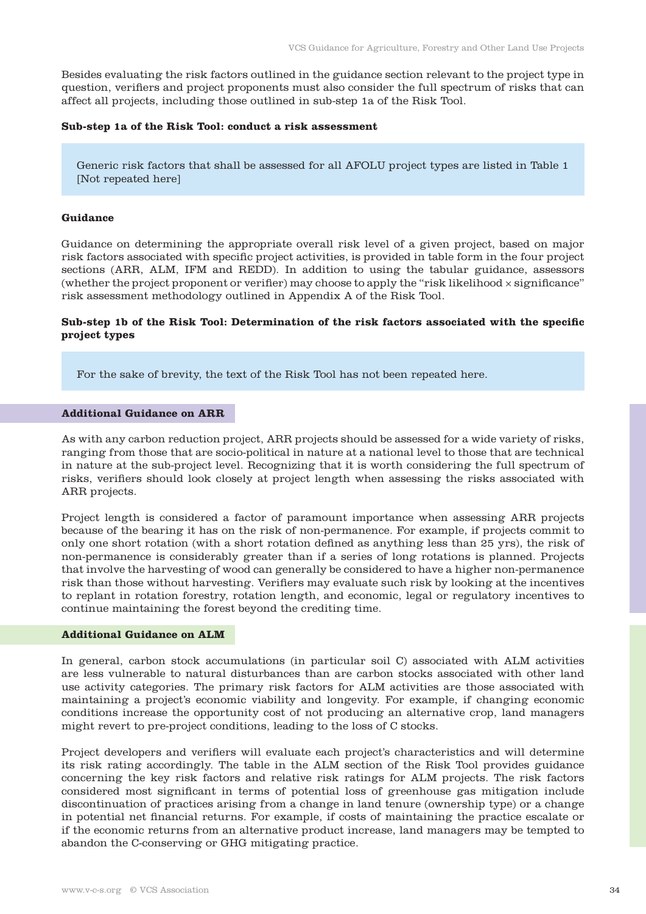Besides evaluating the risk factors outlined in the guidance section relevant to the project type in question, verifiers and project proponents must also consider the full spectrum of risks that can affect all projects, including those outlined in sub-step 1a of the Risk Tool.

**Sub-step 1a of the Risk Tool: conduct a risk assessment**

> Generic risk factors that shall be assessed for all AFOLU project types are listed in Table 1 [Not repeated here]

**Guidance**

Guidance on determining the appropriate overall risk level of a given project, based on major risk factors associated with specific project activities, is provided in table form in the four project sections (ARR, ALM, IFM and REDD). In addition to using the tabular guidance, assessors (whether the project proponent or verifier) may choose to apply the "risk likelihood × significance" risk assessment methodology outlined in Appendix A of the Risk Tool.

**Sub-step 1b of the Risk Tool: Determination of the risk factors associated with the specific project types**

> For the sake of brevity, the text of the Risk Tool has not been repeated here.

**Additional Guidance on ARR**

As with any carbon reduction project, ARR projects should be assessed for a wide variety of risks, ranging from those that are socio-political in nature at a national level to those that are technical in nature at the sub-project level. Recognizing that it is worth considering the full spectrum of risks, verifiers should look closely at project length when assessing the risks associated with ARR projects.

Project length is considered a factor of paramount importance when assessing ARR projects because of the bearing it has on the risk of non-permanence. For example, if projects commit to only one short rotation (with a short rotation defined as anything less than 25 yrs), the risk of non-permanence is considerably greater than if a series of long rotations is planned. Projects that involve the harvesting of wood can generally be considered to have a higher non-permanence risk than those without harvesting. Verifiers may evaluate such risk by looking at the incentives to replant in rotation forestry, rotation length, and economic, legal or regulatory incentives to continue maintaining the forest beyond the crediting time.

**Additional Guidance on ALM**

In general, carbon stock accumulations (in particular soil C) associated with ALM activities are less vulnerable to natural disturbances than are carbon stocks associated with other land use activity categories. The primary risk factors for ALM activities are those associated with maintaining a project's economic viability and longevity. For example, if changing economic conditions increase the opportunity cost of not producing an alternative crop, land managers might revert to pre-project conditions, leading to the loss of C stocks.

Project developers and verifiers will evaluate each project's characteristics and will determine its risk rating accordingly. The table in the ALM section of the Risk Tool provides guidance concerning the key risk factors and relative risk ratings for ALM projects. The risk factors considered most significant in terms of potential loss of greenhouse gas mitigation include discontinuation of practices arising from a change in land tenure (ownership type) or a change in potential net financial returns. For example, if costs of maintaining the practice escalate or if the economic returns from an alternative product increase, land managers may be tempted to abandon the C-conserving or GHG mitigating practice.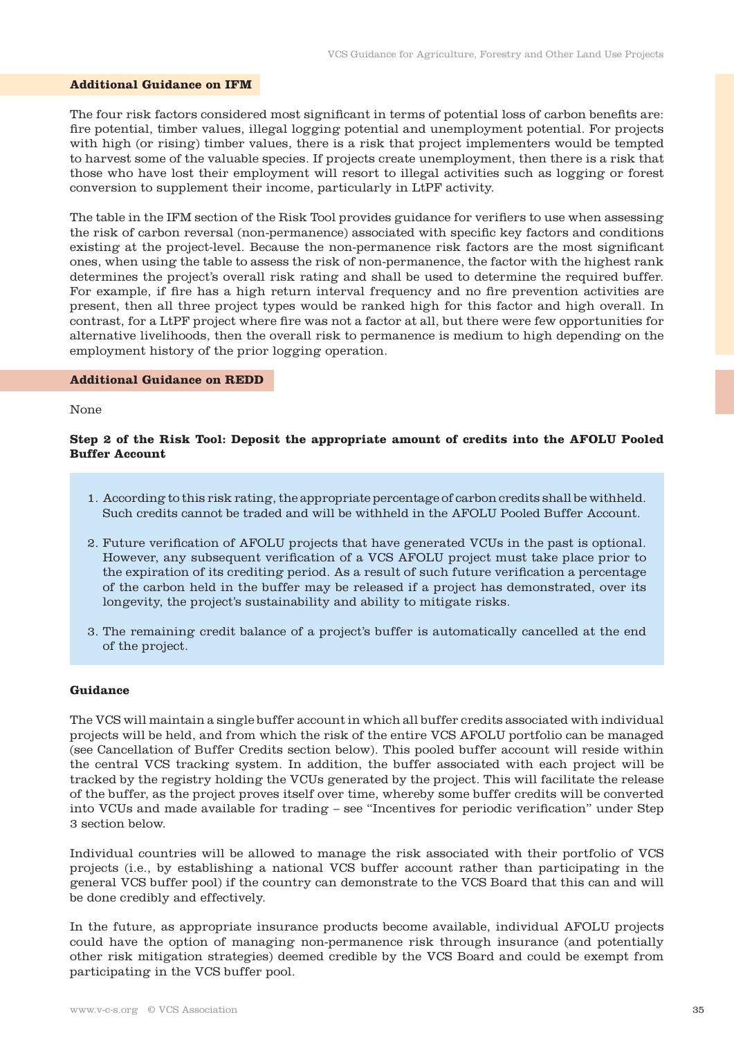### Additional Guidance on IFM

The four risk factors considered most significant in terms of potential loss of carbon benefits are: fire potential, timber values, illegal logging potential and unemployment potential. For projects with high (or rising) timber values, there is a risk that project implementers would be tempted to harvest some of the valuable species. If projects create unemployment, then there is a risk that those who have lost their employment will resort to illegal activities such as logging or forest conversion to supplement their income, particularly in LtPF activity.

The table in the IFM section of the Risk Tool provides guidance for verifiers to use when assessing the risk of carbon reversal (non-permanence) associated with specific key factors and conditions existing at the project-level. Because the non-permanence risk factors are the most significant ones, when using the table to assess the risk of non-permanence, the factor with the highest rank determines the project's overall risk rating and shall be used to determine the required buffer. For example, if fire has a high return interval frequency and no fire prevention activities are present, then all three project types would be ranked high for this factor and high overall. In contrast, for a LtPF project where fire was not a factor at all, but there were few opportunities for alternative livelihoods, then the overall risk to permanence is medium to high depending on the employment history of the prior logging operation.

### Additional Guidance on REDD

None

**Step 2 of the Risk Tool: Deposit the appropriate amount of credits into the AFOLU Pooled Buffer Account**

1. According to this risk rating, the appropriate percentage of carbon credits shall be withheld. Such credits cannot be traded and will be withheld in the AFOLU Pooled Buffer Account.
2. Future verification of AFOLU projects that have generated VCUs in the past is optional. However, any subsequent verification of a VCS AFOLU project must take place prior to the expiration of its crediting period. As a result of such future verification a percentage of the carbon held in the buffer may be released if a project has demonstrated, over its longevity, the project's sustainability and ability to mitigate risks.
3. The remaining credit balance of a project's buffer is automatically cancelled at the end of the project.

**Guidance**

The VCS will maintain a single buffer account in which all buffer credits associated with individual projects will be held, and from which the risk of the entire VCS AFOLU portfolio can be managed (see Cancellation of Buffer Credits section below). This pooled buffer account will reside within the central VCS tracking system. In addition, the buffer associated with each project will be tracked by the registry holding the VCUs generated by the project. This will facilitate the release of the buffer, as the project proves itself over time, whereby some buffer credits will be converted into VCUs and made available for trading – see "Incentives for periodic verification" under Step 3 section below.

Individual countries will be allowed to manage the risk associated with their portfolio of VCS projects (i.e., by establishing a national VCS buffer account rather than participating in the general VCS buffer pool) if the country can demonstrate to the VCS Board that this can and will be done credibly and effectively.

In the future, as appropriate insurance products become available, individual AFOLU projects could have the option of managing non-permanence risk through insurance (and potentially other risk mitigation strategies) deemed credible by the VCS Board and could be exempt from participating in the VCS buffer pool.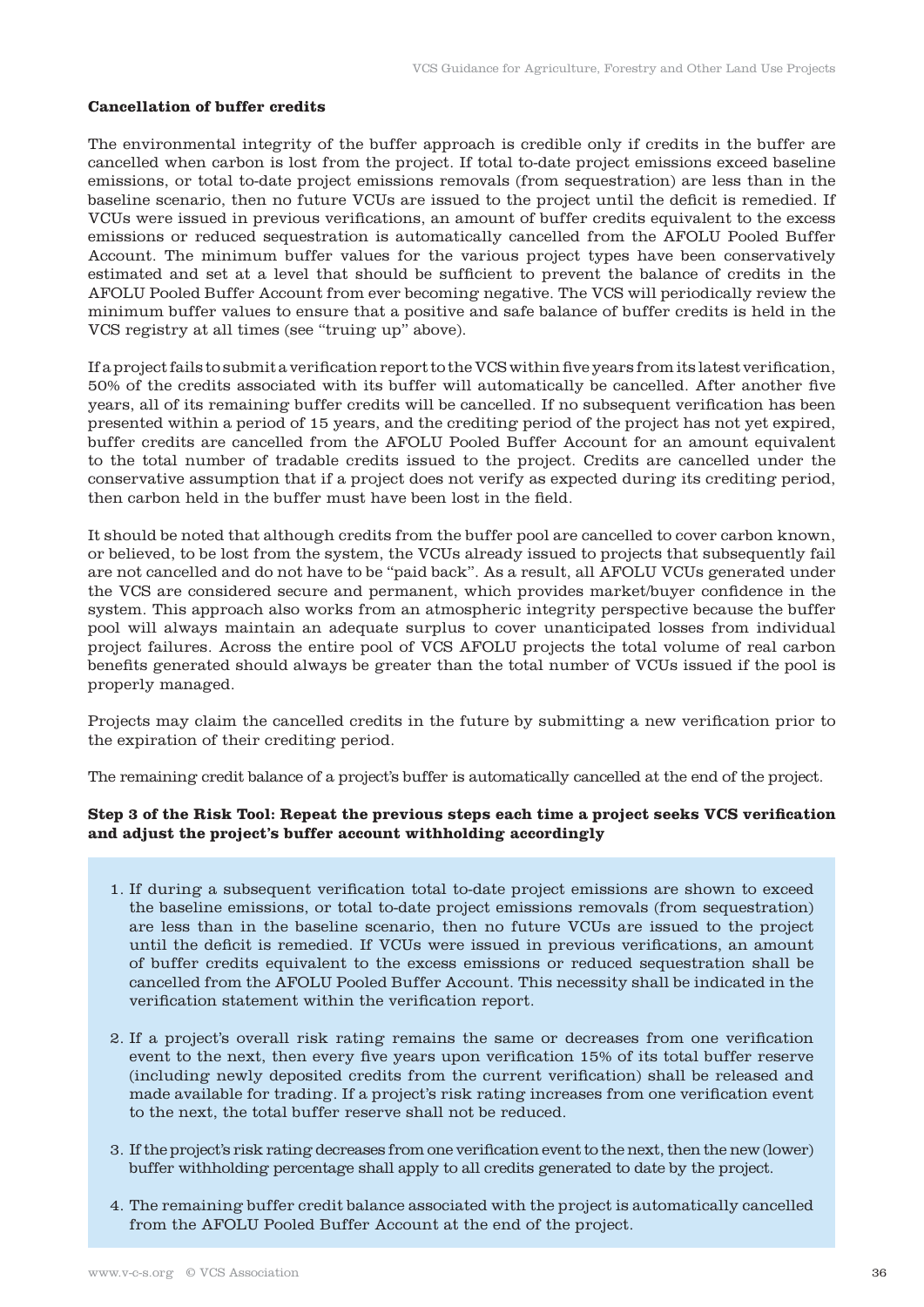**Cancellation of buffer credits**

The environmental integrity of the buffer approach is credible only if credits in the buffer are cancelled when carbon is lost from the project. If total to-date project emissions exceed baseline emissions, or total to-date project emissions removals (from sequestration) are less than in the baseline scenario, then no future VCUs are issued to the project until the deficit is remedied. If VCUs were issued in previous verifications, an amount of buffer credits equivalent to the excess emissions or reduced sequestration is automatically cancelled from the AFOLU Pooled Buffer Account. The minimum buffer values for the various project types have been conservatively estimated and set at a level that should be sufficient to prevent the balance of credits in the AFOLU Pooled Buffer Account from ever becoming negative. The VCS will periodically review the minimum buffer values to ensure that a positive and safe balance of buffer credits is held in the VCS registry at all times (see "truing up" above).

If a project fails to submit a verification report to the VCS within five years from its latest verification, 50% of the credits associated with its buffer will automatically be cancelled. After another five years, all of its remaining buffer credits will be cancelled. If no subsequent verification has been presented within a period of 15 years, and the crediting period of the project has not yet expired, buffer credits are cancelled from the AFOLU Pooled Buffer Account for an amount equivalent to the total number of tradable credits issued to the project. Credits are cancelled under the conservative assumption that if a project does not verify as expected during its crediting period, then carbon held in the buffer must have been lost in the field.

It should be noted that although credits from the buffer pool are cancelled to cover carbon known, or believed, to be lost from the system, the VCUs already issued to projects that subsequently fail are not cancelled and do not have to be "paid back". As a result, all AFOLU VCUs generated under the VCS are considered secure and permanent, which provides market/buyer confidence in the system. This approach also works from an atmospheric integrity perspective because the buffer pool will always maintain an adequate surplus to cover unanticipated losses from individual project failures. Across the entire pool of VCS AFOLU projects the total volume of real carbon benefits generated should always be greater than the total number of VCUs issued if the pool is properly managed.

Projects may claim the cancelled credits in the future by submitting a new verification prior to the expiration of their crediting period.

The remaining credit balance of a project's buffer is automatically cancelled at the end of the project.

**Step 3 of the Risk Tool: Repeat the previous steps each time a project seeks VCS verification and adjust the project's buffer account withholding accordingly**

1. If during a subsequent verification total to-date project emissions are shown to exceed the baseline emissions, or total to-date project emissions removals (from sequestration) are less than in the baseline scenario, then no future VCUs are issued to the project until the deficit is remedied. If VCUs were issued in previous verifications, an amount of buffer credits equivalent to the excess emissions or reduced sequestration shall be cancelled from the AFOLU Pooled Buffer Account. This necessity shall be indicated in the verification statement within the verification report.
2. If a project's overall risk rating remains the same or decreases from one verification event to the next, then every five years upon verification 15% of its total buffer reserve (including newly deposited credits from the current verification) shall be released and made available for trading. If a project's risk rating increases from one verification event to the next, the total buffer reserve shall not be reduced.
3. If the project's risk rating decreases from one verification event to the next, then the new (lower) buffer withholding percentage shall apply to all credits generated to date by the project.
4. The remaining buffer credit balance associated with the project is automatically cancelled from the AFOLU Pooled Buffer Account at the end of the project.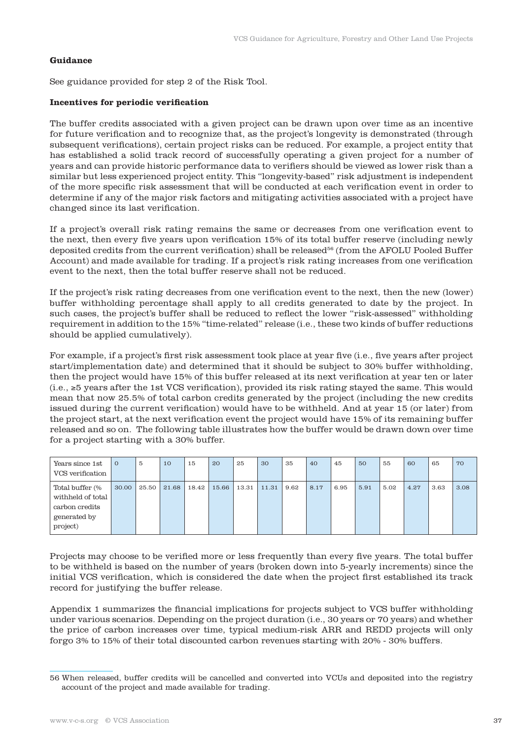**Guidance**

See guidance provided for step 2 of the Risk Tool.

**Incentives for periodic verification**

The buffer credits associated with a given project can be drawn upon over time as an incentive for future verification and to recognize that, as the project's longevity is demonstrated (through subsequent verifications), certain project risks can be reduced. For example, a project entity that has established a solid track record of successfully operating a given project for a number of years and can provide historic performance data to verifiers should be viewed as lower risk than a similar but less experienced project entity. This "longevity-based" risk adjustment is independent of the more specific risk assessment that will be conducted at each verification event in order to determine if any of the major risk factors and mitigating activities associated with a project have changed since its last verification.

If a project's overall risk rating remains the same or decreases from one verification event to the next, then every five years upon verification 15% of its total buffer reserve (including newly deposited credits from the current verification) shall be released[56] (from the AFOLU Pooled Buffer Account) and made available for trading. If a project's risk rating increases from one verification event to the next, then the total buffer reserve shall not be reduced.

If the project's risk rating decreases from one verification event to the next, then the new (lower) buffer withholding percentage shall apply to all credits generated to date by the project. In such cases, the project's buffer shall be reduced to reflect the lower "risk-assessed" withholding requirement in addition to the 15% "time-related" release (i.e., these two kinds of buffer reductions should be applied cumulatively).

For example, if a project's first risk assessment took place at year five (i.e., five years after project start/implementation date) and determined that it should be subject to 30% buffer withholding, then the project would have 15% of this buffer released at its next verification at year ten or later (i.e., ≥5 years after the 1st VCS verification), provided its risk rating stayed the same. This would mean that now 25.5% of total carbon credits generated by the project (including the new credits issued during the current verification) would have to be withheld. And at year 15 (or later) from the project start, at the next verification event the project would have 15% of its remaining buffer released and so on. The following table illustrates how the buffer would be drawn down over time for a project starting with a 30% buffer.

| Years since 1st VCS verification | 0 | 5 | 10 | 15 | 20 | 25 | 30 | 35 | 40 | 45 | 50 | 55 | 60 | 65 | 70 |
|---|---|---|---|---|---|---|---|---|---|---|---|---|---|---|---|
| Total buffer (% withheld of total carbon credits generated by project) | 30.00 | 25.50 | 21.68 | 18.42 | 15.66 | 13.31 | 11.31 | 9.62 | 8.17 | 6.95 | 5.91 | 5.02 | 4.27 | 3.63 | 3.08 |

Projects may choose to be verified more or less frequently than every five years. The total buffer to be withheld is based on the number of years (broken down into 5-yearly increments) since the initial VCS verification, which is considered the date when the project first established its track record for justifying the buffer release.

Appendix 1 summarizes the financial implications for projects subject to VCS buffer withholding under various scenarios. Depending on the project duration (i.e., 30 years or 70 years) and whether the price of carbon increases over time, typical medium-risk ARR and REDD projects will only forgo 3% to 15% of their total discounted carbon revenues starting with 20% - 30% buffers.

---

56 When released, buffer credits will be cancelled and converted into VCUs and deposited into the registry account of the project and made available for trading.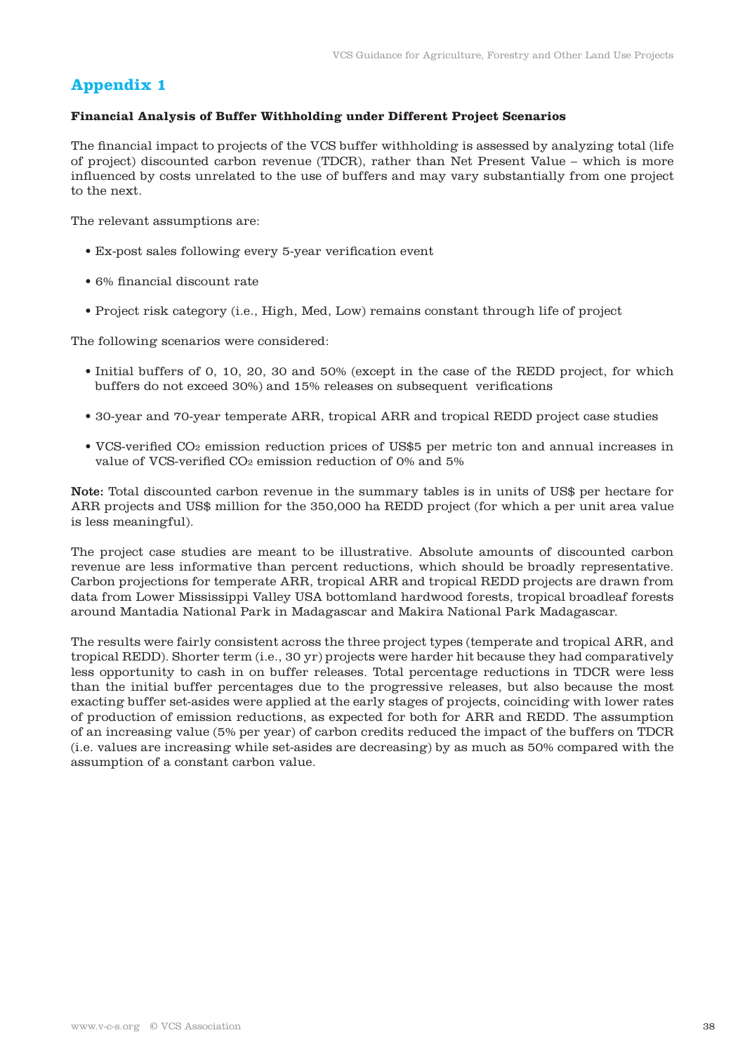# Appendix 1

**Financial Analysis of Buffer Withholding under Different Project Scenarios**

The financial impact to projects of the VCS buffer withholding is assessed by analyzing total (life of project) discounted carbon revenue (TDCR), rather than Net Present Value – which is more influenced by costs unrelated to the use of buffers and may vary substantially from one project to the next.

The relevant assumptions are:

- Ex-post sales following every 5-year verification event
- 6% financial discount rate
- Project risk category (i.e., High, Med, Low) remains constant through life of project

The following scenarios were considered:

- Initial buffers of 0, 10, 20, 30 and 50% (except in the case of the REDD project, for which buffers do not exceed 30%) and 15% releases on subsequent verifications
- 30-year and 70-year temperate ARR, tropical ARR and tropical REDD project case studies
- VCS-verified $CO_2$ emission reduction prices of US$5 per metric ton and annual increases in value of VCS-verified $CO_2$ emission reduction of 0% and 5%

**Note:** Total discounted carbon revenue in the summary tables is in units of US$ per hectare for ARR projects and US$ million for the 350,000 ha REDD project (for which a per unit area value is less meaningful).

The project case studies are meant to be illustrative. Absolute amounts of discounted carbon revenue are less informative than percent reductions, which should be broadly representative. Carbon projections for temperate ARR, tropical ARR and tropical REDD projects are drawn from data from Lower Mississippi Valley USA bottomland hardwood forests, tropical broadleaf forests around Mantadia National Park in Madagascar and Makira National Park Madagascar.

The results were fairly consistent across the three project types (temperate and tropical ARR, and tropical REDD). Shorter term (i.e., 30 yr) projects were harder hit because they had comparatively less opportunity to cash in on buffer releases. Total percentage reductions in TDCR were less than the initial buffer percentages due to the progressive releases, but also because the most exacting buffer set-asides were applied at the early stages of projects, coinciding with lower rates of production of emission reductions, as expected for both for ARR and REDD. The assumption of an increasing value (5% per year) of carbon credits reduced the impact of the buffers on TDCR (i.e. values are increasing while set-asides are decreasing) by as much as 50% compared with the assumption of a constant carbon value.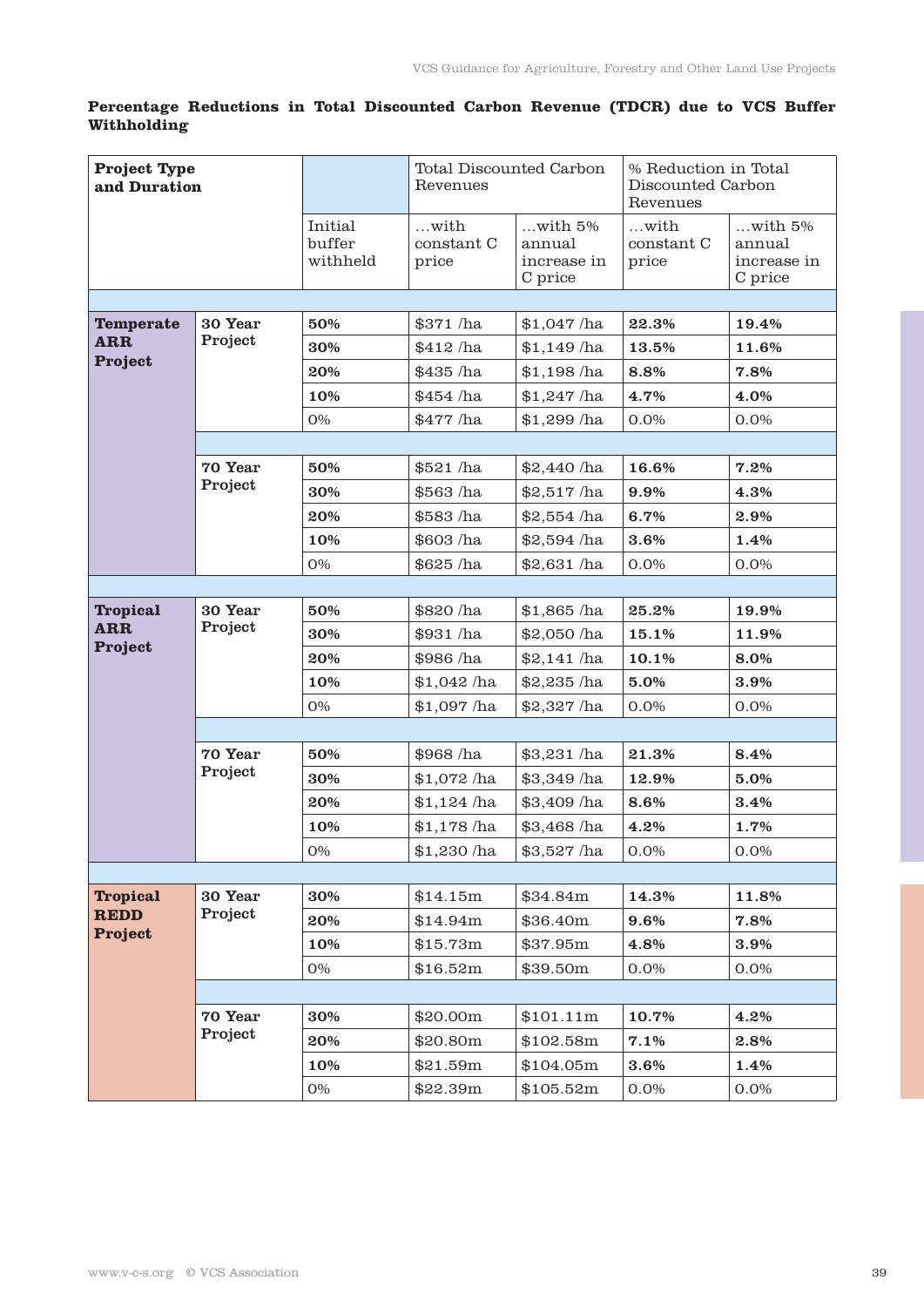**Percentage Reductions in Total Discounted Carbon Revenue (TDCR) due to VCS Buffer Withholding**

| Project Type and Duration | | | Total Discounted Carbon Revenues | | % Reduction in Total Discounted Carbon Revenues | |
|---|---|---|---|---|---|---|
| | | Initial buffer withheld | …with constant C price | …with 5% annual increase in C price | …with constant C price | …with 5% annual increase in C price |
| **Temperate ARR Project** | **30 Year** Project | **50%** | $371 /ha | $1,047 /ha | **22.3%** | **19.4%** |
| | | **30%** | $412 /ha | $1,149 /ha | **13.5%** | **11.6%** |
| | | **20%** | $435 /ha | $1,198 /ha | **8.8%** | **7.8%** |
| | | **10%** | $454 /ha | $1,247 /ha | **4.7%** | **4.0%** |
| | | 0% | $477 /ha | $1,299 /ha | 0.0% | 0.0% |
| | **70 Year** Project | **50%** | $521 /ha | $2,440 /ha | **16.6%** | **7.2%** |
| | | **30%** | $563 /ha | $2,517 /ha | **9.9%** | **4.3%** |
| | | **20%** | $583 /ha | $2,554 /ha | **6.7%** | **2.9%** |
| | | **10%** | $603 /ha | $2,594 /ha | **3.6%** | **1.4%** |
| | | 0% | $625 /ha | $2,631 /ha | 0.0% | 0.0% |
| **Tropical ARR Project** | **30 Year** Project | **50%** | $820 /ha | $1,865 /ha | **25.2%** | **19.9%** |
| | | **30%** | $931 /ha | $2,050 /ha | **15.1%** | **11.9%** |
| | | **20%** | $986 /ha | $2,141 /ha | **10.1%** | **8.0%** |
| | | **10%** | $1,042 /ha | $2,235 /ha | **5.0%** | **3.9%** |
| | | 0% | $1,097 /ha | $2,327 /ha | 0.0% | 0.0% |
| | **70 Year** Project | **50%** | $968 /ha | $3,231 /ha | **21.3%** | **8.4%** |
| | | **30%** | $1,072 /ha | $3,349 /ha | **12.9%** | **5.0%** |
| | | **20%** | $1,124 /ha | $3,409 /ha | **8.6%** | **3.4%** |
| | | **10%** | $1,178 /ha | $3,468 /ha | **4.2%** | **1.7%** |
| | | 0% | $1,230 /ha | $3,527 /ha | 0.0% | 0.0% |
| **Tropical REDD Project** | **30 Year** Project | **30%** | $14.15m | $34.84m | **14.3%** | **11.8%** |
| | | **20%** | $14.94m | $36.40m | **9.6%** | **7.8%** |
| | | **10%** | $15.73m | $37.95m | **4.8%** | **3.9%** |
| | | 0% | $16.52m | $39.50m | 0.0% | 0.0% |
| | **70 Year** Project | **30%** | $20.00m | $101.11m | **10.7%** | **4.2%** |
| | | **20%** | $20.80m | $102.58m | **7.1%** | **2.8%** |
| | | **10%** | $21.59m | $104.05m | **3.6%** | **1.4%** |
| | | 0% | $22.39m | $105.52m | 0.0% | 0.0% |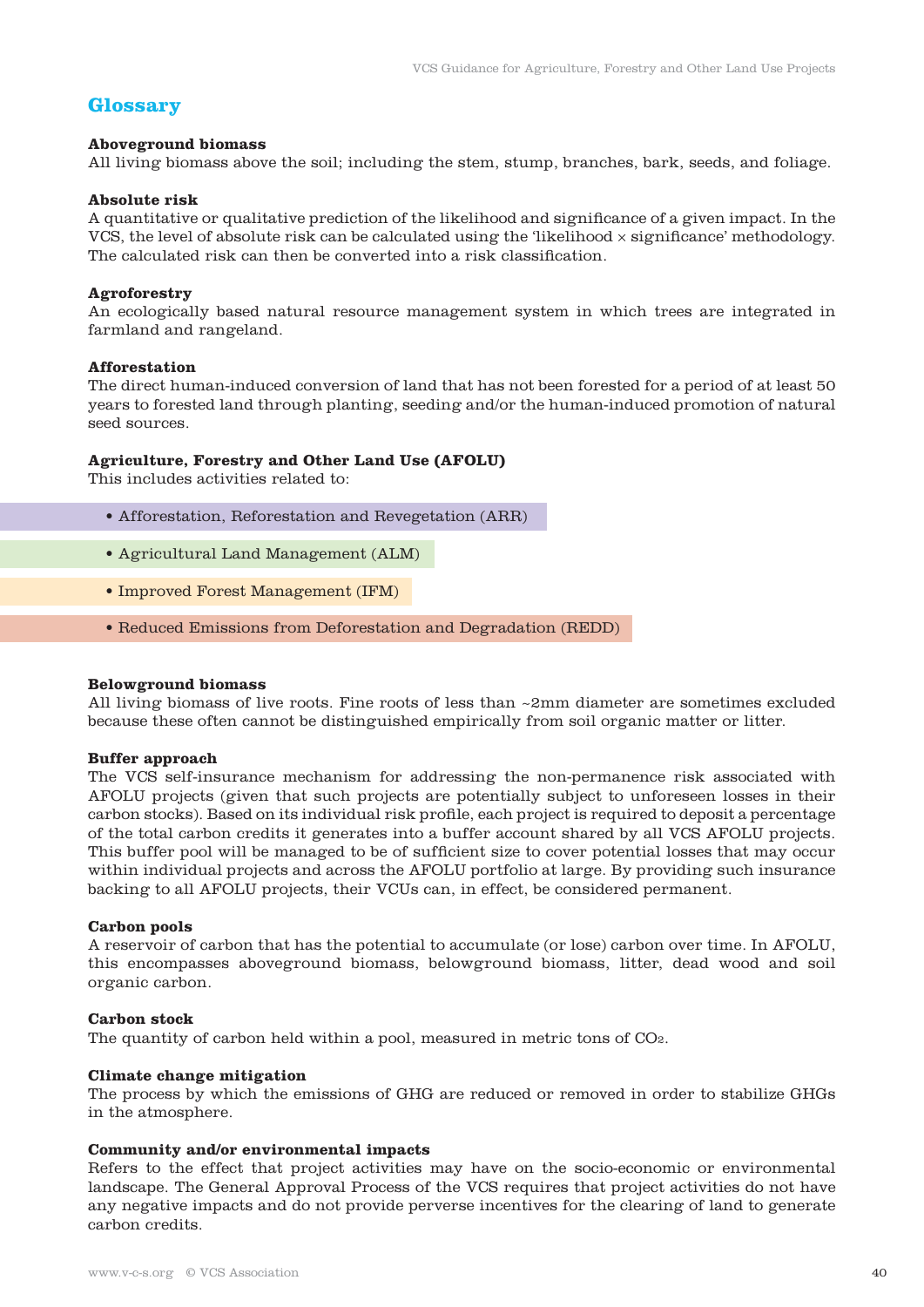## Glossary

**Aboveground biomass**
All living biomass above the soil; including the stem, stump, branches, bark, seeds, and foliage.

**Absolute risk**
A quantitative or qualitative prediction of the likelihood and significance of a given impact. In the VCS, the level of absolute risk can be calculated using the 'likelihood × significance' methodology. The calculated risk can then be converted into a risk classification.

**Agroforestry**
An ecologically based natural resource management system in which trees are integrated in farmland and rangeland.

**Afforestation**
The direct human-induced conversion of land that has not been forested for a period of at least 50 years to forested land through planting, seeding and/or the human-induced promotion of natural seed sources.

**Agriculture, Forestry and Other Land Use (AFOLU)**
This includes activities related to:

- Afforestation, Reforestation and Revegetation (ARR)
- Agricultural Land Management (ALM)
- Improved Forest Management (IFM)
- Reduced Emissions from Deforestation and Degradation (REDD)

**Belowground biomass**
All living biomass of live roots. Fine roots of less than ~2mm diameter are sometimes excluded because these often cannot be distinguished empirically from soil organic matter or litter.

**Buffer approach**
The VCS self-insurance mechanism for addressing the non-permanence risk associated with AFOLU projects (given that such projects are potentially subject to unforeseen losses in their carbon stocks). Based on its individual risk profile, each project is required to deposit a percentage of the total carbon credits it generates into a buffer account shared by all VCS AFOLU projects. This buffer pool will be managed to be of sufficient size to cover potential losses that may occur within individual projects and across the AFOLU portfolio at large. By providing such insurance backing to all AFOLU projects, their VCUs can, in effect, be considered permanent.

**Carbon pools**
A reservoir of carbon that has the potential to accumulate (or lose) carbon over time. In AFOLU, this encompasses aboveground biomass, belowground biomass, litter, dead wood and soil organic carbon.

**Carbon stock**
The quantity of carbon held within a pool, measured in metric tons of $CO_2$.

**Climate change mitigation**
The process by which the emissions of GHG are reduced or removed in order to stabilize GHGs in the atmosphere.

**Community and/or environmental impacts**
Refers to the effect that project activities may have on the socio-economic or environmental landscape. The General Approval Process of the VCS requires that project activities do not have any negative impacts and do not provide perverse incentives for the clearing of land to generate carbon credits.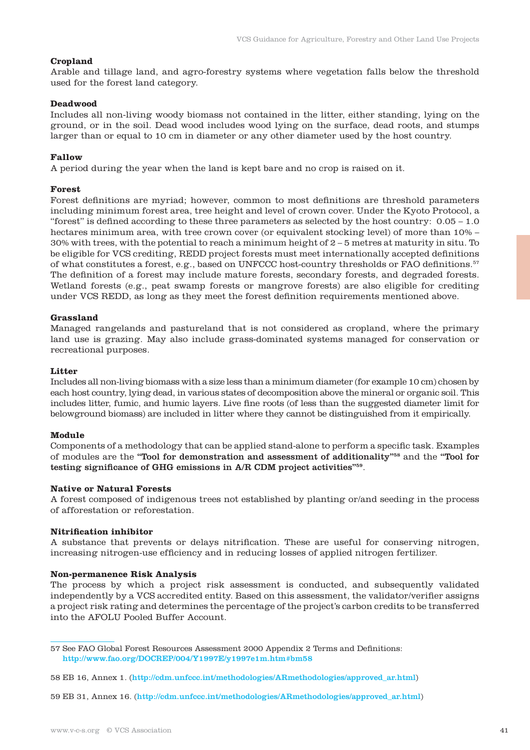**Cropland**

Arable and tillage land, and agro-forestry systems where vegetation falls below the threshold used for the forest land category.

**Deadwood**

Includes all non-living woody biomass not contained in the litter, either standing, lying on the ground, or in the soil. Dead wood includes wood lying on the surface, dead roots, and stumps larger than or equal to 10 cm in diameter or any other diameter used by the host country.

**Fallow**

A period during the year when the land is kept bare and no crop is raised on it.

**Forest**

Forest definitions are myriad; however, common to most definitions are threshold parameters including minimum forest area, tree height and level of crown cover. Under the Kyoto Protocol, a "forest" is defined according to these three parameters as selected by the host country: 0.05 – 1.0 hectares minimum area, with tree crown cover (or equivalent stocking level) of more than 10% – 30% with trees, with the potential to reach a minimum height of 2 – 5 metres at maturity in situ. To be eligible for VCS crediting, REDD project forests must meet internationally accepted definitions of what constitutes a forest, e.g., based on UNFCCC host-country thresholds or FAO definitions.[57] The definition of a forest may include mature forests, secondary forests, and degraded forests. Wetland forests (e.g., peat swamp forests or mangrove forests) are also eligible for crediting under VCS REDD, as long as they meet the forest definition requirements mentioned above.

**Grassland**

Managed rangelands and pastureland that is not considered as cropland, where the primary land use is grazing. May also include grass-dominated systems managed for conservation or recreational purposes.

**Litter**

Includes all non-living biomass with a size less than a minimum diameter (for example 10 cm) chosen by each host country, lying dead, in various states of decomposition above the mineral or organic soil. This includes litter, fumic, and humic layers. Live fine roots (of less than the suggested diameter limit for belowground biomass) are included in litter where they cannot be distinguished from it empirically.

**Module**

Components of a methodology that can be applied stand-alone to perform a specific task. Examples of modules are the **"Tool for demonstration and assessment of additionality"[58]** and the **"Tool for testing significance of GHG emissions in A/R CDM project activities"[59]**.

**Native or Natural Forests**

A forest composed of indigenous trees not established by planting or/and seeding in the process of afforestation or reforestation.

**Nitrification inhibitor**

A substance that prevents or delays nitrification. These are useful for conserving nitrogen, increasing nitrogen-use efficiency and in reducing losses of applied nitrogen fertilizer.

**Non-permanence Risk Analysis**

The process by which a project risk assessment is conducted, and subsequently validated independently by a VCS accredited entity. Based on this assessment, the validator/verifier assigns a project risk rating and determines the percentage of the project's carbon credits to be transferred into the AFOLU Pooled Buffer Account.

---

57 See FAO Global Forest Resources Assessment 2000 Appendix 2 Terms and Definitions: http://www.fao.org/DOCREP/004/Y1997E/y1997e1m.htm#bm58

58 EB 16, Annex 1. (http://cdm.unfccc.int/methodologies/ARmethodologies/approved_ar.html)

59 EB 31, Annex 16. (http://cdm.unfccc.int/methodologies/ARmethodologies/approved_ar.html)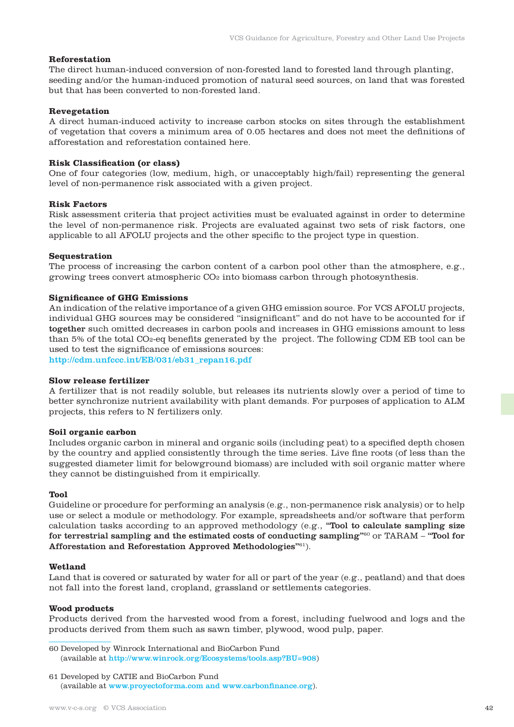**Reforestation**
The direct human-induced conversion of non-forested land to forested land through planting, seeding and/or the human-induced promotion of natural seed sources, on land that was forested but that has been converted to non-forested land.

**Revegetation**
A direct human-induced activity to increase carbon stocks on sites through the establishment of vegetation that covers a minimum area of 0.05 hectares and does not meet the definitions of afforestation and reforestation contained here.

**Risk Classification (or class)**
One of four categories (low, medium, high, or unacceptably high/fail) representing the general level of non-permanence risk associated with a given project.

**Risk Factors**
Risk assessment criteria that project activities must be evaluated against in order to determine the level of non-permanence risk. Projects are evaluated against two sets of risk factors, one applicable to all AFOLU projects and the other specific to the project type in question.

**Sequestration**
The process of increasing the carbon content of a carbon pool other than the atmosphere, e.g., growing trees convert atmospheric $CO_2$ into biomass carbon through photosynthesis.

**Significance of GHG Emissions**
An indication of the relative importance of a given GHG emission source. For VCS AFOLU projects, individual GHG sources may be considered "insignificant" and do not have to be accounted for if **together** such omitted decreases in carbon pools and increases in GHG emissions amount to less than 5% of the total $CO_2$-eq benefits generated by the project. The following CDM EB tool can be used to test the significance of emissions sources:
http://cdm.unfccc.int/EB/031/eb31_repan16.pdf

**Slow release fertilizer**
A fertilizer that is not readily soluble, but releases its nutrients slowly over a period of time to better synchronize nutrient availability with plant demands. For purposes of application to ALM projects, this refers to N fertilizers only.

**Soil organic carbon**
Includes organic carbon in mineral and organic soils (including peat) to a specified depth chosen by the country and applied consistently through the time series. Live fine roots (of less than the suggested diameter limit for belowground biomass) are included with soil organic matter where they cannot be distinguished from it empirically.

**Tool**
Guideline or procedure for performing an analysis (e.g., non-permanence risk analysis) or to help use or select a module or methodology. For example, spreadsheets and/or software that perform calculation tasks according to an approved methodology (e.g., **"Tool to calculate sampling size for terrestrial sampling and the estimated costs of conducting sampling"**[60] or TARAM – **"Tool for Afforestation and Reforestation Approved Methodologies"**[61]).

**Wetland**
Land that is covered or saturated by water for all or part of the year (e.g., peatland) and that does not fall into the forest land, cropland, grassland or settlements categories.

**Wood products**
Products derived from the harvested wood from a forest, including fuelwood and logs and the products derived from them such as sawn timber, plywood, wood pulp, paper.

---

60 Developed by Winrock International and BioCarbon Fund
(available at http://www.winrock.org/Ecosystems/tools.asp?BU=908)

61 Developed by CATIE and BioCarbon Fund
(available at www.proyectoforma.com and www.carbonfinance.org).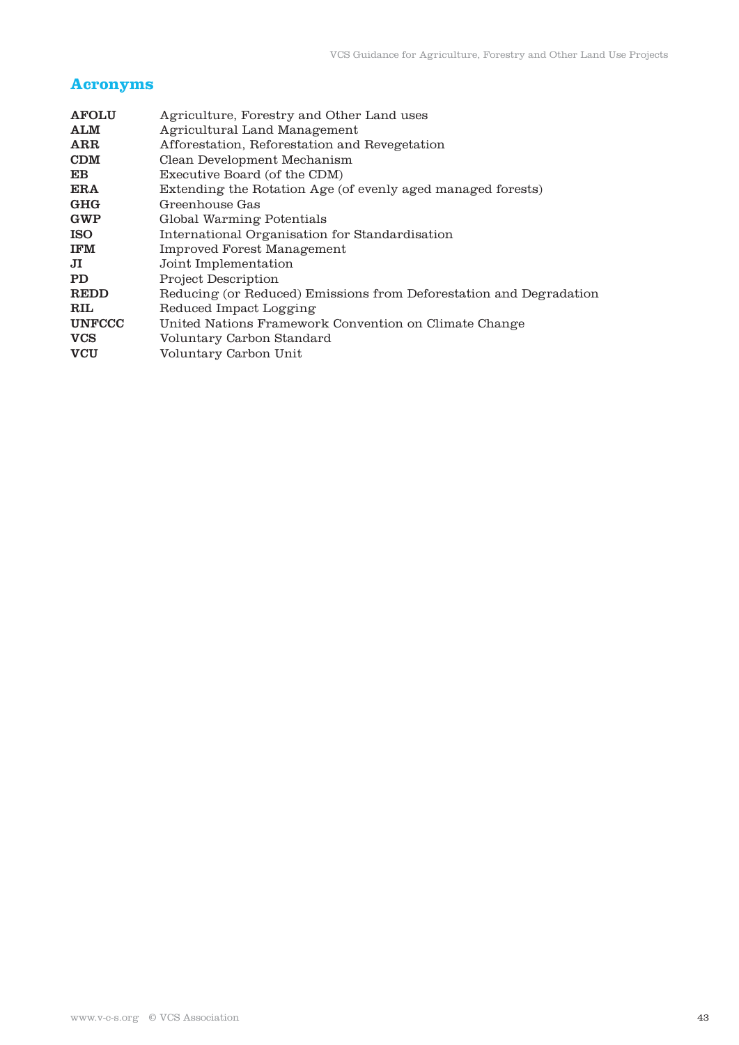## Acronyms

| | |
|---|---|
| **AFOLU** | Agriculture, Forestry and Other Land uses |
| **ALM** | Agricultural Land Management |
| **ARR** | Afforestation, Reforestation and Revegetation |
| **CDM** | Clean Development Mechanism |
| **EB** | Executive Board (of the CDM) |
| **ERA** | Extending the Rotation Age (of evenly aged managed forests) |
| **GHG** | Greenhouse Gas |
| **GWP** | Global Warming Potentials |
| **ISO** | International Organisation for Standardisation |
| **IFM** | Improved Forest Management |
| **JI** | Joint Implementation |
| **PD** | Project Description |
| **REDD** | Reducing (or Reduced) Emissions from Deforestation and Degradation |
| **RIL** | Reduced Impact Logging |
| **UNFCCC** | United Nations Framework Convention on Climate Change |
| **VCS** | Voluntary Carbon Standard |
| **VCU** | Voluntary Carbon Unit |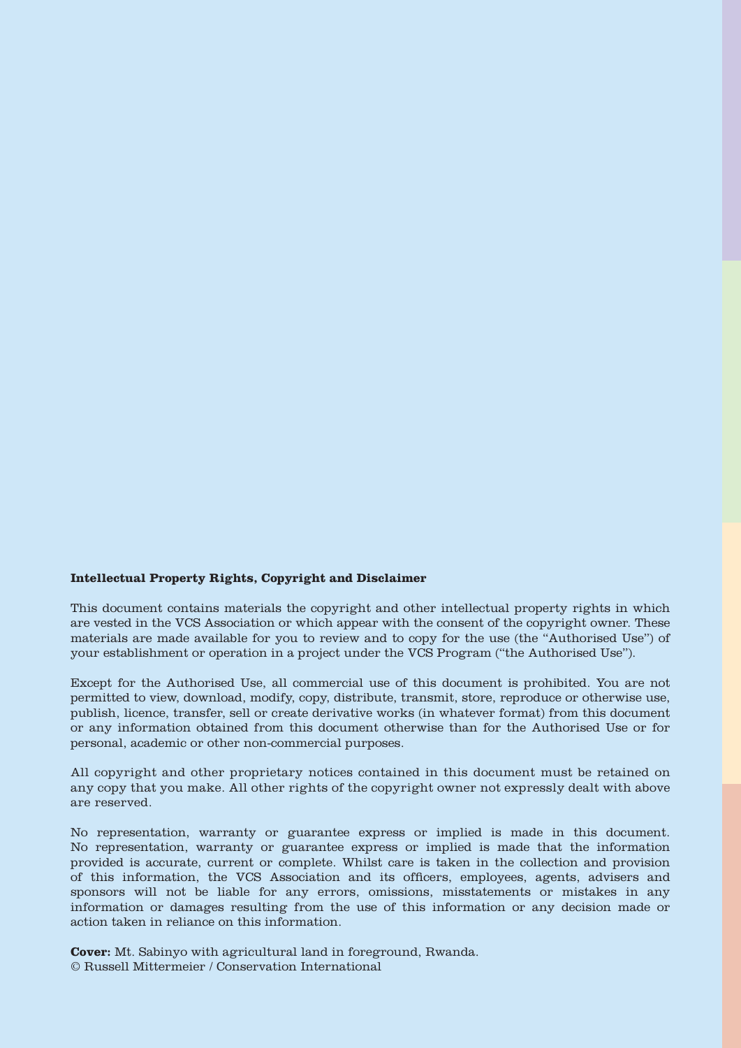**Intellectual Property Rights, Copyright and Disclaimer**

This document contains materials the copyright and other intellectual property rights in which are vested in the VCS Association or which appear with the consent of the copyright owner. These materials are made available for you to review and to copy for the use (the "Authorised Use") of your establishment or operation in a project under the VCS Program ("the Authorised Use").

Except for the Authorised Use, all commercial use of this document is prohibited. You are not permitted to view, download, modify, copy, distribute, transmit, store, reproduce or otherwise use, publish, licence, transfer, sell or create derivative works (in whatever format) from this document or any information obtained from this document otherwise than for the Authorised Use or for personal, academic or other non-commercial purposes.

All copyright and other proprietary notices contained in this document must be retained on any copy that you make. All other rights of the copyright owner not expressly dealt with above are reserved.

No representation, warranty or guarantee express or implied is made in this document. No representation, warranty or guarantee express or implied is made that the information provided is accurate, current or complete. Whilst care is taken in the collection and provision of this information, the VCS Association and its officers, employees, agents, advisers and sponsors will not be liable for any errors, omissions, misstatements or mistakes in any information or damages resulting from the use of this information or any decision made or action taken in reliance on this information.

**Cover:** Mt. Sabinyo with agricultural land in foreground, Rwanda.
© Russell Mittermeier / Conservation International